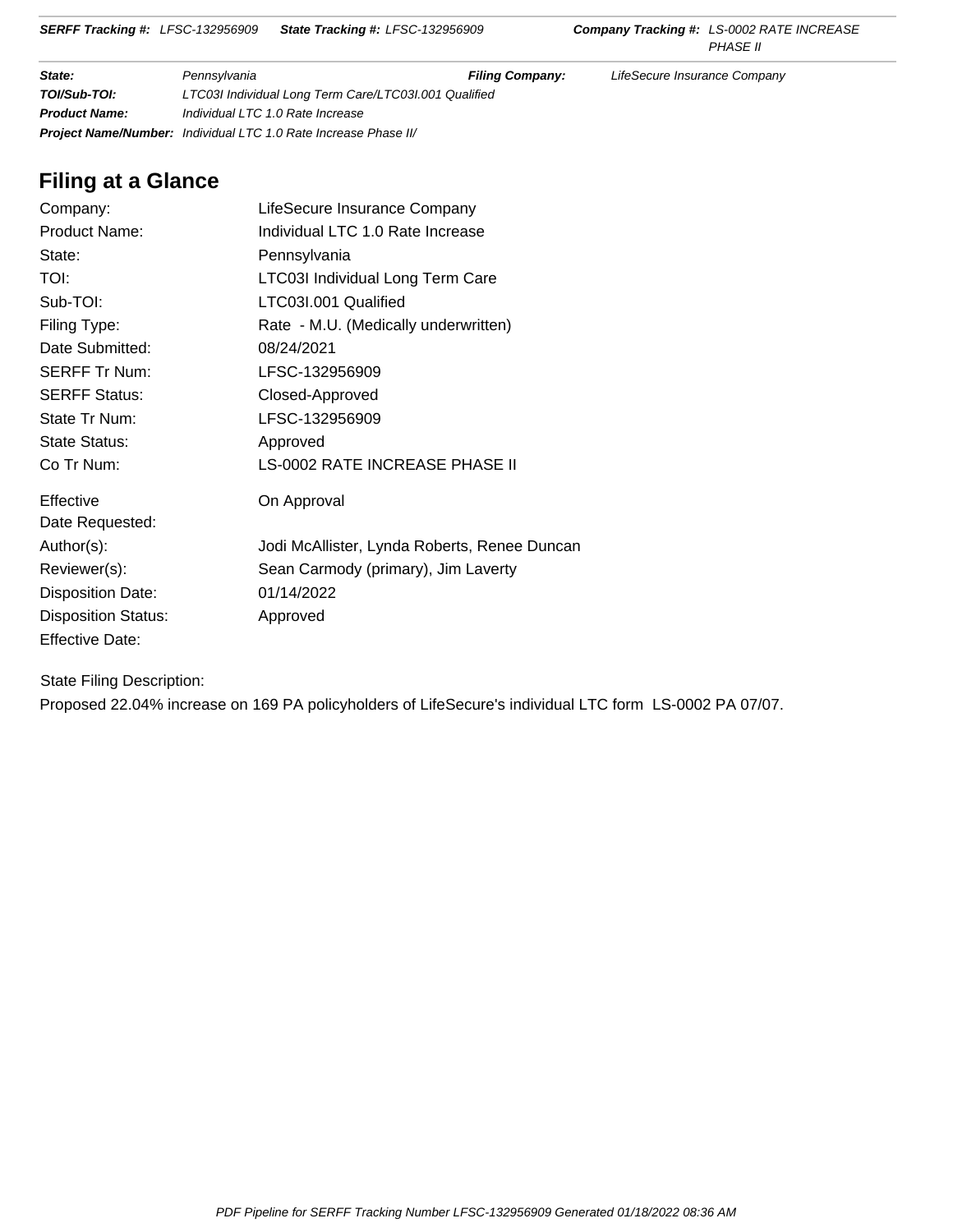| | | | |
|---|---|---|---|
| **SERFF Tracking #:** LFSC-132956909 | **State Tracking #:** LFSC-132956909 | **Company Tracking #:** LS-0002 RATE INCREASE PHASE II | |
| **State:** | Pennsylvania | **Filing Company:** | LifeSecure Insurance Company |
| **TOI/Sub-TOI:** | LTC03I Individual Long Term Care/LTC03I.001 Qualified | | |
| **Product Name:** | Individual LTC 1.0 Rate Increase | | |
| **Project Name/Number:** | Individual LTC 1.0 Rate Increase Phase II/ | | |

## Filing at a Glance

| | |
|---|---|
| Company: | LifeSecure Insurance Company |
| Product Name: | Individual LTC 1.0 Rate Increase |
| State: | Pennsylvania |
| TOI: | LTC03I Individual Long Term Care |
| Sub-TOI: | LTC03I.001 Qualified |
| Filing Type: | Rate - M.U. (Medically underwritten) |
| Date Submitted: | 08/24/2021 |
| SERFF Tr Num: | LFSC-132956909 |
| SERFF Status: | Closed-Approved |
| State Tr Num: | LFSC-132956909 |
| State Status: | Approved |
| Co Tr Num: | LS-0002 RATE INCREASE PHASE II |
| Effective Date Requested: | On Approval |
| Author(s): | Jodi McAllister, Lynda Roberts, Renee Duncan |
| Reviewer(s): | Sean Carmody (primary), Jim Laverty |
| Disposition Date: | 01/14/2022 |
| Disposition Status: | Approved |
| Effective Date: | |

State Filing Description:

Proposed 22.04% increase on 169 PA policyholders of LifeSecure's individual LTC form LS-0002 PA 07/07.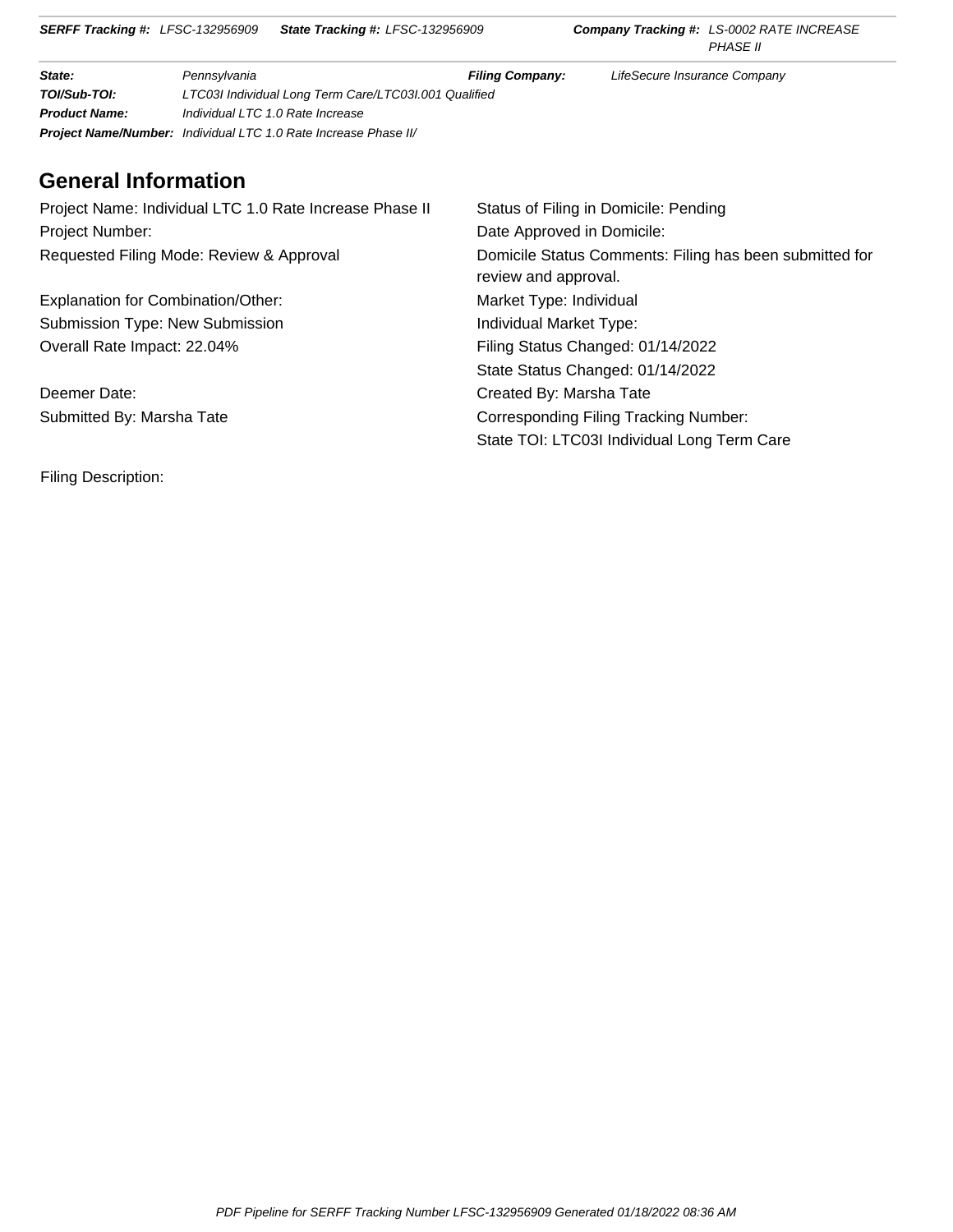## General Information

Project Name: Individual LTC 1.0 Rate Increase Phase II

Project Number:

Requested Filing Mode: Review & Approval

Explanation for Combination/Other:

Submission Type: New Submission

Overall Rate Impact: 22.04%

Deemer Date:

Submitted By: Marsha Tate

Status of Filing in Domicile: Pending

Date Approved in Domicile:

Domicile Status Comments: Filing has been submitted for review and approval.

Market Type: Individual

Individual Market Type:

Filing Status Changed: 01/14/2022

State Status Changed: 01/14/2022

Created By: Marsha Tate

Corresponding Filing Tracking Number:

State TOI: LTC03I Individual Long Term Care

Filing Description: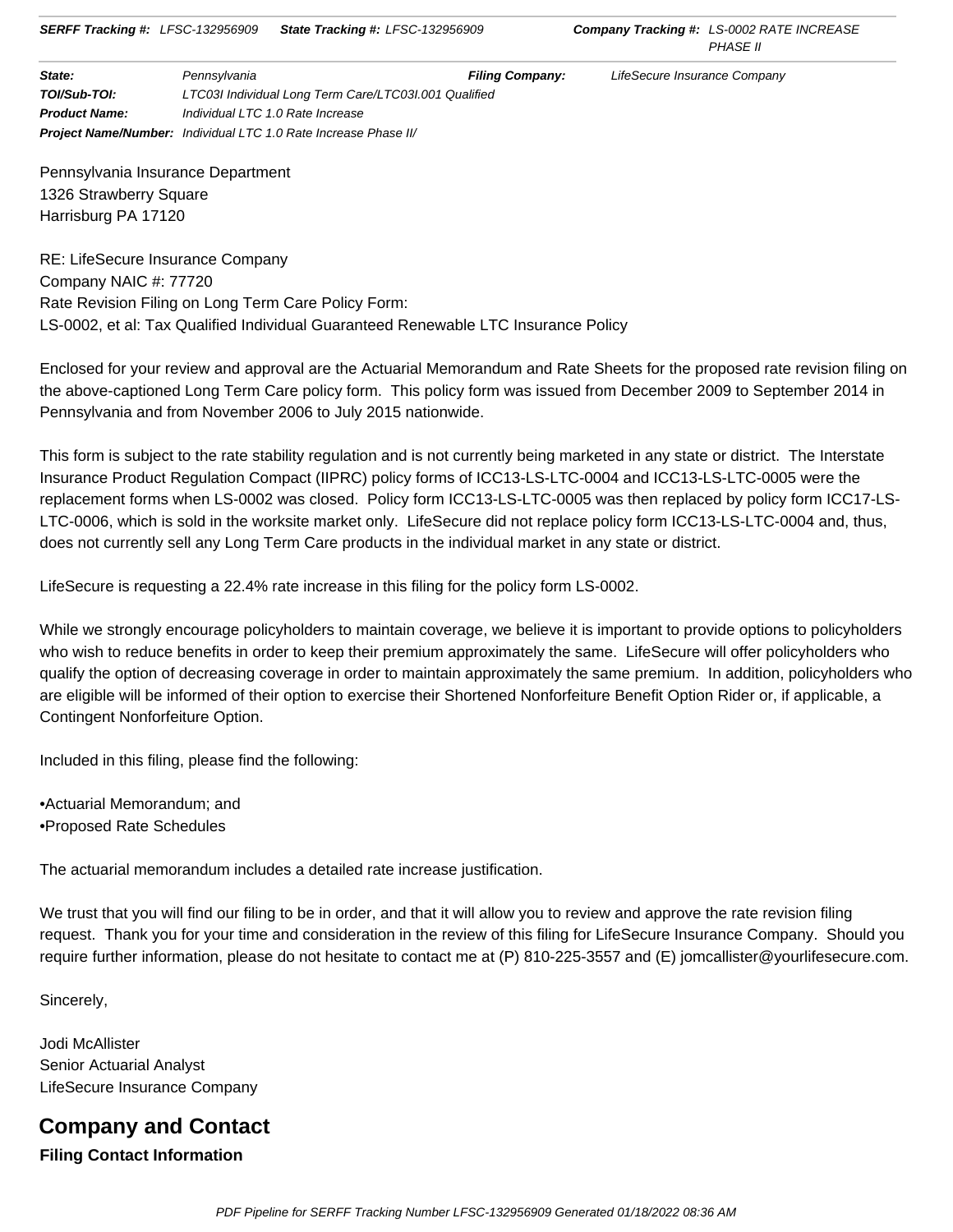Pennsylvania Insurance Department
1326 Strawberry Square
Harrisburg PA 17120

RE: LifeSecure Insurance Company
Company NAIC #: 77720
Rate Revision Filing on Long Term Care Policy Form:
LS-0002, et al: Tax Qualified Individual Guaranteed Renewable LTC Insurance Policy

Enclosed for your review and approval are the Actuarial Memorandum and Rate Sheets for the proposed rate revision filing on the above-captioned Long Term Care policy form. This policy form was issued from December 2009 to September 2014 in Pennsylvania and from November 2006 to July 2015 nationwide.

This form is subject to the rate stability regulation and is not currently being marketed in any state or district. The Interstate Insurance Product Regulation Compact (IIPRC) policy forms of ICC13-LS-LTC-0004 and ICC13-LS-LTC-0005 were the replacement forms when LS-0002 was closed. Policy form ICC13-LS-LTC-0005 was then replaced by policy form ICC17-LS-LTC-0006, which is sold in the worksite market only. LifeSecure did not replace policy form ICC13-LS-LTC-0004 and, thus, does not currently sell any Long Term Care products in the individual market in any state or district.

LifeSecure is requesting a 22.4% rate increase in this filing for the policy form LS-0002.

While we strongly encourage policyholders to maintain coverage, we believe it is important to provide options to policyholders who wish to reduce benefits in order to keep their premium approximately the same. LifeSecure will offer policyholders who qualify the option of decreasing coverage in order to maintain approximately the same premium. In addition, policyholders who are eligible will be informed of their option to exercise their Shortened Nonforfeiture Benefit Option Rider or, if applicable, a Contingent Nonforfeiture Option.

Included in this filing, please find the following:

- Actuarial Memorandum; and
- Proposed Rate Schedules

The actuarial memorandum includes a detailed rate increase justification.

We trust that you will find our filing to be in order, and that it will allow you to review and approve the rate revision filing request. Thank you for your time and consideration in the review of this filing for LifeSecure Insurance Company. Should you require further information, please do not hesitate to contact me at (P) 810-225-3557 and (E) jomcallister@yourlifesecure.com.

Sincerely,

Jodi McAllister
Senior Actuarial Analyst
LifeSecure Insurance Company

## Company and Contact

**Filing Contact Information**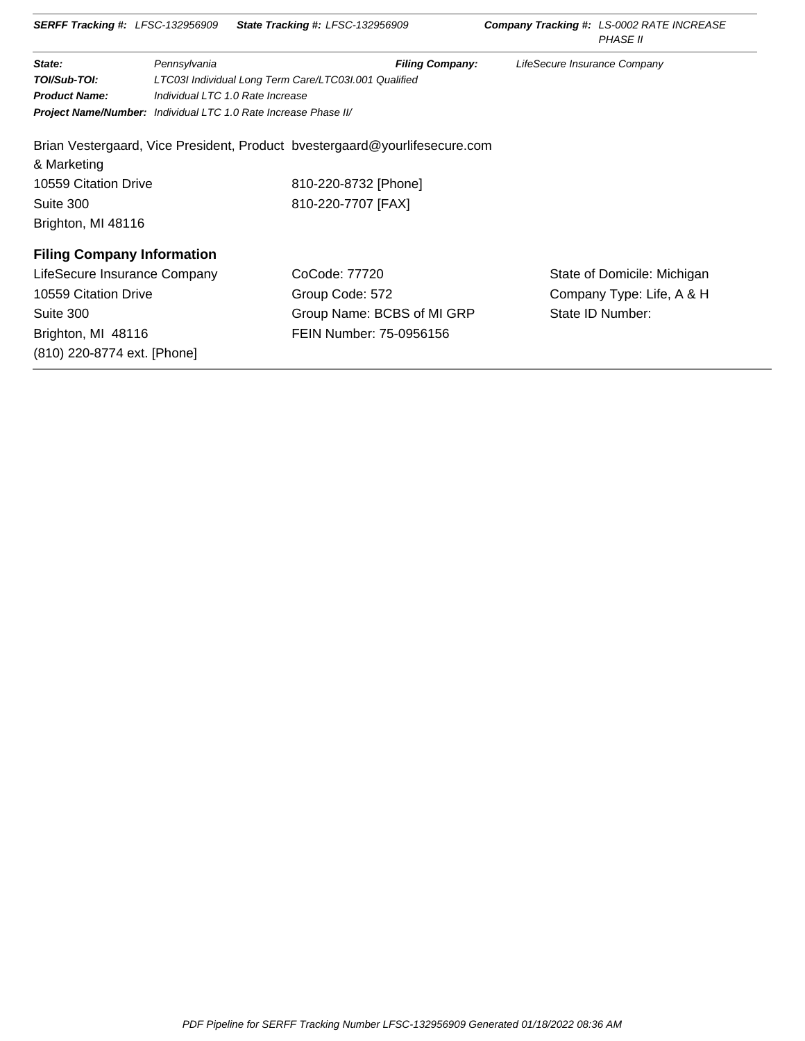**SERFF Tracking #:** LFSC-132956909 **State Tracking #:** LFSC-132956909 **Company Tracking #:** LS-0002 RATE INCREASE PHASE II

| | | | |
|---|---|---|---|
| **State:** | Pennsylvania | **Filing Company:** | LifeSecure Insurance Company |
| **TOI/Sub-TOI:** | LTC03I Individual Long Term Care/LTC03I.001 Qualified | | |
| **Product Name:** | Individual LTC 1.0 Rate Increase | | |
| **Project Name/Number:** | Individual LTC 1.0 Rate Increase Phase II/ | | |

Brian Vestergaard, Vice President, Product & Marketing
10559 Citation Drive
Suite 300
Brighton, MI 48116

bvestergaard@yourlifesecure.com
810-220-8732 [Phone]
810-220-7707 [FAX]

## Filing Company Information

LifeSecure Insurance Company
10559 Citation Drive
Suite 300
Brighton, MI 48116
(810) 220-8774 ext. [Phone]

CoCode: 77720
Group Code: 572
Group Name: BCBS of MI GRP
FEIN Number: 75-0956156

State of Domicile: Michigan
Company Type: Life, A & H
State ID Number: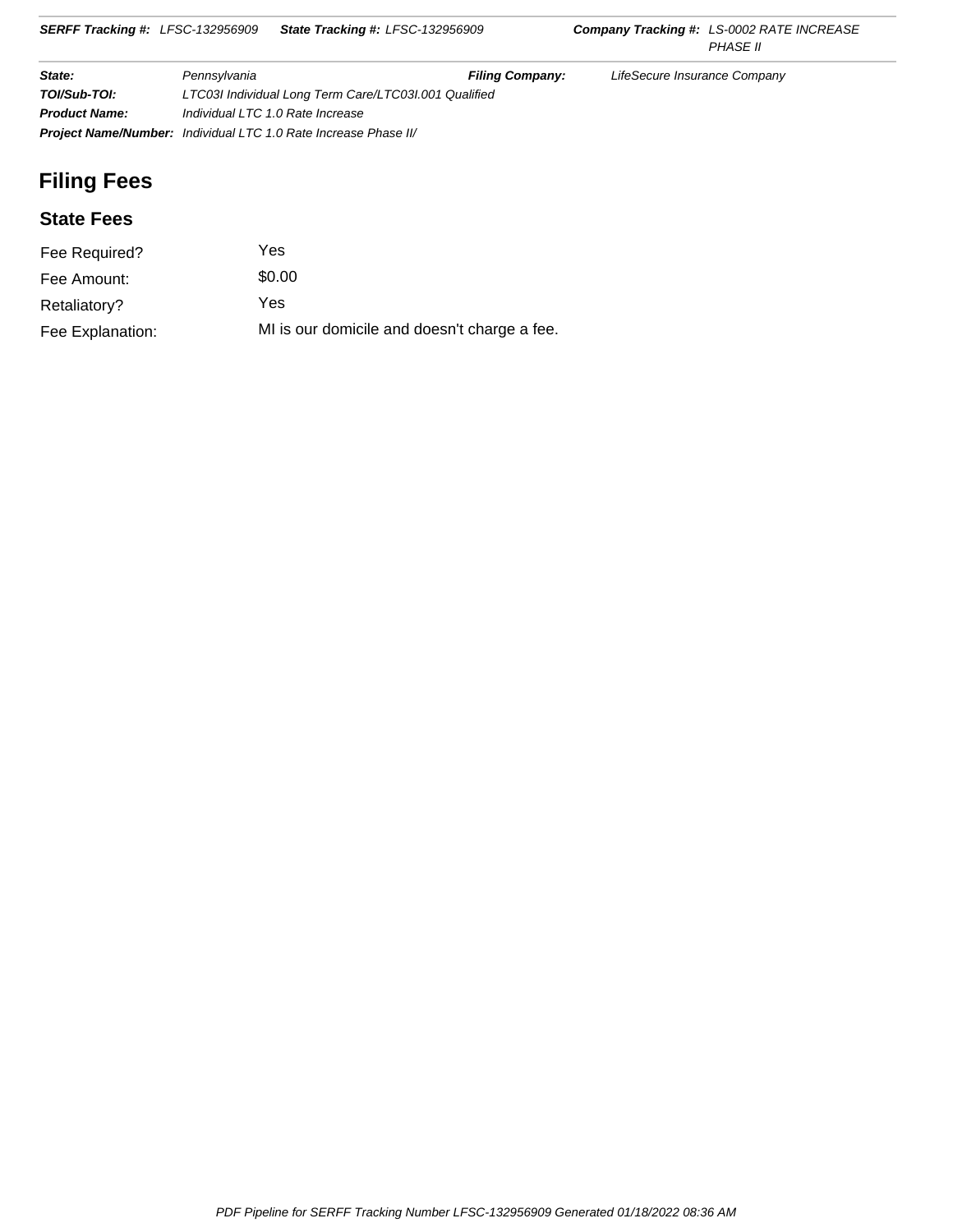# Filing Fees

## State Fees

| | |
|---|---|
| Fee Required? | Yes |
| Fee Amount: | $0.00 |
| Retaliatory? | Yes |
| Fee Explanation: | MI is our domicile and doesn't charge a fee. |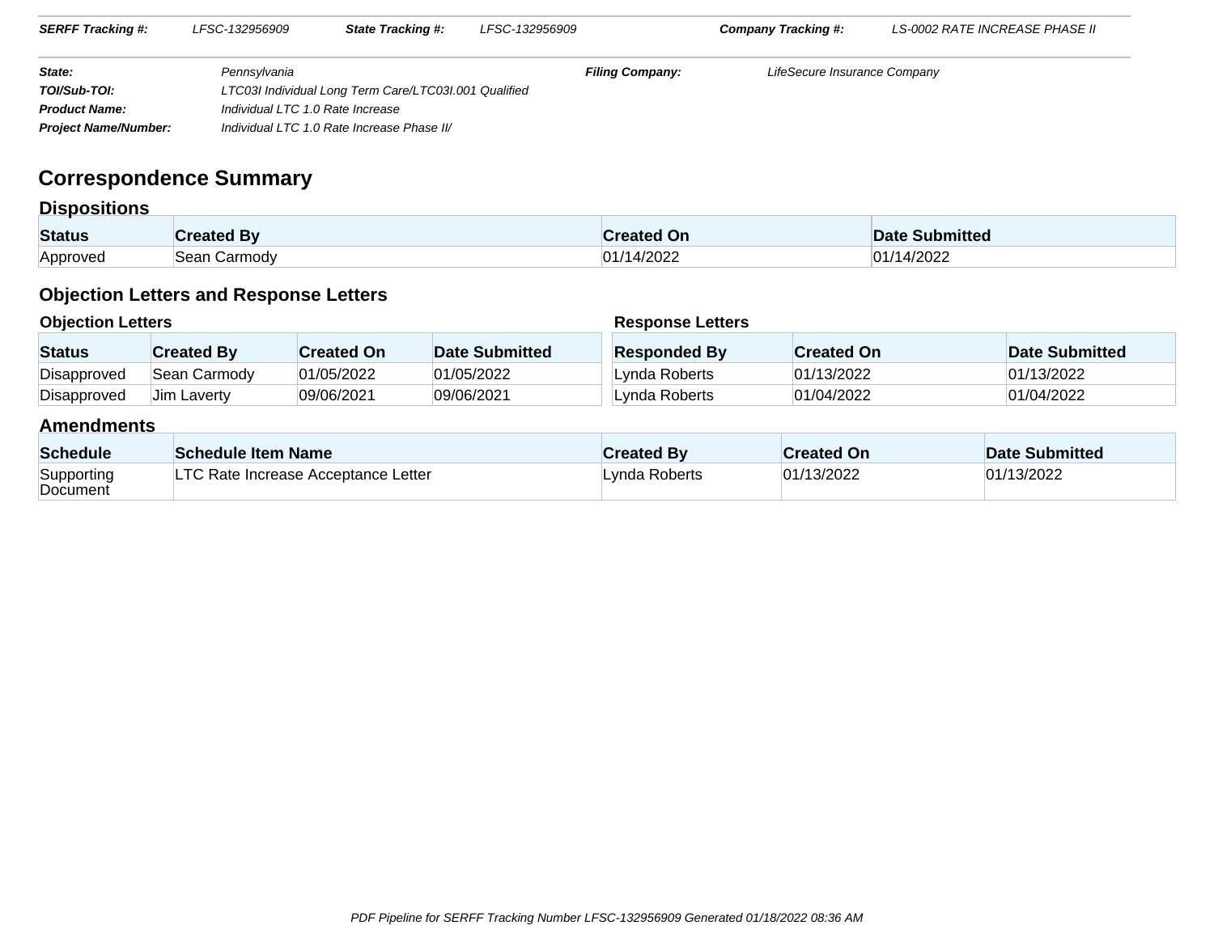| SERFF Tracking #: | LFSC-132956909 | State Tracking #: | LFSC-132956909 | Company Tracking #: | LS-0002 RATE INCREASE PHASE II |
|---|---|---|---|---|---|

**State:** Pennsylvania
**Filing Company:** LifeSecure Insurance Company
**TOI/Sub-TOI:** LTC03I Individual Long Term Care/LTC03I.001 Qualified
**Product Name:** Individual LTC 1.0 Rate Increase
**Project Name/Number:** Individual LTC 1.0 Rate Increase Phase II/

# Correspondence Summary

## Dispositions

| Status | Created By | Created On | Date Submitted |
|---|---|---|---|
| Approved | Sean Carmody | 01/14/2022 | 01/14/2022 |

## Objection Letters and Response Letters

### Objection Letters

| Status | Created By | Created On | Date Submitted |
|---|---|---|---|
| Disapproved | Sean Carmody | 01/05/2022 | 01/05/2022 |
| Disapproved | Jim Laverty | 09/06/2021 | 09/06/2021 |

### Response Letters

| Responded By | Created On | Date Submitted |
|---|---|---|
| Lynda Roberts | 01/13/2022 | 01/13/2022 |
| Lynda Roberts | 01/04/2022 | 01/04/2022 |

## Amendments

| Schedule | Schedule Item Name | Created By | Created On | Date Submitted |
|---|---|---|---|---|
| Supporting Document | LTC Rate Increase Acceptance Letter | Lynda Roberts | 01/13/2022 | 01/13/2022 |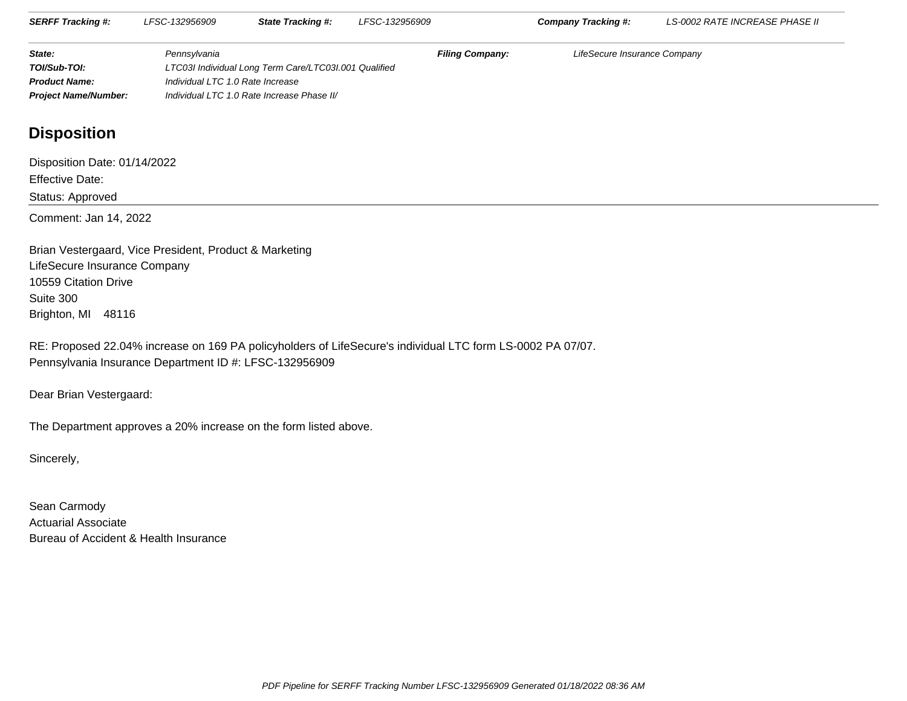| **SERFF Tracking #:** | LFSC-132956909 | **State Tracking #:** | LFSC-132956909 | **Company Tracking #:** | LS-0002 RATE INCREASE PHASE II |
|---|---|---|---|---|---|

| | | | |
|---|---|---|---|
| **State:** | Pennsylvania | **Filing Company:** | LifeSecure Insurance Company |
| **TOI/Sub-TOI:** | LTC03I Individual Long Term Care/LTC03I.001 Qualified | | |
| **Product Name:** | Individual LTC 1.0 Rate Increase | | |
| **Project Name/Number:** | Individual LTC 1.0 Rate Increase Phase II/ | | |

## Disposition

Disposition Date: 01/14/2022

Effective Date:

Status: Approved

Comment: Jan 14, 2022

Brian Vestergaard, Vice President, Product & Marketing
LifeSecure Insurance Company
10559 Citation Drive
Suite 300
Brighton, MI 48116

RE: Proposed 22.04% increase on 169 PA policyholders of LifeSecure's individual LTC form LS-0002 PA 07/07.
Pennsylvania Insurance Department ID #: LFSC-132956909

Dear Brian Vestergaard:

The Department approves a 20% increase on the form listed above.

Sincerely,

Sean Carmody
Actuarial Associate
Bureau of Accident & Health Insurance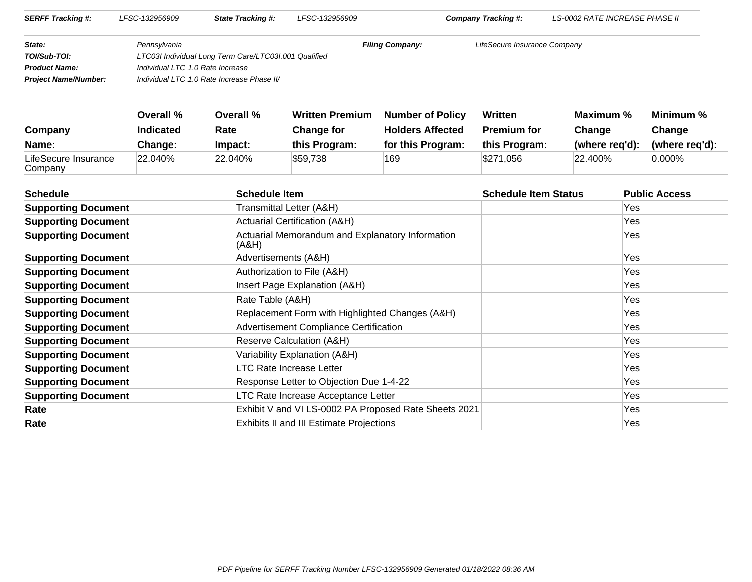| SERFF Tracking #: | LFSC-132956909 | State Tracking #: | LFSC-132956909 | Company Tracking #: | LS-0002 RATE INCREASE PHASE II |
|---|---|---|---|---|---|

| | | | |
|---|---|---|---|
| **State:** | Pennsylvania | **Filing Company:** | LifeSecure Insurance Company |
| **TOI/Sub-TOI:** | LTC03I Individual Long Term Care/LTC03I.001 Qualified | | |
| **Product Name:** | Individual LTC 1.0 Rate Increase | | |
| **Project Name/Number:** | Individual LTC 1.0 Rate Increase Phase II/ | | |

| Company Name: | Overall % Indicated Change: | Overall % Rate Impact: | Written Premium Change for this Program: | Number of Policy Holders Affected for this Program: | Written Premium for this Program: | Maximum % Change (where req'd): | Minimum % Change (where req'd): |
|---|---|---|---|---|---|---|---|
| LifeSecure Insurance Company | 22.040% | 22.040% | $59,738 | 169 | $271,056 | 22.400% | 0.000% |

| Schedule | Schedule Item | Schedule Item Status | Public Access |
|---|---|---|---|
| **Supporting Document** | Transmittal Letter (A&H) | | Yes |
| **Supporting Document** | Actuarial Certification (A&H) | | Yes |
| **Supporting Document** | Actuarial Memorandum and Explanatory Information (A&H) | | Yes |
| **Supporting Document** | Advertisements (A&H) | | Yes |
| **Supporting Document** | Authorization to File (A&H) | | Yes |
| **Supporting Document** | Insert Page Explanation (A&H) | | Yes |
| **Supporting Document** | Rate Table (A&H) | | Yes |
| **Supporting Document** | Replacement Form with Highlighted Changes (A&H) | | Yes |
| **Supporting Document** | Advertisement Compliance Certification | | Yes |
| **Supporting Document** | Reserve Calculation (A&H) | | Yes |
| **Supporting Document** | Variability Explanation (A&H) | | Yes |
| **Supporting Document** | LTC Rate Increase Letter | | Yes |
| **Supporting Document** | Response Letter to Objection Due 1-4-22 | | Yes |
| **Supporting Document** | LTC Rate Increase Acceptance Letter | | Yes |
| **Rate** | Exhibit V and VI LS-0002 PA Proposed Rate Sheets 2021 | | Yes |
| **Rate** | Exhibits II and III Estimate Projections | | Yes |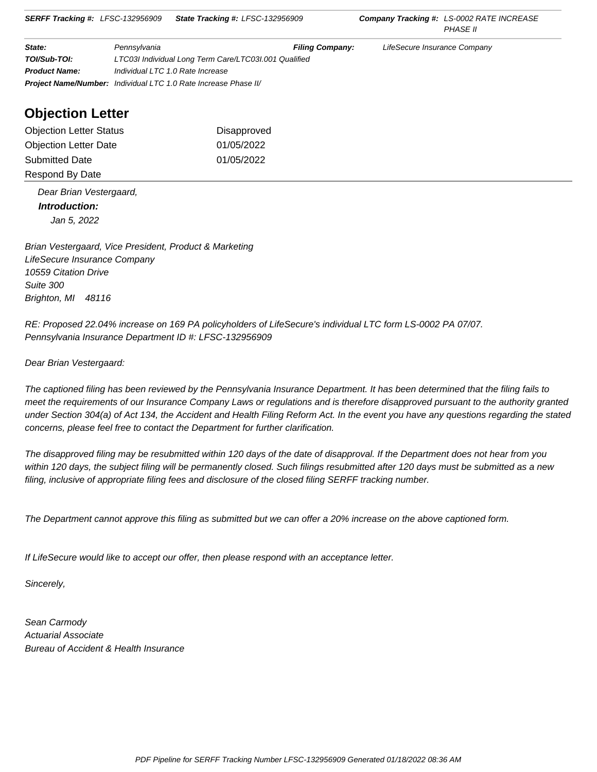| | | | |
|---|---|---|---|
| **SERFF Tracking #:** LFSC-132956909 | **State Tracking #:** LFSC-132956909 | **Company Tracking #:** | LS-0002 RATE INCREASE PHASE II |
| **State:** | Pennsylvania | **Filing Company:** | LifeSecure Insurance Company |
| **TOI/Sub-TOI:** | LTC03I Individual Long Term Care/LTC03I.001 Qualified | | |
| **Product Name:** | Individual LTC 1.0 Rate Increase | | |
| **Project Name/Number:** | Individual LTC 1.0 Rate Increase Phase II/ | | |

# Objection Letter

| | |
|---|---|
| Objection Letter Status | Disapproved |
| Objection Letter Date | 01/05/2022 |
| Submitted Date | 01/05/2022 |
| Respond By Date | |

*Dear Brian Vestergaard,*

***Introduction:***

*Jan 5, 2022*

*Brian Vestergaard, Vice President, Product & Marketing*
*LifeSecure Insurance Company*
*10559 Citation Drive*
*Suite 300*
*Brighton, MI 48116*

*RE: Proposed 22.04% increase on 169 PA policyholders of LifeSecure's individual LTC form LS-0002 PA 07/07.*
*Pennsylvania Insurance Department ID #: LFSC-132956909*

*Dear Brian Vestergaard:*

*The captioned filing has been reviewed by the Pennsylvania Insurance Department. It has been determined that the filing fails to meet the requirements of our Insurance Company Laws or regulations and is therefore disapproved pursuant to the authority granted under Section 304(a) of Act 134, the Accident and Health Filing Reform Act. In the event you have any questions regarding the stated concerns, please feel free to contact the Department for further clarification.*

*The disapproved filing may be resubmitted within 120 days of the date of disapproval. If the Department does not hear from you within 120 days, the subject filing will be permanently closed. Such filings resubmitted after 120 days must be submitted as a new filing, inclusive of appropriate filing fees and disclosure of the closed filing SERFF tracking number.*

*The Department cannot approve this filing as submitted but we can offer a 20% increase on the above captioned form.*

*If LifeSecure would like to accept our offer, then please respond with an acceptance letter.*

*Sincerely,*

*Sean Carmody*
*Actuarial Associate*
*Bureau of Accident & Health Insurance*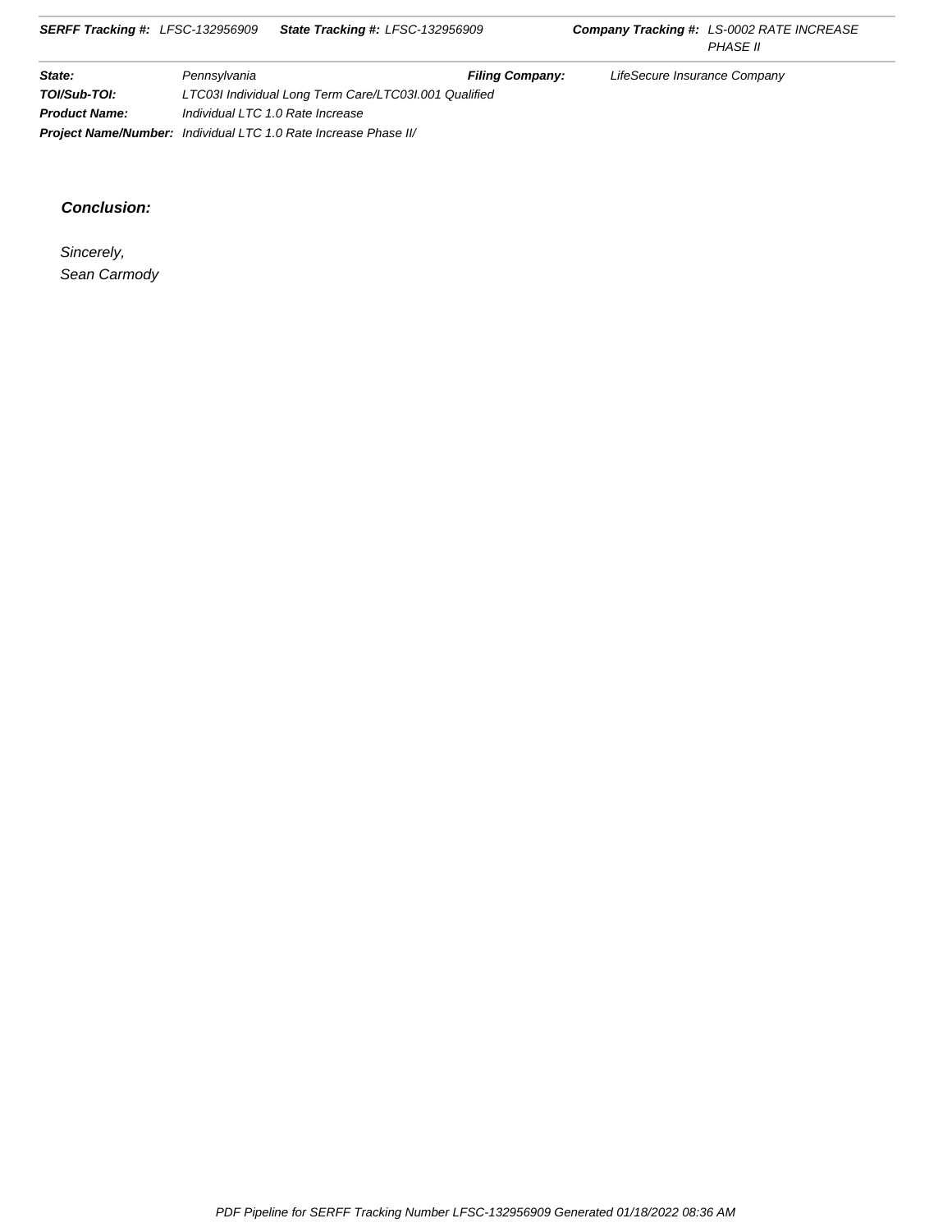**Conclusion:**

*Sincerely,*
*Sean Carmody*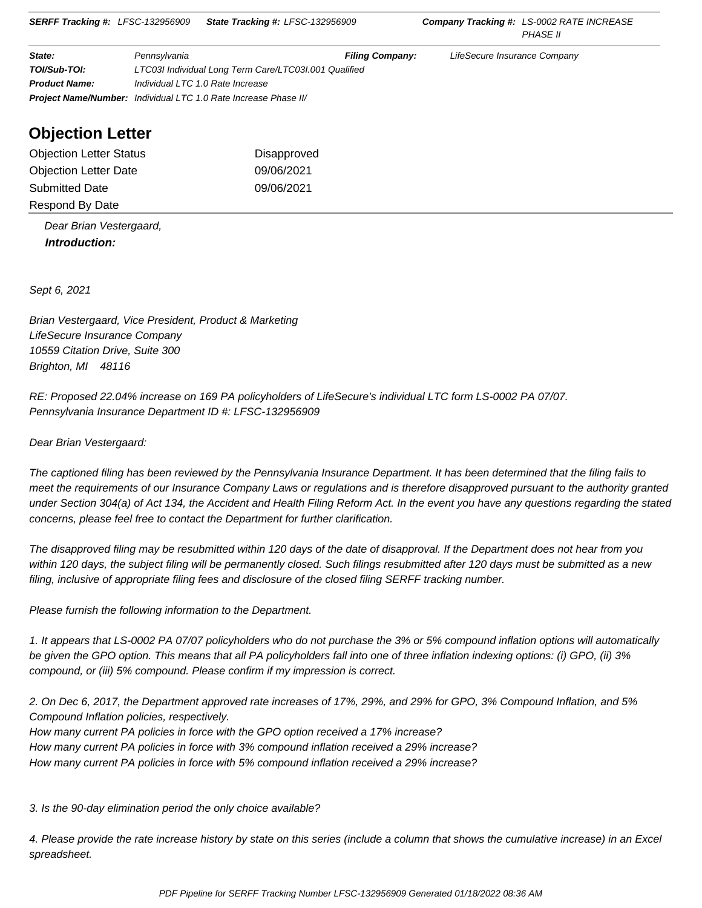| **SERFF Tracking #:** LFSC-132956909 | **State Tracking #:** LFSC-132956909 | **Company Tracking #:** LS-0002 RATE INCREASE PHASE II |
|---|---|---|

| | | | |
|---|---|---|---|
| **State:** | Pennsylvania | **Filing Company:** | LifeSecure Insurance Company |
| **TOI/Sub-TOI:** | LTC03I Individual Long Term Care/LTC03I.001 Qualified | | |
| **Product Name:** | Individual LTC 1.0 Rate Increase | | |
| **Project Name/Number:** | Individual LTC 1.0 Rate Increase Phase II/ | | |

## Objection Letter

| | |
|---|---|
| Objection Letter Status | Disapproved |
| Objection Letter Date | 09/06/2021 |
| Submitted Date | 09/06/2021 |
| Respond By Date | |

Dear Brian Vestergaard,

***Introduction:***

*Sept 6, 2021*

*Brian Vestergaard, Vice President, Product & Marketing*
*LifeSecure Insurance Company*
*10559 Citation Drive, Suite 300*
*Brighton, MI 48116*

*RE: Proposed 22.04% increase on 169 PA policyholders of LifeSecure's individual LTC form LS-0002 PA 07/07.*
*Pennsylvania Insurance Department ID #: LFSC-132956909*

*Dear Brian Vestergaard:*

*The captioned filing has been reviewed by the Pennsylvania Insurance Department. It has been determined that the filing fails to meet the requirements of our Insurance Company Laws or regulations and is therefore disapproved pursuant to the authority granted under Section 304(a) of Act 134, the Accident and Health Filing Reform Act. In the event you have any questions regarding the stated concerns, please feel free to contact the Department for further clarification.*

*The disapproved filing may be resubmitted within 120 days of the date of disapproval. If the Department does not hear from you within 120 days, the subject filing will be permanently closed. Such filings resubmitted after 120 days must be submitted as a new filing, inclusive of appropriate filing fees and disclosure of the closed filing SERFF tracking number.*

*Please furnish the following information to the Department.*

*1. It appears that LS-0002 PA 07/07 policyholders who do not purchase the 3% or 5% compound inflation options will automatically be given the GPO option. This means that all PA policyholders fall into one of three inflation indexing options: (i) GPO, (ii) 3% compound, or (iii) 5% compound. Please confirm if my impression is correct.*

*2. On Dec 6, 2017, the Department approved rate increases of 17%, 29%, and 29% for GPO, 3% Compound Inflation, and 5% Compound Inflation policies, respectively.*
*How many current PA policies in force with the GPO option received a 17% increase?*
*How many current PA policies in force with 3% compound inflation received a 29% increase?*
*How many current PA policies in force with 5% compound inflation received a 29% increase?*

*3. Is the 90-day elimination period the only choice available?*

*4. Please provide the rate increase history by state on this series (include a column that shows the cumulative increase) in an Excel spreadsheet.*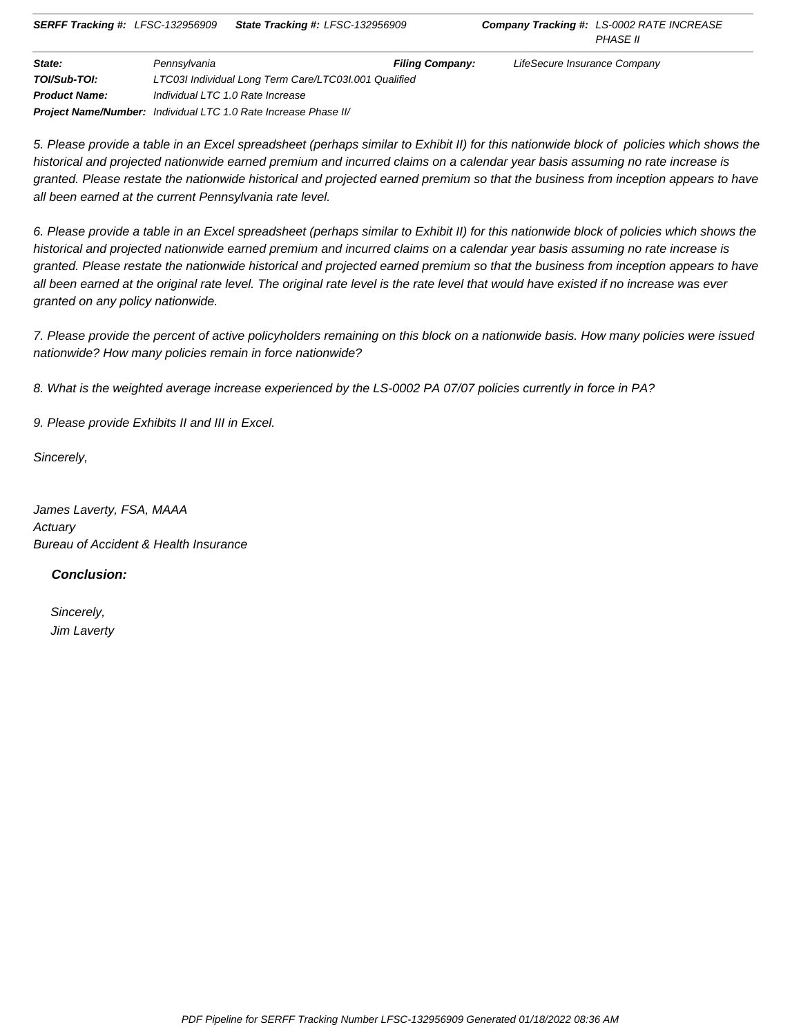5. Please provide a table in an Excel spreadsheet (perhaps similar to Exhibit II) for this nationwide block of policies which shows the historical and projected nationwide earned premium and incurred claims on a calendar year basis assuming no rate increase is granted. Please restate the nationwide historical and projected earned premium so that the business from inception appears to have all been earned at the current Pennsylvania rate level.

6. Please provide a table in an Excel spreadsheet (perhaps similar to Exhibit II) for this nationwide block of policies which shows the historical and projected nationwide earned premium and incurred claims on a calendar year basis assuming no rate increase is granted. Please restate the nationwide historical and projected earned premium so that the business from inception appears to have all been earned at the original rate level. The original rate level is the rate level that would have existed if no increase was ever granted on any policy nationwide.

7. Please provide the percent of active policyholders remaining on this block on a nationwide basis. How many policies were issued nationwide? How many policies remain in force nationwide?

8. What is the weighted average increase experienced by the LS-0002 PA 07/07 policies currently in force in PA?

9. Please provide Exhibits II and III in Excel.

Sincerely,

James Laverty, FSA, MAAA
Actuary
Bureau of Accident & Health Insurance

**Conclusion:**

Sincerely,
Jim Laverty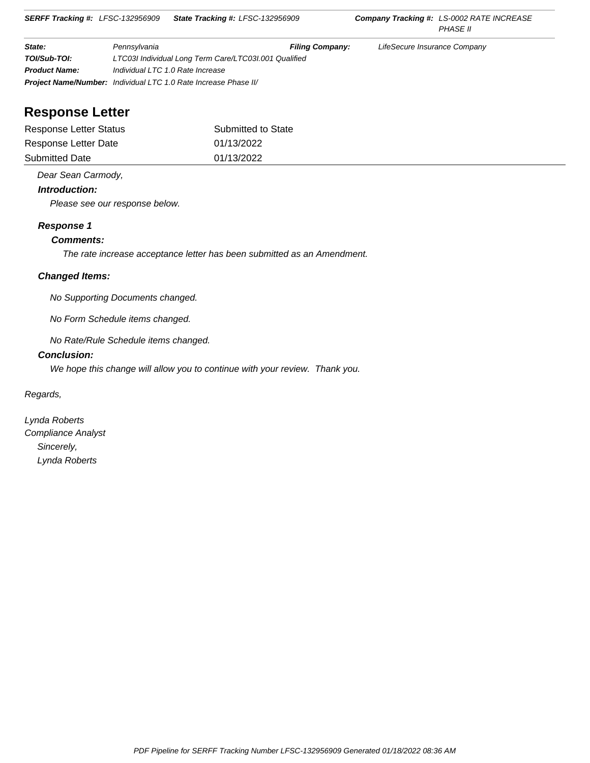**SERFF Tracking #:** *LFSC-132956909* **State Tracking #:** *LFSC-132956909* **Company Tracking #:** *LS-0002 RATE INCREASE PHASE II*

| | | | |
|---|---|---|---|
| ***State:*** | *Pennsylvania* | ***Filing Company:*** | *LifeSecure Insurance Company* |
| ***TOI/Sub-TOI:*** | *LTC03I Individual Long Term Care/LTC03I.001 Qualified* | | |
| ***Product Name:*** | *Individual LTC 1.0 Rate Increase* | | |
| ***Project Name/Number:*** | *Individual LTC 1.0 Rate Increase Phase II/* | | |

## Response Letter

| | |
|---|---|
| Response Letter Status | Submitted to State |
| Response Letter Date | 01/13/2022 |
| Submitted Date | 01/13/2022 |

*Dear Sean Carmody,*

***Introduction:***

*Please see our response below.*

***Response 1***

***Comments:***

*The rate increase acceptance letter has been submitted as an Amendment.*

***Changed Items:***

*No Supporting Documents changed.*

*No Form Schedule items changed.*

*No Rate/Rule Schedule items changed.*

***Conclusion:***

*We hope this change will allow you to continue with your review. Thank you.*

*Regards,*

*Lynda Roberts*
*Compliance Analyst*

*Sincerely,*
*Lynda Roberts*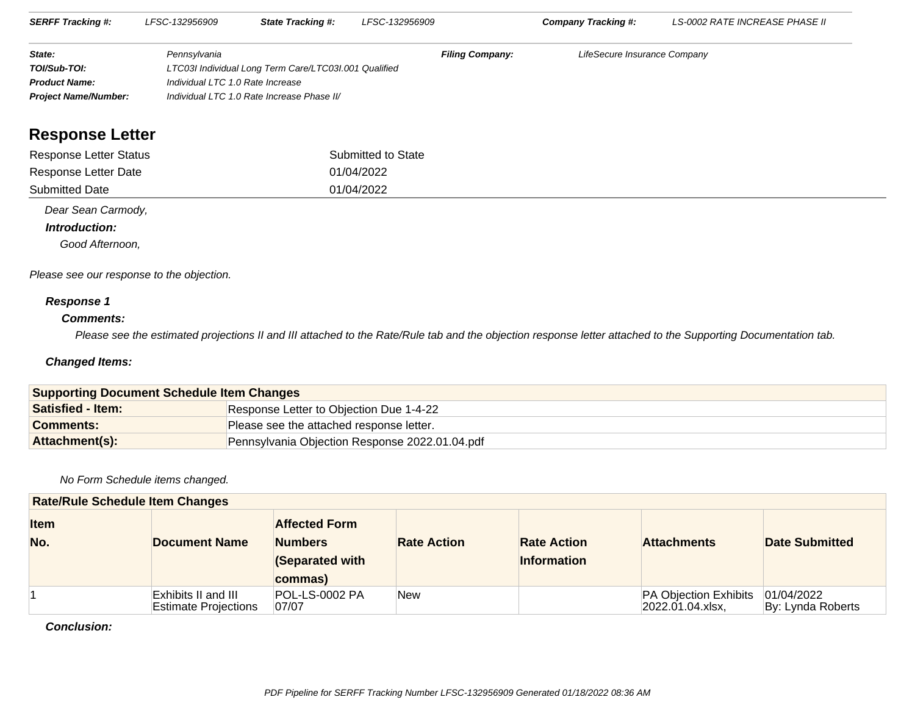| **SERFF Tracking #:** | LFSC-132956909 | **State Tracking #:** | LFSC-132956909 | **Company Tracking #:** | LS-0002 RATE INCREASE PHASE II |
|---|---|---|---|---|---|

| | | | |
|---|---|---|---|
| **State:** | Pennsylvania | **Filing Company:** | LifeSecure Insurance Company |
| **TOI/Sub-TOI:** | LTC03I Individual Long Term Care/LTC03I.001 Qualified | | |
| **Product Name:** | Individual LTC 1.0 Rate Increase | | |
| **Project Name/Number:** | Individual LTC 1.0 Rate Increase Phase II/ | | |

## Response Letter

| | |
|---|---|
| Response Letter Status | Submitted to State |
| Response Letter Date | 01/04/2022 |
| Submitted Date | 01/04/2022 |

*Dear Sean Carmody,*

***Introduction:***

*Good Afternoon,*

*Please see our response to the objection.*

***Response 1***

***Comments:***

*Please see the estimated projections II and III attached to the Rate/Rule tab and the objection response letter attached to the Supporting Documentation tab.*

***Changed Items:***

| **Supporting Document Schedule Item Changes** | |
|---|---|
| **Satisfied - Item:** | Response Letter to Objection Due 1-4-22 |
| **Comments:** | Please see the attached response letter. |
| **Attachment(s):** | Pennsylvania Objection Response 2022.01.04.pdf |

*No Form Schedule items changed.*

| **Rate/Rule Schedule Item Changes** | | | | | | |
|---|---|---|---|---|---|---|
| **Item No.** | **Document Name** | **Affected Form Numbers (Separated with commas)** | **Rate Action** | **Rate Action Information** | **Attachments** | **Date Submitted** |
| 1 | Exhibits II and III Estimate Projections | POL-LS-0002 PA 07/07 | New | | PA Objection Exhibits 2022.01.04.xlsx, | 01/04/2022 By: Lynda Roberts |

***Conclusion:***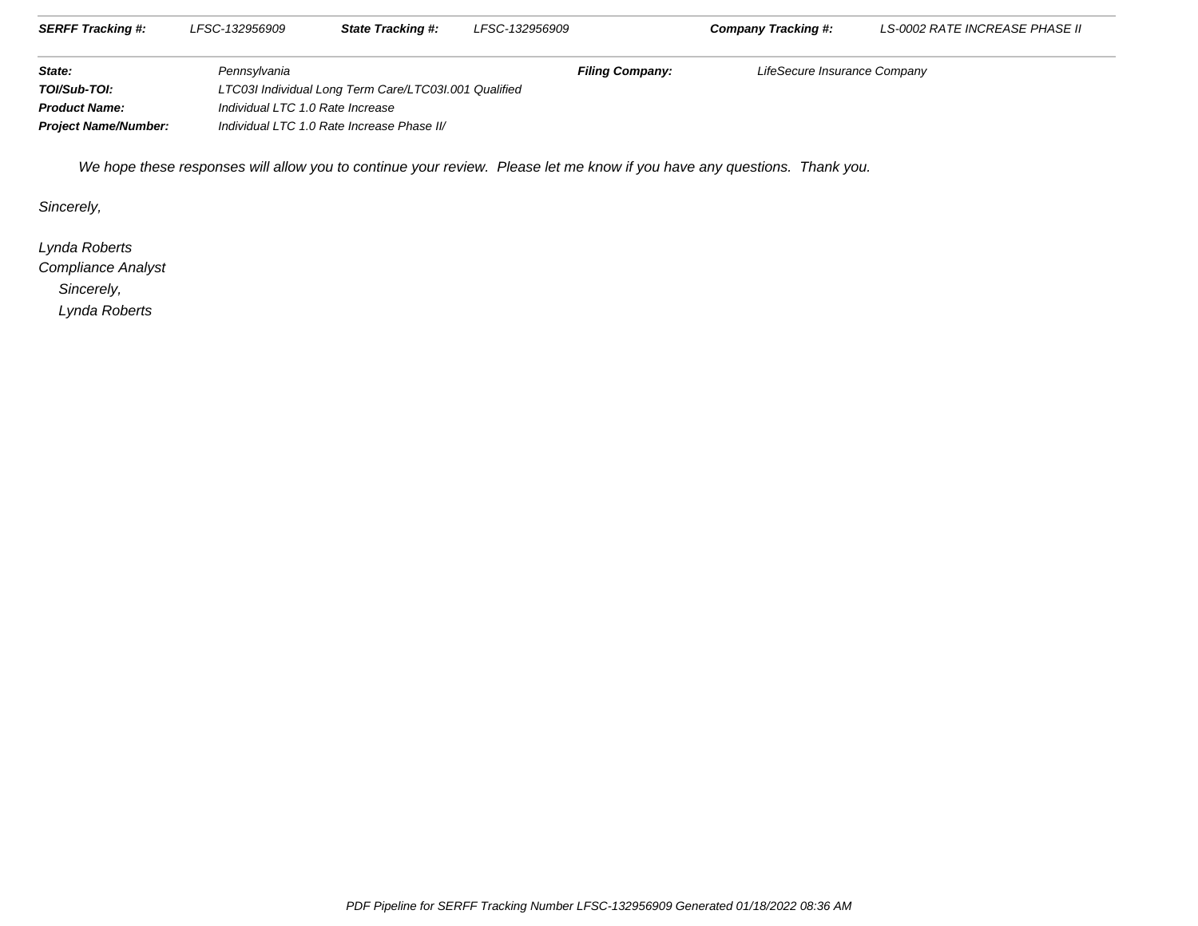| *SERFF Tracking #:* | *LFSC-132956909* | *State Tracking #:* | *LFSC-132956909* | *Company Tracking #:* | *LS-0002 RATE INCREASE PHASE II* |
|---|---|---|---|---|---|

| | | | |
|---|---|---|---|
| ***State:*** | *Pennsylvania* | ***Filing Company:*** | *LifeSecure Insurance Company* |
| ***TOI/Sub-TOI:*** | *LTC03I Individual Long Term Care/LTC03I.001 Qualified* | | |
| ***Product Name:*** | *Individual LTC 1.0 Rate Increase* | | |
| ***Project Name/Number:*** | *Individual LTC 1.0 Rate Increase Phase II/* | | |

*We hope these responses will allow you to continue your review. Please let me know if you have any questions. Thank you.*

*Sincerely,*

*Lynda Roberts*
*Compliance Analyst*
*Sincerely,*
*Lynda Roberts*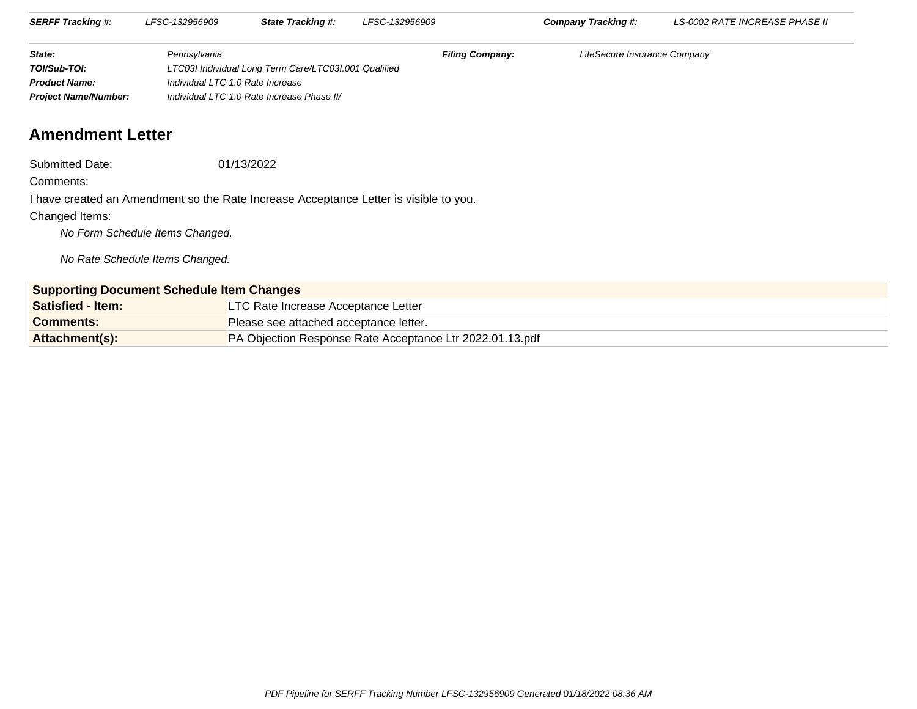| SERFF Tracking #: | LFSC-132956909 | State Tracking #: | LFSC-132956909 | Company Tracking #: | LS-0002 RATE INCREASE PHASE II |
|---|---|---|---|---|---|

| | | | |
|---|---|---|---|
| **State:** | Pennsylvania | **Filing Company:** | LifeSecure Insurance Company |
| **TOI/Sub-TOI:** | LTC03I Individual Long Term Care/LTC03I.001 Qualified | | |
| **Product Name:** | Individual LTC 1.0 Rate Increase | | |
| **Project Name/Number:** | Individual LTC 1.0 Rate Increase Phase II/ | | |

## Amendment Letter

Submitted Date: 01/13/2022

Comments:

I have created an Amendment so the Rate Increase Acceptance Letter is visible to you.

Changed Items:

*No Form Schedule Items Changed.*

*No Rate Schedule Items Changed.*

| Supporting Document Schedule Item Changes | |
|---|---|
| **Satisfied - Item:** | LTC Rate Increase Acceptance Letter |
| **Comments:** | Please see attached acceptance letter. |
| **Attachment(s):** | PA Objection Response Rate Acceptance Ltr 2022.01.13.pdf |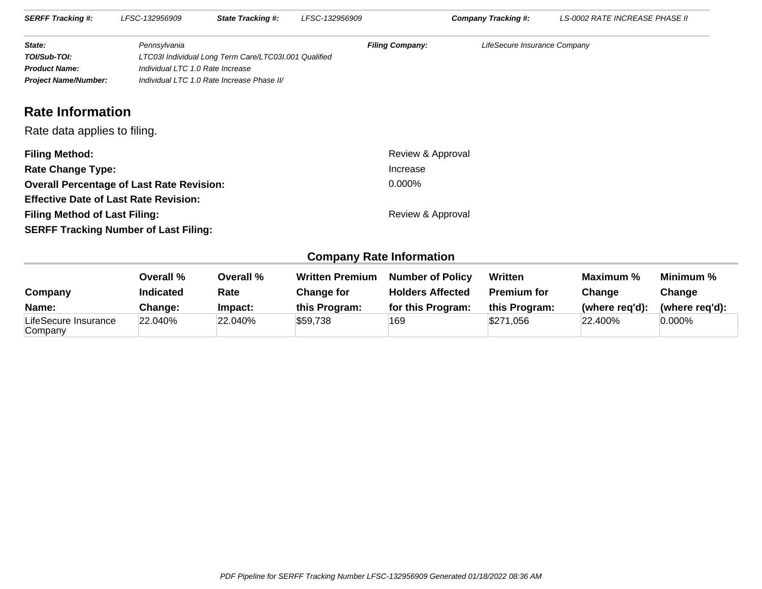| SERFF Tracking #: | LFSC-132956909 | State Tracking #: | LFSC-132956909 | Company Tracking #: | LS-0002 RATE INCREASE PHASE II |
|---|---|---|---|---|---|

| | | | |
|---|---|---|---|
| **State:** | Pennsylvania | **Filing Company:** | LifeSecure Insurance Company |
| **TOI/Sub-TOI:** | LTC03I Individual Long Term Care/LTC03I.001 Qualified | | |
| **Product Name:** | Individual LTC 1.0 Rate Increase | | |
| **Project Name/Number:** | Individual LTC 1.0 Rate Increase Phase II/ | | |

## Rate Information

Rate data applies to filing.

**Filing Method:** Review & Approval

**Rate Change Type:** Increase

**Overall Percentage of Last Rate Revision:** 0.000%

**Effective Date of Last Rate Revision:**

**Filing Method of Last Filing:** Review & Approval

**SERFF Tracking Number of Last Filing:**

### Company Rate Information

| Company Name: | Overall % Indicated Change: | Overall % Rate Impact: | Written Premium Change for this Program: | Number of Policy Holders Affected for this Program: | Written Premium for this Program: | Maximum % Change (where req'd): | Minimum % Change (where req'd): |
|---|---|---|---|---|---|---|---|
| LifeSecure Insurance Company | 22.040% | 22.040% | $59,738 | 169 | $271,056 | 22.400% | 0.000% |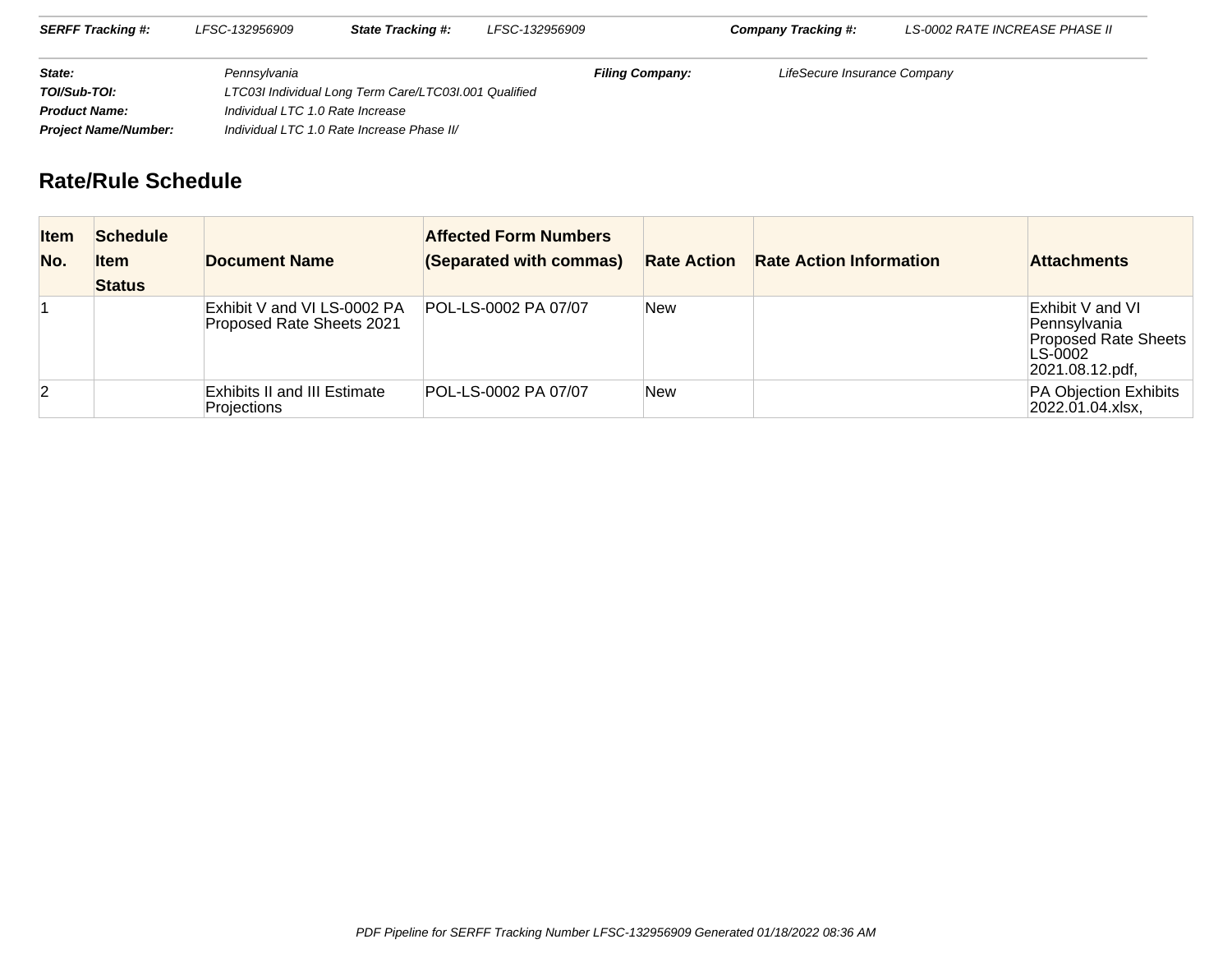| **SERFF Tracking #:** | LFSC-132956909 | **State Tracking #:** | LFSC-132956909 | **Company Tracking #:** | LS-0002 RATE INCREASE PHASE II |
|---|---|---|---|---|---|

| | | | |
|---|---|---|---|
| **State:** | Pennsylvania | **Filing Company:** | LifeSecure Insurance Company |
| **TOI/Sub-TOI:** | LTC03I Individual Long Term Care/LTC03I.001 Qualified | | |
| **Product Name:** | Individual LTC 1.0 Rate Increase | | |
| **Project Name/Number:** | Individual LTC 1.0 Rate Increase Phase II/ | | |

## Rate/Rule Schedule

| Item No. | Schedule Item Status | Document Name | Affected Form Numbers (Separated with commas) | Rate Action | Rate Action Information | Attachments |
|---|---|---|---|---|---|---|
| 1 | | Exhibit V and VI LS-0002 PA Proposed Rate Sheets 2021 | POL-LS-0002 PA 07/07 | New | | Exhibit V and VI Pennsylvania Proposed Rate Sheets LS-0002 2021.08.12.pdf, |
| 2 | | Exhibits II and III Estimate Projections | POL-LS-0002 PA 07/07 | New | | PA Objection Exhibits 2022.01.04.xlsx, |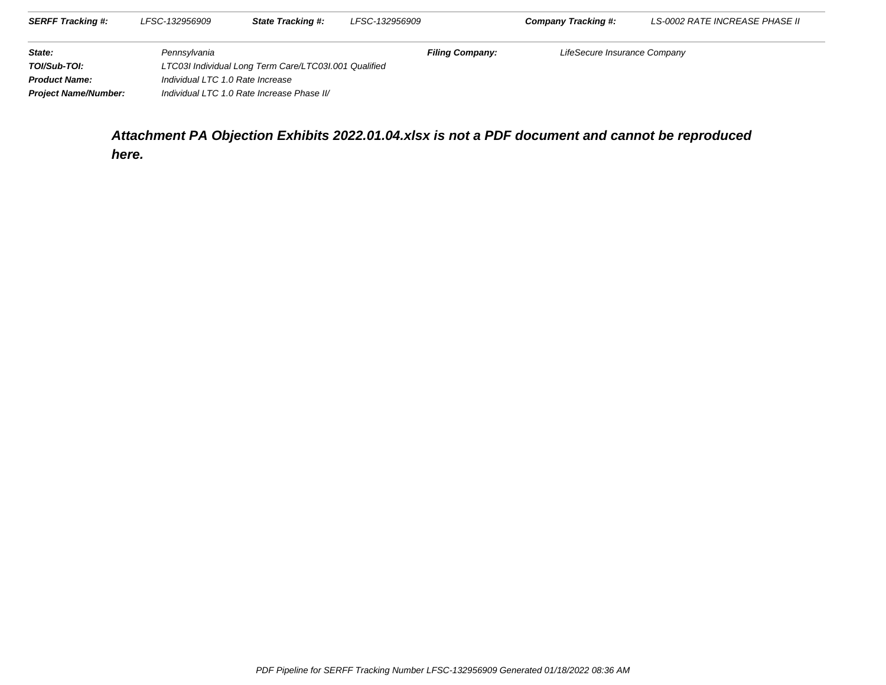| SERFF Tracking #: | LFSC-132956909 | State Tracking #: | LFSC-132956909 | Company Tracking #: | LS-0002 RATE INCREASE PHASE II |
|---|---|---|---|---|---|

| | | | |
|---|---|---|---|
| **State:** | Pennsylvania | **Filing Company:** | LifeSecure Insurance Company |
| **TOI/Sub-TOI:** | LTC03I Individual Long Term Care/LTC03I.001 Qualified | | |
| **Product Name:** | Individual LTC 1.0 Rate Increase | | |
| **Project Name/Number:** | Individual LTC 1.0 Rate Increase Phase II/ | | |

**Attachment PA Objection Exhibits 2022.01.04.xlsx is not a PDF document and cannot be reproduced here.**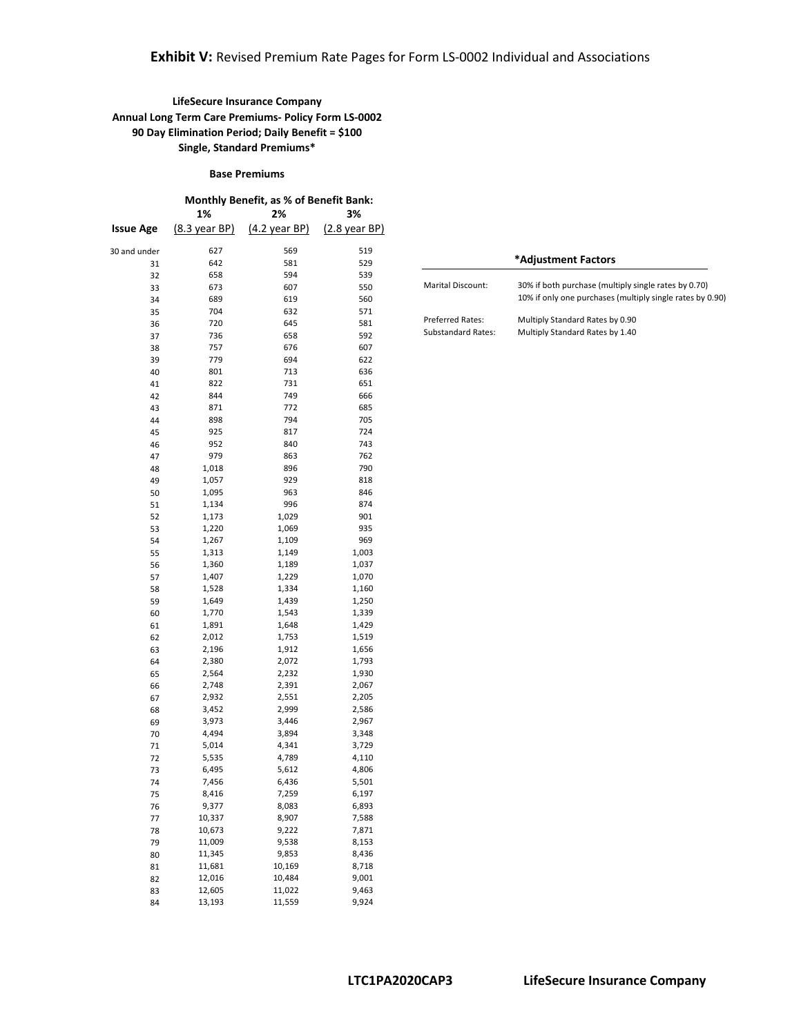## **Exhibit V:** Revised Premium Rate Pages for Form LS-0002 Individual and Associations

**LifeSecure Insurance Company**
**Annual Long Term Care Premiums- Policy Form LS-0002**
**90 Day Elimination Period; Daily Benefit = $100**
**Single, Standard Premiums***

**Base Premiums**

| | Monthly Benefit, as % of Benefit Bank: | | |
|---|---|---|---|
| | **1%** | **2%** | **3%** |
| **Issue Age** | (8.3 year BP) | (4.2 year BP) | (2.8 year BP) |
| 30 and under | 627 | 569 | 519 |
| 31 | 642 | 581 | 529 |
| 32 | 658 | 594 | 539 |
| 33 | 673 | 607 | 550 |
| 34 | 689 | 619 | 560 |
| 35 | 704 | 632 | 571 |
| 36 | 720 | 645 | 581 |
| 37 | 736 | 658 | 592 |
| 38 | 757 | 676 | 607 |
| 39 | 779 | 694 | 622 |
| 40 | 801 | 713 | 636 |
| 41 | 822 | 731 | 651 |
| 42 | 844 | 749 | 666 |
| 43 | 871 | 772 | 685 |
| 44 | 898 | 794 | 705 |
| 45 | 925 | 817 | 724 |
| 46 | 952 | 840 | 743 |
| 47 | 979 | 863 | 762 |
| 48 | 1,018 | 896 | 790 |
| 49 | 1,057 | 929 | 818 |
| 50 | 1,095 | 963 | 846 |
| 51 | 1,134 | 996 | 874 |
| 52 | 1,173 | 1,029 | 901 |
| 53 | 1,220 | 1,069 | 935 |
| 54 | 1,267 | 1,109 | 969 |
| 55 | 1,313 | 1,149 | 1,003 |
| 56 | 1,360 | 1,189 | 1,037 |
| 57 | 1,407 | 1,229 | 1,070 |
| 58 | 1,528 | 1,334 | 1,160 |
| 59 | 1,649 | 1,439 | 1,250 |
| 60 | 1,770 | 1,543 | 1,339 |
| 61 | 1,891 | 1,648 | 1,429 |
| 62 | 2,012 | 1,753 | 1,519 |
| 63 | 2,196 | 1,912 | 1,656 |
| 64 | 2,380 | 2,072 | 1,793 |
| 65 | 2,564 | 2,232 | 1,930 |
| 66 | 2,748 | 2,391 | 2,067 |
| 67 | 2,932 | 2,551 | 2,205 |
| 68 | 3,452 | 2,999 | 2,586 |
| 69 | 3,973 | 3,446 | 2,967 |
| 70 | 4,494 | 3,894 | 3,348 |
| 71 | 5,014 | 4,341 | 3,729 |
| 72 | 5,535 | 4,789 | 4,110 |
| 73 | 6,495 | 5,612 | 4,806 |
| 74 | 7,456 | 6,436 | 5,501 |
| 75 | 8,416 | 7,259 | 6,197 |
| 76 | 9,377 | 8,083 | 6,893 |
| 77 | 10,337 | 8,907 | 7,588 |
| 78 | 10,673 | 9,222 | 7,871 |
| 79 | 11,009 | 9,538 | 8,153 |
| 80 | 11,345 | 9,853 | 8,436 |
| 81 | 11,681 | 10,169 | 8,718 |
| 82 | 12,016 | 10,484 | 9,001 |
| 83 | 12,605 | 11,022 | 9,463 |
| 84 | 13,193 | 11,559 | 9,924 |

| ***Adjustment Factors** | |
|---|---|
| Marital Discount: | 30% if both purchase (multiply single rates by 0.70) |
| | 10% if only one purchases (multiply single rates by 0.90) |
| Preferred Rates: | Multiply Standard Rates by 0.90 |
| Substandard Rates: | Multiply Standard Rates by 1.40 |

LTC1PA2020CAP3 LifeSecure Insurance Company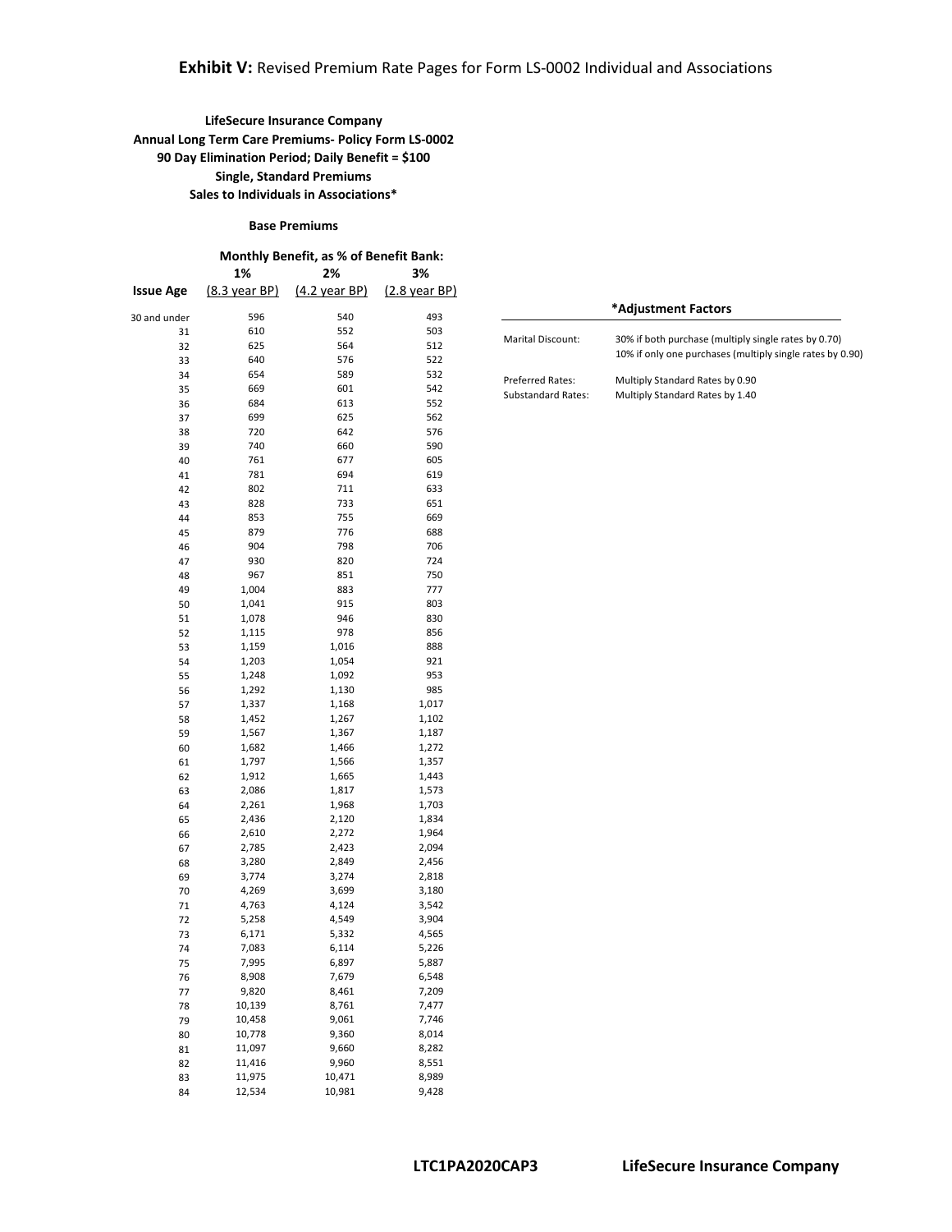**Exhibit V:** Revised Premium Rate Pages for Form LS-0002 Individual and Associations

**LifeSecure Insurance Company**
**Annual Long Term Care Premiums- Policy Form LS-0002**
**90 Day Elimination Period; Daily Benefit = $100**
**Single, Standard Premiums**
**Sales to Individuals in Associations***

**Base Premiums**

| | Monthly Benefit, as % of Benefit Bank: | | |
|---|---|---|---|
| | **1%** | **2%** | **3%** |
| **Issue Age** | (8.3 year BP) | (4.2 year BP) | (2.8 year BP) |
| 30 and under | 596 | 540 | 493 |
| 31 | 610 | 552 | 503 |
| 32 | 625 | 564 | 512 |
| 33 | 640 | 576 | 522 |
| 34 | 654 | 589 | 532 |
| 35 | 669 | 601 | 542 |
| 36 | 684 | 613 | 552 |
| 37 | 699 | 625 | 562 |
| 38 | 720 | 642 | 576 |
| 39 | 740 | 660 | 590 |
| 40 | 761 | 677 | 605 |
| 41 | 781 | 694 | 619 |
| 42 | 802 | 711 | 633 |
| 43 | 828 | 733 | 651 |
| 44 | 853 | 755 | 669 |
| 45 | 879 | 776 | 688 |
| 46 | 904 | 798 | 706 |
| 47 | 930 | 820 | 724 |
| 48 | 967 | 851 | 750 |
| 49 | 1,004 | 883 | 777 |
| 50 | 1,041 | 915 | 803 |
| 51 | 1,078 | 946 | 830 |
| 52 | 1,115 | 978 | 856 |
| 53 | 1,159 | 1,016 | 888 |
| 54 | 1,203 | 1,054 | 921 |
| 55 | 1,248 | 1,092 | 953 |
| 56 | 1,292 | 1,130 | 985 |
| 57 | 1,337 | 1,168 | 1,017 |
| 58 | 1,452 | 1,267 | 1,102 |
| 59 | 1,567 | 1,367 | 1,187 |
| 60 | 1,682 | 1,466 | 1,272 |
| 61 | 1,797 | 1,566 | 1,357 |
| 62 | 1,912 | 1,665 | 1,443 |
| 63 | 2,086 | 1,817 | 1,573 |
| 64 | 2,261 | 1,968 | 1,703 |
| 65 | 2,436 | 2,120 | 1,834 |
| 66 | 2,610 | 2,272 | 1,964 |
| 67 | 2,785 | 2,423 | 2,094 |
| 68 | 3,280 | 2,849 | 2,456 |
| 69 | 3,774 | 3,274 | 2,818 |
| 70 | 4,269 | 3,699 | 3,180 |
| 71 | 4,763 | 4,124 | 3,542 |
| 72 | 5,258 | 4,549 | 3,904 |
| 73 | 6,171 | 5,332 | 4,565 |
| 74 | 7,083 | 6,114 | 5,226 |
| 75 | 7,995 | 6,897 | 5,887 |
| 76 | 8,908 | 7,679 | 6,548 |
| 77 | 9,820 | 8,461 | 7,209 |
| 78 | 10,139 | 8,761 | 7,477 |
| 79 | 10,458 | 9,061 | 7,746 |
| 80 | 10,778 | 9,360 | 8,014 |
| 81 | 11,097 | 9,660 | 8,282 |
| 82 | 11,416 | 9,960 | 8,551 |
| 83 | 11,975 | 10,471 | 8,989 |
| 84 | 12,534 | 10,981 | 9,428 |

| *Adjustment Factors | |
|---|---|
| Marital Discount: | 30% if both purchase (multiply single rates by 0.70)<br>10% if only one purchases (multiply single rates by 0.90) |
| Preferred Rates: | Multiply Standard Rates by 0.90 |
| Substandard Rates: | Multiply Standard Rates by 1.40 |

LTC1PA2020CAP3 LifeSecure Insurance Company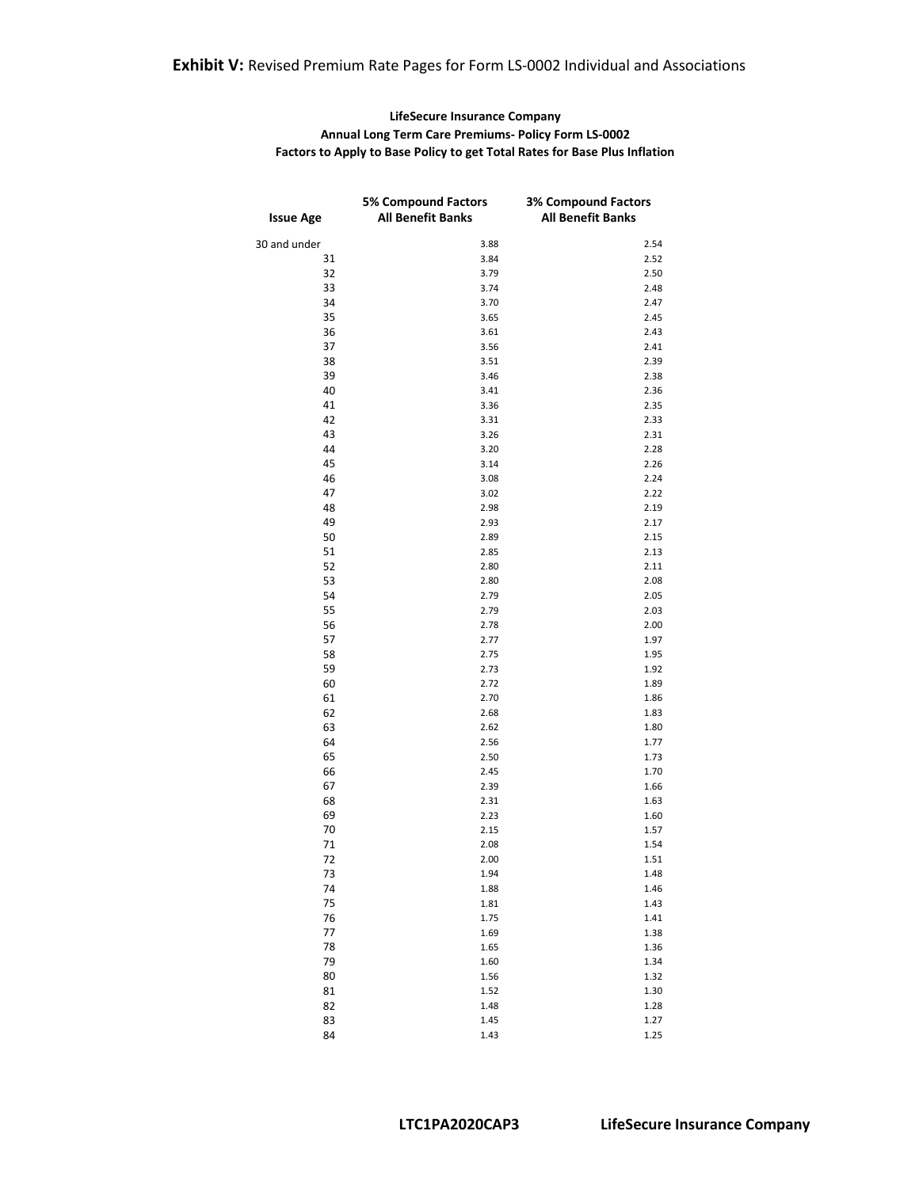**Exhibit V:** Revised Premium Rate Pages for Form LS-0002 Individual and Associations

**LifeSecure Insurance Company**
**Annual Long Term Care Premiums- Policy Form LS-0002**
**Factors to Apply to Base Policy to get Total Rates for Base Plus Inflation**

| Issue Age | 5% Compound Factors All Benefit Banks | 3% Compound Factors All Benefit Banks |
|---|---|---|
| 30 and under | 3.88 | 2.54 |
| 31 | 3.84 | 2.52 |
| 32 | 3.79 | 2.50 |
| 33 | 3.74 | 2.48 |
| 34 | 3.70 | 2.47 |
| 35 | 3.65 | 2.45 |
| 36 | 3.61 | 2.43 |
| 37 | 3.56 | 2.41 |
| 38 | 3.51 | 2.39 |
| 39 | 3.46 | 2.38 |
| 40 | 3.41 | 2.36 |
| 41 | 3.36 | 2.35 |
| 42 | 3.31 | 2.33 |
| 43 | 3.26 | 2.31 |
| 44 | 3.20 | 2.28 |
| 45 | 3.14 | 2.26 |
| 46 | 3.08 | 2.24 |
| 47 | 3.02 | 2.22 |
| 48 | 2.98 | 2.19 |
| 49 | 2.93 | 2.17 |
| 50 | 2.89 | 2.15 |
| 51 | 2.85 | 2.13 |
| 52 | 2.80 | 2.11 |
| 53 | 2.80 | 2.08 |
| 54 | 2.79 | 2.05 |
| 55 | 2.79 | 2.03 |
| 56 | 2.78 | 2.00 |
| 57 | 2.77 | 1.97 |
| 58 | 2.75 | 1.95 |
| 59 | 2.73 | 1.92 |
| 60 | 2.72 | 1.89 |
| 61 | 2.70 | 1.86 |
| 62 | 2.68 | 1.83 |
| 63 | 2.62 | 1.80 |
| 64 | 2.56 | 1.77 |
| 65 | 2.50 | 1.73 |
| 66 | 2.45 | 1.70 |
| 67 | 2.39 | 1.66 |
| 68 | 2.31 | 1.63 |
| 69 | 2.23 | 1.60 |
| 70 | 2.15 | 1.57 |
| 71 | 2.08 | 1.54 |
| 72 | 2.00 | 1.51 |
| 73 | 1.94 | 1.48 |
| 74 | 1.88 | 1.46 |
| 75 | 1.81 | 1.43 |
| 76 | 1.75 | 1.41 |
| 77 | 1.69 | 1.38 |
| 78 | 1.65 | 1.36 |
| 79 | 1.60 | 1.34 |
| 80 | 1.56 | 1.32 |
| 81 | 1.52 | 1.30 |
| 82 | 1.48 | 1.28 |
| 83 | 1.45 | 1.27 |
| 84 | 1.43 | 1.25 |

**LTC1PA2020CAP3** **LifeSecure Insurance Company**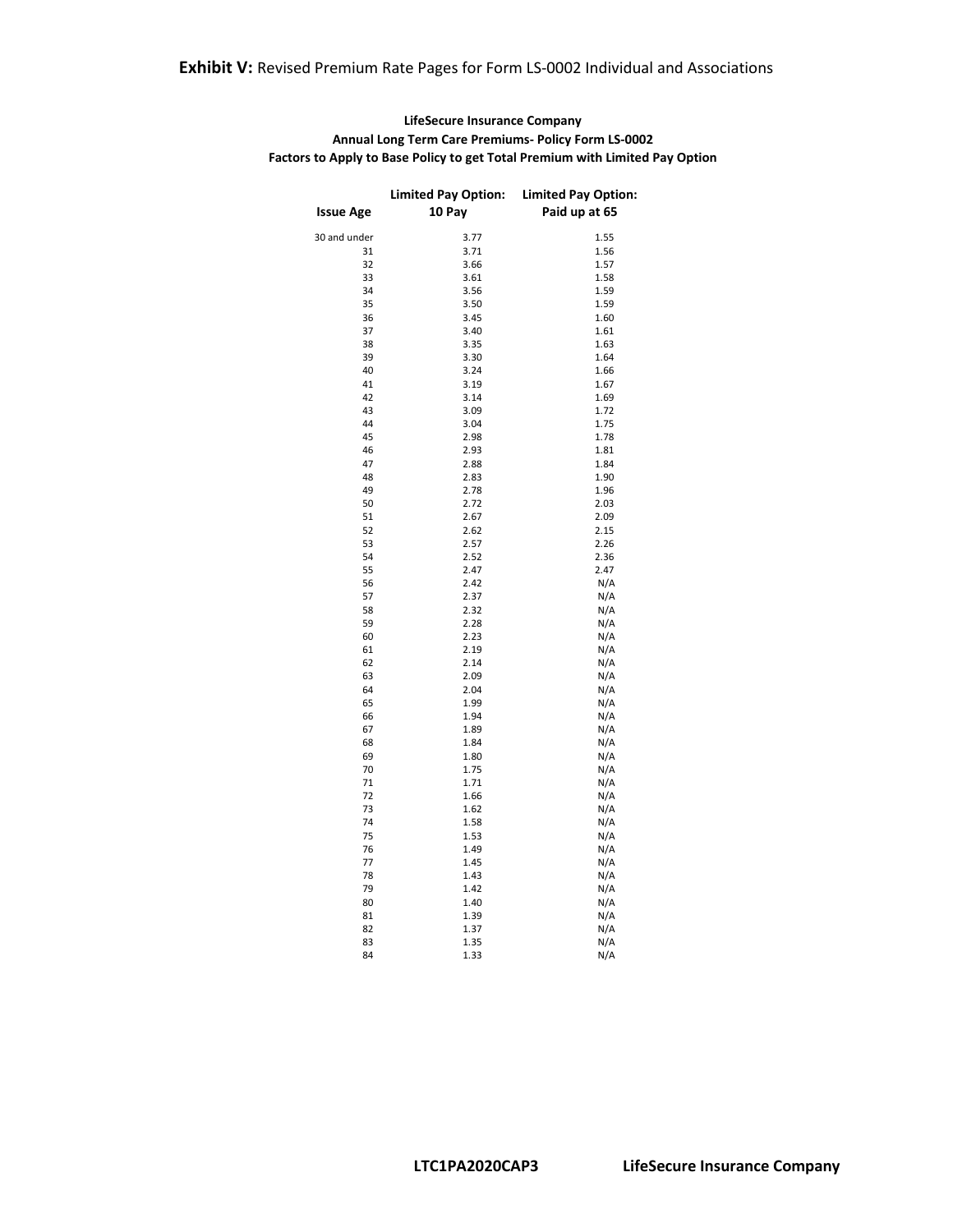**Exhibit V:** Revised Premium Rate Pages for Form LS-0002 Individual and Associations

**LifeSecure Insurance Company**
**Annual Long Term Care Premiums- Policy Form LS-0002**
**Factors to Apply to Base Policy to get Total Premium with Limited Pay Option**

| Issue Age | Limited Pay Option: 10 Pay | Limited Pay Option: Paid up at 65 |
|---|---|---|
| 30 and under | 3.77 | 1.55 |
| 31 | 3.71 | 1.56 |
| 32 | 3.66 | 1.57 |
| 33 | 3.61 | 1.58 |
| 34 | 3.56 | 1.59 |
| 35 | 3.50 | 1.59 |
| 36 | 3.45 | 1.60 |
| 37 | 3.40 | 1.61 |
| 38 | 3.35 | 1.63 |
| 39 | 3.30 | 1.64 |
| 40 | 3.24 | 1.66 |
| 41 | 3.19 | 1.67 |
| 42 | 3.14 | 1.69 |
| 43 | 3.09 | 1.72 |
| 44 | 3.04 | 1.75 |
| 45 | 2.98 | 1.78 |
| 46 | 2.93 | 1.81 |
| 47 | 2.88 | 1.84 |
| 48 | 2.83 | 1.90 |
| 49 | 2.78 | 1.96 |
| 50 | 2.72 | 2.03 |
| 51 | 2.67 | 2.09 |
| 52 | 2.62 | 2.15 |
| 53 | 2.57 | 2.26 |
| 54 | 2.52 | 2.36 |
| 55 | 2.47 | 2.47 |
| 56 | 2.42 | N/A |
| 57 | 2.37 | N/A |
| 58 | 2.32 | N/A |
| 59 | 2.28 | N/A |
| 60 | 2.23 | N/A |
| 61 | 2.19 | N/A |
| 62 | 2.14 | N/A |
| 63 | 2.09 | N/A |
| 64 | 2.04 | N/A |
| 65 | 1.99 | N/A |
| 66 | 1.94 | N/A |
| 67 | 1.89 | N/A |
| 68 | 1.84 | N/A |
| 69 | 1.80 | N/A |
| 70 | 1.75 | N/A |
| 71 | 1.71 | N/A |
| 72 | 1.66 | N/A |
| 73 | 1.62 | N/A |
| 74 | 1.58 | N/A |
| 75 | 1.53 | N/A |
| 76 | 1.49 | N/A |
| 77 | 1.45 | N/A |
| 78 | 1.43 | N/A |
| 79 | 1.42 | N/A |
| 80 | 1.40 | N/A |
| 81 | 1.39 | N/A |
| 82 | 1.37 | N/A |
| 83 | 1.35 | N/A |
| 84 | 1.33 | N/A |

**LTC1PA2020CAP3** **LifeSecure Insurance Company**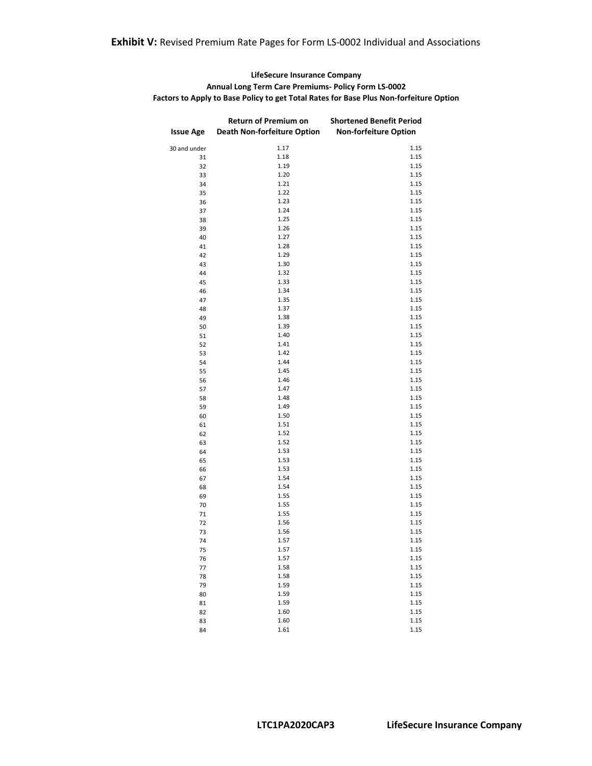**Exhibit V:** Revised Premium Rate Pages for Form LS-0002 Individual and Associations

**LifeSecure Insurance Company**
**Annual Long Term Care Premiums- Policy Form LS-0002**
**Factors to Apply to Base Policy to get Total Rates for Base Plus Non-forfeiture Option**

| Issue Age | Return of Premium on Death Non-forfeiture Option | Shortened Benefit Period Non-forfeiture Option |
|---|---|---|
| 30 and under | 1.17 | 1.15 |
| 31 | 1.18 | 1.15 |
| 32 | 1.19 | 1.15 |
| 33 | 1.20 | 1.15 |
| 34 | 1.21 | 1.15 |
| 35 | 1.22 | 1.15 |
| 36 | 1.23 | 1.15 |
| 37 | 1.24 | 1.15 |
| 38 | 1.25 | 1.15 |
| 39 | 1.26 | 1.15 |
| 40 | 1.27 | 1.15 |
| 41 | 1.28 | 1.15 |
| 42 | 1.29 | 1.15 |
| 43 | 1.30 | 1.15 |
| 44 | 1.32 | 1.15 |
| 45 | 1.33 | 1.15 |
| 46 | 1.34 | 1.15 |
| 47 | 1.35 | 1.15 |
| 48 | 1.37 | 1.15 |
| 49 | 1.38 | 1.15 |
| 50 | 1.39 | 1.15 |
| 51 | 1.40 | 1.15 |
| 52 | 1.41 | 1.15 |
| 53 | 1.42 | 1.15 |
| 54 | 1.44 | 1.15 |
| 55 | 1.45 | 1.15 |
| 56 | 1.46 | 1.15 |
| 57 | 1.47 | 1.15 |
| 58 | 1.48 | 1.15 |
| 59 | 1.49 | 1.15 |
| 60 | 1.50 | 1.15 |
| 61 | 1.51 | 1.15 |
| 62 | 1.52 | 1.15 |
| 63 | 1.52 | 1.15 |
| 64 | 1.53 | 1.15 |
| 65 | 1.53 | 1.15 |
| 66 | 1.53 | 1.15 |
| 67 | 1.54 | 1.15 |
| 68 | 1.54 | 1.15 |
| 69 | 1.55 | 1.15 |
| 70 | 1.55 | 1.15 |
| 71 | 1.55 | 1.15 |
| 72 | 1.56 | 1.15 |
| 73 | 1.56 | 1.15 |
| 74 | 1.57 | 1.15 |
| 75 | 1.57 | 1.15 |
| 76 | 1.57 | 1.15 |
| 77 | 1.58 | 1.15 |
| 78 | 1.58 | 1.15 |
| 79 | 1.59 | 1.15 |
| 80 | 1.59 | 1.15 |
| 81 | 1.59 | 1.15 |
| 82 | 1.60 | 1.15 |
| 83 | 1.60 | 1.15 |
| 84 | 1.61 | 1.15 |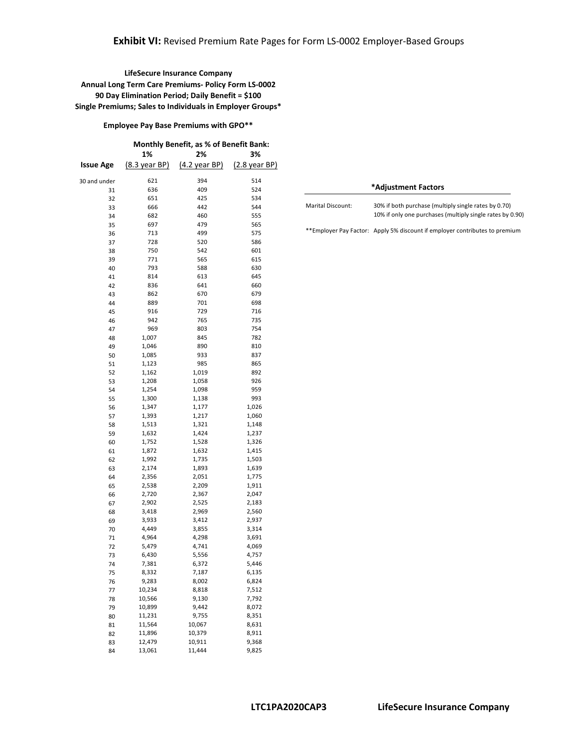# **Exhibit VI:** Revised Premium Rate Pages for Form LS-0002 Employer-Based Groups

**LifeSecure Insurance Company**
**Annual Long Term Care Premiums- Policy Form LS-0002**
**90 Day Elimination Period; Daily Benefit = $100**
**Single Premiums; Sales to Individuals in Employer Groups***

**Employee Pay Base Premiums with GPO****

| | Monthly Benefit, as % of Benefit Bank: | | |
|---|---|---|---|
| | 1% | 2% | 3% |
| Issue Age | (8.3 year BP) | (4.2 year BP) | (2.8 year BP) |
| 30 and under | 621 | 394 | 514 |
| 31 | 636 | 409 | 524 |
| 32 | 651 | 425 | 534 |
| 33 | 666 | 442 | 544 |
| 34 | 682 | 460 | 555 |
| 35 | 697 | 479 | 565 |
| 36 | 713 | 499 | 575 |
| 37 | 728 | 520 | 586 |
| 38 | 750 | 542 | 601 |
| 39 | 771 | 565 | 615 |
| 40 | 793 | 588 | 630 |
| 41 | 814 | 613 | 645 |
| 42 | 836 | 641 | 660 |
| 43 | 862 | 670 | 679 |
| 44 | 889 | 701 | 698 |
| 45 | 916 | 729 | 716 |
| 46 | 942 | 765 | 735 |
| 47 | 969 | 803 | 754 |
| 48 | 1,007 | 845 | 782 |
| 49 | 1,046 | 890 | 810 |
| 50 | 1,085 | 933 | 837 |
| 51 | 1,123 | 985 | 865 |
| 52 | 1,162 | 1,019 | 892 |
| 53 | 1,208 | 1,058 | 926 |
| 54 | 1,254 | 1,098 | 959 |
| 55 | 1,300 | 1,138 | 993 |
| 56 | 1,347 | 1,177 | 1,026 |
| 57 | 1,393 | 1,217 | 1,060 |
| 58 | 1,513 | 1,321 | 1,148 |
| 59 | 1,632 | 1,424 | 1,237 |
| 60 | 1,752 | 1,528 | 1,326 |
| 61 | 1,872 | 1,632 | 1,415 |
| 62 | 1,992 | 1,735 | 1,503 |
| 63 | 2,174 | 1,893 | 1,639 |
| 64 | 2,356 | 2,051 | 1,775 |
| 65 | 2,538 | 2,209 | 1,911 |
| 66 | 2,720 | 2,367 | 2,047 |
| 67 | 2,902 | 2,525 | 2,183 |
| 68 | 3,418 | 2,969 | 2,560 |
| 69 | 3,933 | 3,412 | 2,937 |
| 70 | 4,449 | 3,855 | 3,314 |
| 71 | 4,964 | 4,298 | 3,691 |
| 72 | 5,479 | 4,741 | 4,069 |
| 73 | 6,430 | 5,556 | 4,757 |
| 74 | 7,381 | 6,372 | 5,446 |
| 75 | 8,332 | 7,187 | 6,135 |
| 76 | 9,283 | 8,002 | 6,824 |
| 77 | 10,234 | 8,818 | 7,512 |
| 78 | 10,566 | 9,130 | 7,792 |
| 79 | 10,899 | 9,442 | 8,072 |
| 80 | 11,231 | 9,755 | 8,351 |
| 81 | 11,564 | 10,067 | 8,631 |
| 82 | 11,896 | 10,379 | 8,911 |
| 83 | 12,479 | 10,911 | 9,368 |
| 84 | 13,061 | 11,444 | 9,825 |

| *Adjustment Factors | |
|---|---|
| Marital Discount: | 30% if both purchase (multiply single rates by 0.70)<br>10% if only one purchases (multiply single rates by 0.90) |
| **Employer Pay Factor: | Apply 5% discount if employer contributes to premium |

**LTC1PA2020CAP3** **LifeSecure Insurance Company**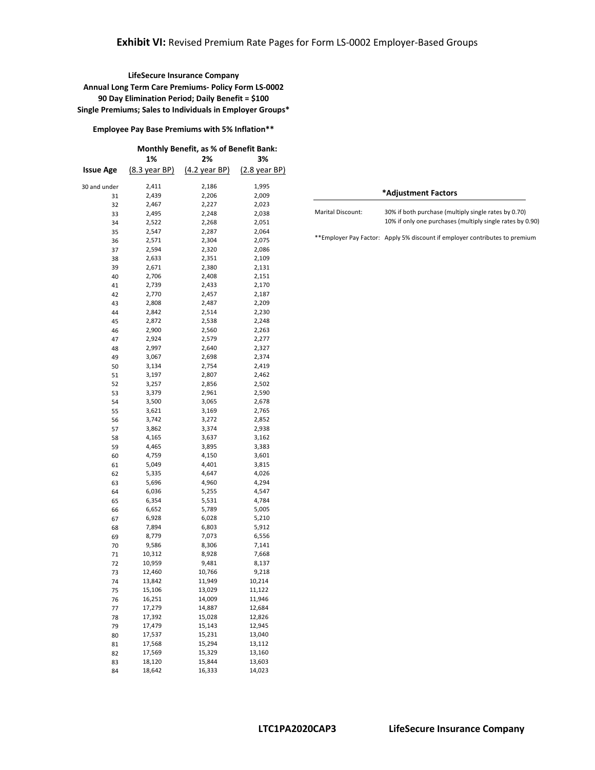# **Exhibit VI:** Revised Premium Rate Pages for Form LS-0002 Employer-Based Groups

**LifeSecure Insurance Company**
**Annual Long Term Care Premiums- Policy Form LS-0002**
**90 Day Elimination Period; Daily Benefit = $100**
**Single Premiums; Sales to Individuals in Employer Groups***

**Employee Pay Base Premiums with 5% Inflation****

| | Monthly Benefit, as % of Benefit Bank: | | |
|---|---|---|---|
| **Issue Age** | **1%** (8.3 year BP) | **2%** (4.2 year BP) | **3%** (2.8 year BP) |
| 30 and under | 2,411 | 2,186 | 1,995 |
| 31 | 2,439 | 2,206 | 2,009 |
| 32 | 2,467 | 2,227 | 2,023 |
| 33 | 2,495 | 2,248 | 2,038 |
| 34 | 2,522 | 2,268 | 2,051 |
| 35 | 2,547 | 2,287 | 2,064 |
| 36 | 2,571 | 2,304 | 2,075 |
| 37 | 2,594 | 2,320 | 2,086 |
| 38 | 2,633 | 2,351 | 2,109 |
| 39 | 2,671 | 2,380 | 2,131 |
| 40 | 2,706 | 2,408 | 2,151 |
| 41 | 2,739 | 2,433 | 2,170 |
| 42 | 2,770 | 2,457 | 2,187 |
| 43 | 2,808 | 2,487 | 2,209 |
| 44 | 2,842 | 2,514 | 2,230 |
| 45 | 2,872 | 2,538 | 2,248 |
| 46 | 2,900 | 2,560 | 2,263 |
| 47 | 2,924 | 2,579 | 2,277 |
| 48 | 2,997 | 2,640 | 2,327 |
| 49 | 3,067 | 2,698 | 2,374 |
| 50 | 3,134 | 2,754 | 2,419 |
| 51 | 3,197 | 2,807 | 2,462 |
| 52 | 3,257 | 2,856 | 2,502 |
| 53 | 3,379 | 2,961 | 2,590 |
| 54 | 3,500 | 3,065 | 2,678 |
| 55 | 3,621 | 3,169 | 2,765 |
| 56 | 3,742 | 3,272 | 2,852 |
| 57 | 3,862 | 3,374 | 2,938 |
| 58 | 4,165 | 3,637 | 3,162 |
| 59 | 4,465 | 3,895 | 3,383 |
| 60 | 4,759 | 4,150 | 3,601 |
| 61 | 5,049 | 4,401 | 3,815 |
| 62 | 5,335 | 4,647 | 4,026 |
| 63 | 5,696 | 4,960 | 4,294 |
| 64 | 6,036 | 5,255 | 4,547 |
| 65 | 6,354 | 5,531 | 4,784 |
| 66 | 6,652 | 5,789 | 5,005 |
| 67 | 6,928 | 6,028 | 5,210 |
| 68 | 7,894 | 6,803 | 5,912 |
| 69 | 8,779 | 7,073 | 6,556 |
| 70 | 9,586 | 8,306 | 7,141 |
| 71 | 10,312 | 8,928 | 7,668 |
| 72 | 10,959 | 9,481 | 8,137 |
| 73 | 12,460 | 10,766 | 9,218 |
| 74 | 13,842 | 11,949 | 10,214 |
| 75 | 15,106 | 13,029 | 11,122 |
| 76 | 16,251 | 14,009 | 11,946 |
| 77 | 17,279 | 14,887 | 12,684 |
| 78 | 17,392 | 15,028 | 12,826 |
| 79 | 17,479 | 15,143 | 12,945 |
| 80 | 17,537 | 15,231 | 13,040 |
| 81 | 17,568 | 15,294 | 13,112 |
| 82 | 17,569 | 15,329 | 13,160 |
| 83 | 18,120 | 15,844 | 13,603 |
| 84 | 18,642 | 16,333 | 14,023 |

| *Adjustment Factors | |
|---|---|
| Marital Discount: | 30% if both purchase (multiply single rates by 0.70)<br>10% if only one purchases (multiply single rates by 0.90) |
| **Employer Pay Factor: | Apply 5% discount if employer contributes to premium |

LTC1PA2020CAP3 LifeSecure Insurance Company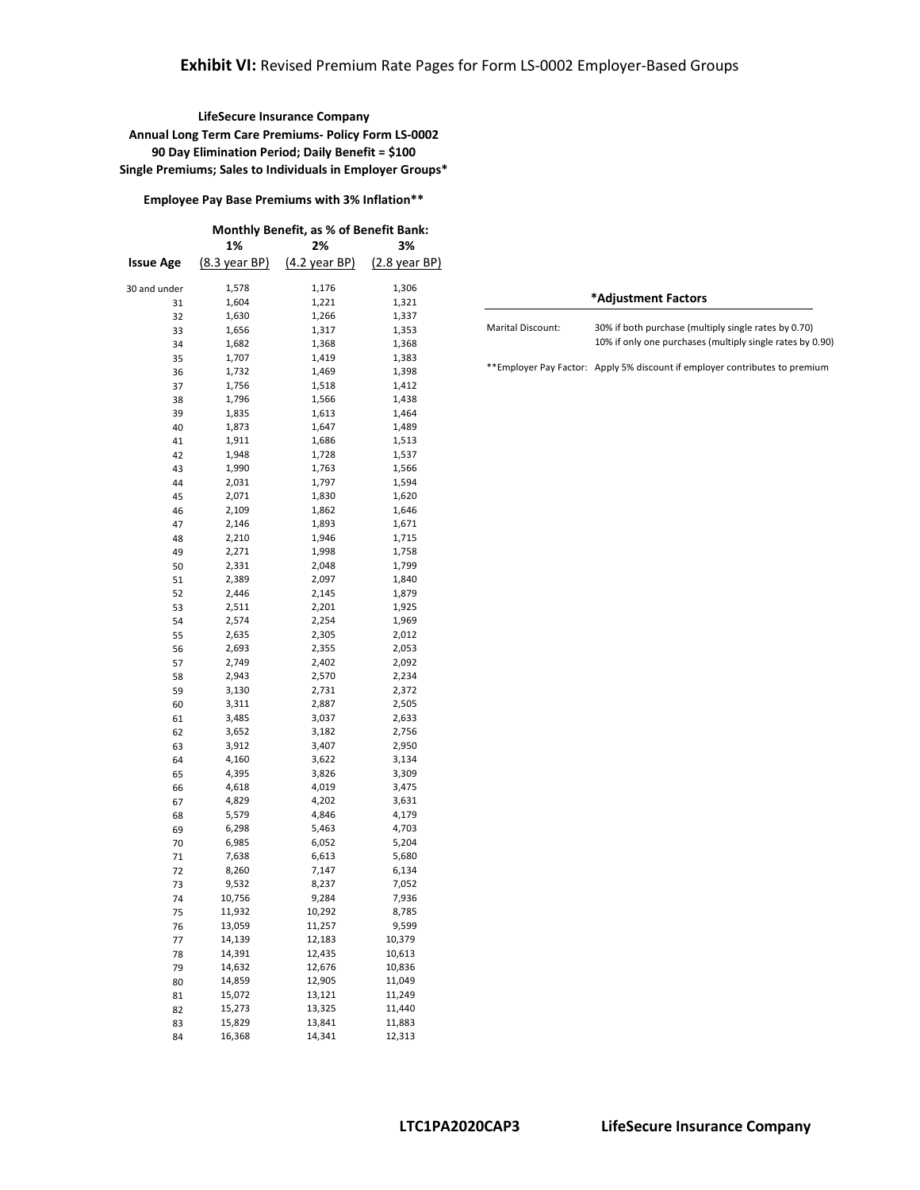## **Exhibit VI:** Revised Premium Rate Pages for Form LS-0002 Employer-Based Groups

**LifeSecure Insurance Company**
**Annual Long Term Care Premiums- Policy Form LS-0002**
**90 Day Elimination Period; Daily Benefit = $100**
**Single Premiums; Sales to Individuals in Employer Groups***

**Employee Pay Base Premiums with 3% Inflation****

| | Monthly Benefit, as % of Benefit Bank: | | |
|---|---|---|---|
| | **1%** | **2%** | **3%** |
| **Issue Age** | (8.3 year BP) | (4.2 year BP) | (2.8 year BP) |
| 30 and under | 1,578 | 1,176 | 1,306 |
| 31 | 1,604 | 1,221 | 1,321 |
| 32 | 1,630 | 1,266 | 1,337 |
| 33 | 1,656 | 1,317 | 1,353 |
| 34 | 1,682 | 1,368 | 1,368 |
| 35 | 1,707 | 1,419 | 1,383 |
| 36 | 1,732 | 1,469 | 1,398 |
| 37 | 1,756 | 1,518 | 1,412 |
| 38 | 1,796 | 1,566 | 1,438 |
| 39 | 1,835 | 1,613 | 1,464 |
| 40 | 1,873 | 1,647 | 1,489 |
| 41 | 1,911 | 1,686 | 1,513 |
| 42 | 1,948 | 1,728 | 1,537 |
| 43 | 1,990 | 1,763 | 1,566 |
| 44 | 2,031 | 1,797 | 1,594 |
| 45 | 2,071 | 1,830 | 1,620 |
| 46 | 2,109 | 1,862 | 1,646 |
| 47 | 2,146 | 1,893 | 1,671 |
| 48 | 2,210 | 1,946 | 1,715 |
| 49 | 2,271 | 1,998 | 1,758 |
| 50 | 2,331 | 2,048 | 1,799 |
| 51 | 2,389 | 2,097 | 1,840 |
| 52 | 2,446 | 2,145 | 1,879 |
| 53 | 2,511 | 2,201 | 1,925 |
| 54 | 2,574 | 2,254 | 1,969 |
| 55 | 2,635 | 2,305 | 2,012 |
| 56 | 2,693 | 2,355 | 2,053 |
| 57 | 2,749 | 2,402 | 2,092 |
| 58 | 2,943 | 2,570 | 2,234 |
| 59 | 3,130 | 2,731 | 2,372 |
| 60 | 3,311 | 2,887 | 2,505 |
| 61 | 3,485 | 3,037 | 2,633 |
| 62 | 3,652 | 3,182 | 2,756 |
| 63 | 3,912 | 3,407 | 2,950 |
| 64 | 4,160 | 3,622 | 3,134 |
| 65 | 4,395 | 3,826 | 3,309 |
| 66 | 4,618 | 4,019 | 3,475 |
| 67 | 4,829 | 4,202 | 3,631 |
| 68 | 5,579 | 4,846 | 4,179 |
| 69 | 6,298 | 5,463 | 4,703 |
| 70 | 6,985 | 6,052 | 5,204 |
| 71 | 7,638 | 6,613 | 5,680 |
| 72 | 8,260 | 7,147 | 6,134 |
| 73 | 9,532 | 8,237 | 7,052 |
| 74 | 10,756 | 9,284 | 7,936 |
| 75 | 11,932 | 10,292 | 8,785 |
| 76 | 13,059 | 11,257 | 9,599 |
| 77 | 14,139 | 12,183 | 10,379 |
| 78 | 14,391 | 12,435 | 10,613 |
| 79 | 14,632 | 12,676 | 10,836 |
| 80 | 14,859 | 12,905 | 11,049 |
| 81 | 15,072 | 13,121 | 11,249 |
| 82 | 15,273 | 13,325 | 11,440 |
| 83 | 15,829 | 13,841 | 11,883 |
| 84 | 16,368 | 14,341 | 12,313 |

| *Adjustment Factors | |
|---|---|
| Marital Discount: | 30% if both purchase (multiply single rates by 0.70)<br>10% if only one purchases (multiply single rates by 0.90) |
| **Employer Pay Factor: | Apply 5% discount if employer contributes to premium |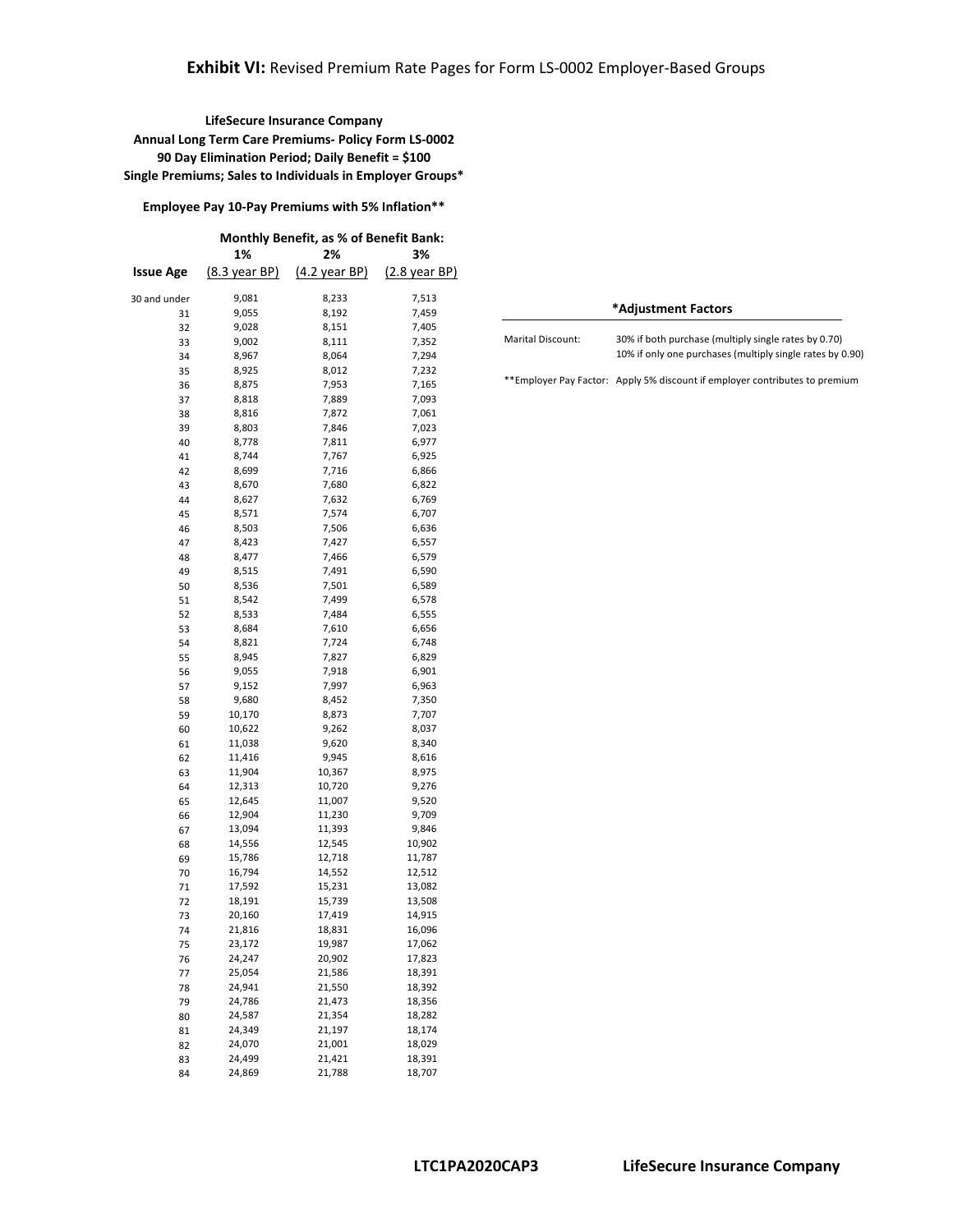## **Exhibit VI:** Revised Premium Rate Pages for Form LS-0002 Employer-Based Groups

**LifeSecure Insurance Company**
**Annual Long Term Care Premiums- Policy Form LS-0002**
**90 Day Elimination Period; Daily Benefit = $100**
**Single Premiums; Sales to Individuals in Employer Groups***

**Employee Pay 10-Pay Premiums with 5% Inflation****

| | **Monthly Benefit, as % of Benefit Bank:** | | |
|---|---|---|---|
| **Issue Age** | **1%** (8.3 year BP) | **2%** (4.2 year BP) | **3%** (2.8 year BP) |
| 30 and under | 9,081 | 8,233 | 7,513 |
| 31 | 9,055 | 8,192 | 7,459 |
| 32 | 9,028 | 8,151 | 7,405 |
| 33 | 9,002 | 8,111 | 7,352 |
| 34 | 8,967 | 8,064 | 7,294 |
| 35 | 8,925 | 8,012 | 7,232 |
| 36 | 8,875 | 7,953 | 7,165 |
| 37 | 8,818 | 7,889 | 7,093 |
| 38 | 8,816 | 7,872 | 7,061 |
| 39 | 8,803 | 7,846 | 7,023 |
| 40 | 8,778 | 7,811 | 6,977 |
| 41 | 8,744 | 7,767 | 6,925 |
| 42 | 8,699 | 7,716 | 6,866 |
| 43 | 8,670 | 7,680 | 6,822 |
| 44 | 8,627 | 7,632 | 6,769 |
| 45 | 8,571 | 7,574 | 6,707 |
| 46 | 8,503 | 7,506 | 6,636 |
| 47 | 8,423 | 7,427 | 6,557 |
| 48 | 8,477 | 7,466 | 6,579 |
| 49 | 8,515 | 7,491 | 6,590 |
| 50 | 8,536 | 7,501 | 6,589 |
| 51 | 8,542 | 7,499 | 6,578 |
| 52 | 8,533 | 7,484 | 6,555 |
| 53 | 8,684 | 7,610 | 6,656 |
| 54 | 8,821 | 7,724 | 6,748 |
| 55 | 8,945 | 7,827 | 6,829 |
| 56 | 9,055 | 7,918 | 6,901 |
| 57 | 9,152 | 7,997 | 6,963 |
| 58 | 9,680 | 8,452 | 7,350 |
| 59 | 10,170 | 8,873 | 7,707 |
| 60 | 10,622 | 9,262 | 8,037 |
| 61 | 11,038 | 9,620 | 8,340 |
| 62 | 11,416 | 9,945 | 8,616 |
| 63 | 11,904 | 10,367 | 8,975 |
| 64 | 12,313 | 10,720 | 9,276 |
| 65 | 12,645 | 11,007 | 9,520 |
| 66 | 12,904 | 11,230 | 9,709 |
| 67 | 13,094 | 11,393 | 9,846 |
| 68 | 14,556 | 12,545 | 10,902 |
| 69 | 15,786 | 12,718 | 11,787 |
| 70 | 16,794 | 14,552 | 12,512 |
| 71 | 17,592 | 15,231 | 13,082 |
| 72 | 18,191 | 15,739 | 13,508 |
| 73 | 20,160 | 17,419 | 14,915 |
| 74 | 21,816 | 18,831 | 16,096 |
| 75 | 23,172 | 19,987 | 17,062 |
| 76 | 24,247 | 20,902 | 17,823 |
| 77 | 25,054 | 21,586 | 18,391 |
| 78 | 24,941 | 21,550 | 18,392 |
| 79 | 24,786 | 21,473 | 18,356 |
| 80 | 24,587 | 21,354 | 18,282 |
| 81 | 24,349 | 21,197 | 18,174 |
| 82 | 24,070 | 21,001 | 18,029 |
| 83 | 24,499 | 21,421 | 18,391 |
| 84 | 24,869 | 21,788 | 18,707 |

**\*Adjustment Factors**

| | |
|---|---|
| Marital Discount: | 30% if both purchase (multiply single rates by 0.70) |
| | 10% if only one purchases (multiply single rates by 0.90) |
| **Employer Pay Factor: | Apply 5% discount if employer contributes to premium |

LTC1PA2020CAP3 LifeSecure Insurance Company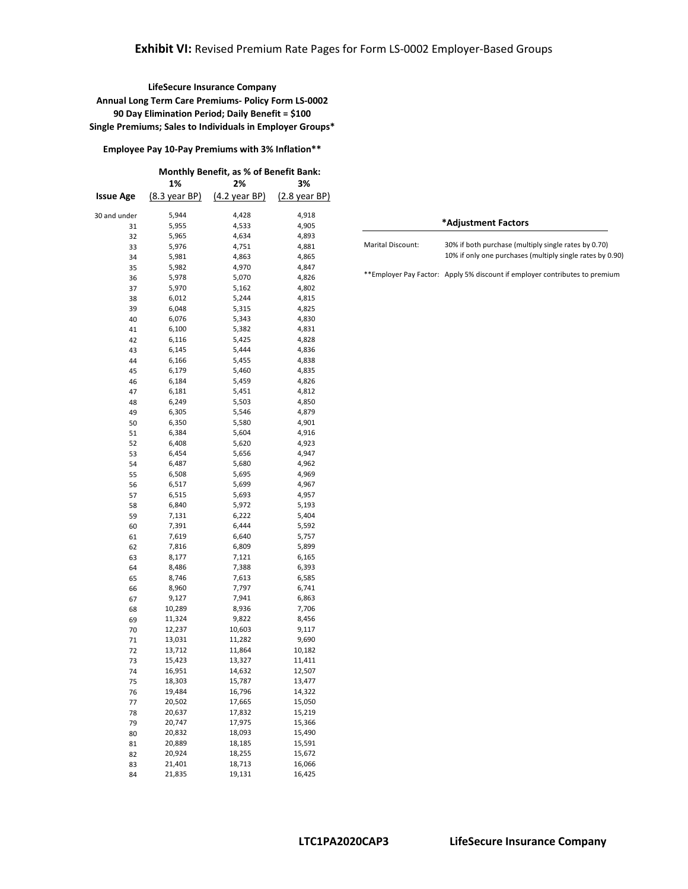## **Exhibit VI:** Revised Premium Rate Pages for Form LS-0002 Employer-Based Groups

**LifeSecure Insurance Company**
**Annual Long Term Care Premiums- Policy Form LS-0002**
**90 Day Elimination Period; Daily Benefit = $100**
**Single Premiums; Sales to Individuals in Employer Groups***

**Employee Pay 10-Pay Premiums with 3% Inflation****

| | Monthly Benefit, as % of Benefit Bank: | | |
|---|---|---|---|
| | 1% | 2% | 3% |
| Issue Age | (8.3 year BP) | (4.2 year BP) | (2.8 year BP) |
| 30 and under | 5,944 | 4,428 | 4,918 |
| 31 | 5,955 | 4,533 | 4,905 |
| 32 | 5,965 | 4,634 | 4,893 |
| 33 | 5,976 | 4,751 | 4,881 |
| 34 | 5,981 | 4,863 | 4,865 |
| 35 | 5,982 | 4,970 | 4,847 |
| 36 | 5,978 | 5,070 | 4,826 |
| 37 | 5,970 | 5,162 | 4,802 |
| 38 | 6,012 | 5,244 | 4,815 |
| 39 | 6,048 | 5,315 | 4,825 |
| 40 | 6,076 | 5,343 | 4,830 |
| 41 | 6,100 | 5,382 | 4,831 |
| 42 | 6,116 | 5,425 | 4,828 |
| 43 | 6,145 | 5,444 | 4,836 |
| 44 | 6,166 | 5,455 | 4,838 |
| 45 | 6,179 | 5,460 | 4,835 |
| 46 | 6,184 | 5,459 | 4,826 |
| 47 | 6,181 | 5,451 | 4,812 |
| 48 | 6,249 | 5,503 | 4,850 |
| 49 | 6,305 | 5,546 | 4,879 |
| 50 | 6,350 | 5,580 | 4,901 |
| 51 | 6,384 | 5,604 | 4,916 |
| 52 | 6,408 | 5,620 | 4,923 |
| 53 | 6,454 | 5,656 | 4,947 |
| 54 | 6,487 | 5,680 | 4,962 |
| 55 | 6,508 | 5,695 | 4,969 |
| 56 | 6,517 | 5,699 | 4,967 |
| 57 | 6,515 | 5,693 | 4,957 |
| 58 | 6,840 | 5,972 | 5,193 |
| 59 | 7,131 | 6,222 | 5,404 |
| 60 | 7,391 | 6,444 | 5,592 |
| 61 | 7,619 | 6,640 | 5,757 |
| 62 | 7,816 | 6,809 | 5,899 |
| 63 | 8,177 | 7,121 | 6,165 |
| 64 | 8,486 | 7,388 | 6,393 |
| 65 | 8,746 | 7,613 | 6,585 |
| 66 | 8,960 | 7,797 | 6,741 |
| 67 | 9,127 | 7,941 | 6,863 |
| 68 | 10,289 | 8,936 | 7,706 |
| 69 | 11,324 | 9,822 | 8,456 |
| 70 | 12,237 | 10,603 | 9,117 |
| 71 | 13,031 | 11,282 | 9,690 |
| 72 | 13,712 | 11,864 | 10,182 |
| 73 | 15,423 | 13,327 | 11,411 |
| 74 | 16,951 | 14,632 | 12,507 |
| 75 | 18,303 | 15,787 | 13,477 |
| 76 | 19,484 | 16,796 | 14,322 |
| 77 | 20,502 | 17,665 | 15,050 |
| 78 | 20,637 | 17,832 | 15,219 |
| 79 | 20,747 | 17,975 | 15,366 |
| 80 | 20,832 | 18,093 | 15,490 |
| 81 | 20,889 | 18,185 | 15,591 |
| 82 | 20,924 | 18,255 | 15,672 |
| 83 | 21,401 | 18,713 | 16,066 |
| 84 | 21,835 | 19,131 | 16,425 |

| *Adjustment Factors | |
|---|---|
| Marital Discount: | 30% if both purchase (multiply single rates by 0.70)<br>10% if only one purchases (multiply single rates by 0.90) |
| **Employer Pay Factor: | Apply 5% discount if employer contributes to premium |

LTC1PA2020CAP3 LifeSecure Insurance Company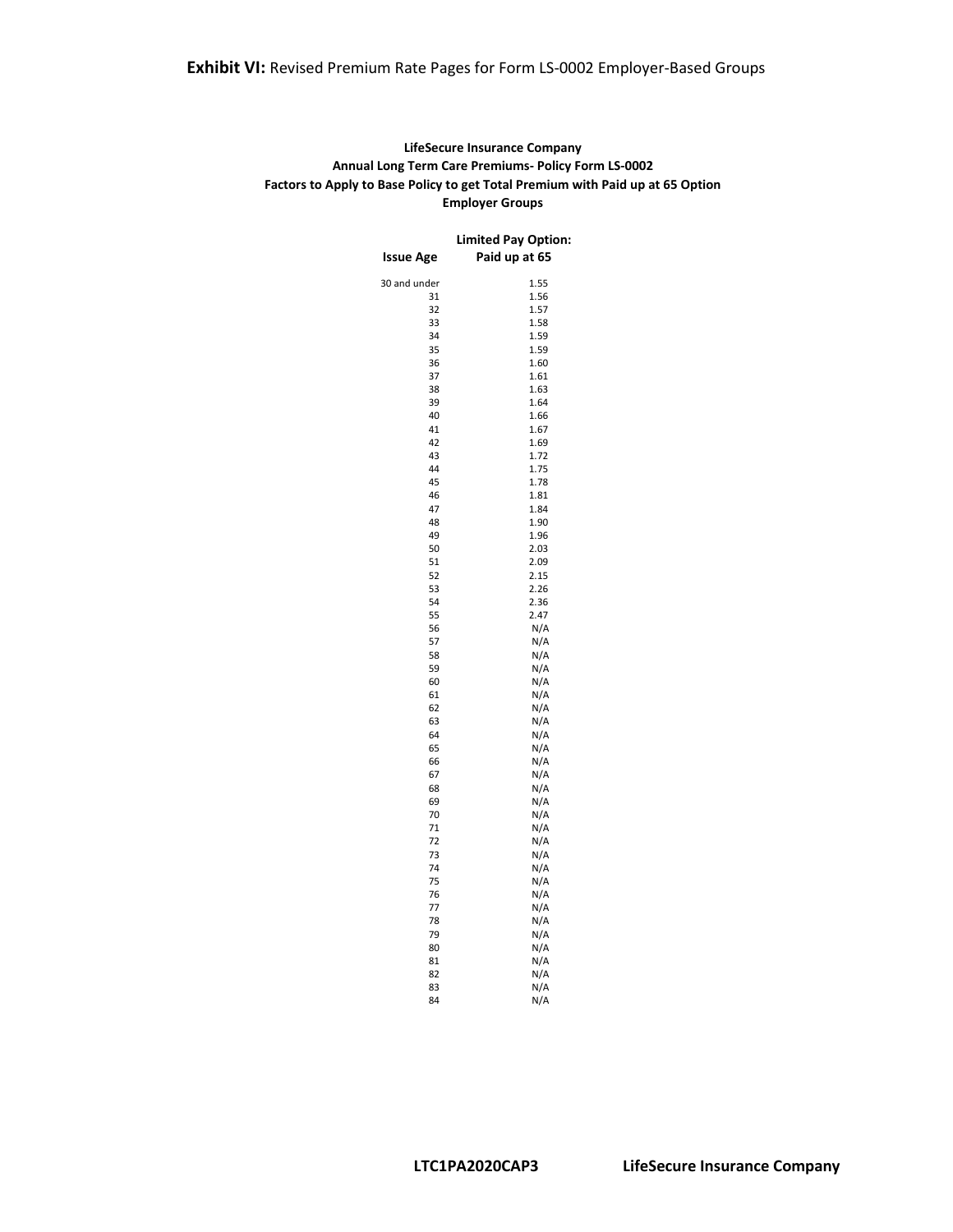**Exhibit VI:** Revised Premium Rate Pages for Form LS-0002 Employer-Based Groups

**LifeSecure Insurance Company**
**Annual Long Term Care Premiums- Policy Form LS-0002**
**Factors to Apply to Base Policy to get Total Premium with Paid up at 65 Option**
**Employer Groups**

| Issue Age | Limited Pay Option: Paid up at 65 |
|---|---|
| 30 and under | 1.55 |
| 31 | 1.56 |
| 32 | 1.57 |
| 33 | 1.58 |
| 34 | 1.59 |
| 35 | 1.59 |
| 36 | 1.60 |
| 37 | 1.61 |
| 38 | 1.63 |
| 39 | 1.64 |
| 40 | 1.66 |
| 41 | 1.67 |
| 42 | 1.69 |
| 43 | 1.72 |
| 44 | 1.75 |
| 45 | 1.78 |
| 46 | 1.81 |
| 47 | 1.84 |
| 48 | 1.90 |
| 49 | 1.96 |
| 50 | 2.03 |
| 51 | 2.09 |
| 52 | 2.15 |
| 53 | 2.26 |
| 54 | 2.36 |
| 55 | 2.47 |
| 56 | N/A |
| 57 | N/A |
| 58 | N/A |
| 59 | N/A |
| 60 | N/A |
| 61 | N/A |
| 62 | N/A |
| 63 | N/A |
| 64 | N/A |
| 65 | N/A |
| 66 | N/A |
| 67 | N/A |
| 68 | N/A |
| 69 | N/A |
| 70 | N/A |
| 71 | N/A |
| 72 | N/A |
| 73 | N/A |
| 74 | N/A |
| 75 | N/A |
| 76 | N/A |
| 77 | N/A |
| 78 | N/A |
| 79 | N/A |
| 80 | N/A |
| 81 | N/A |
| 82 | N/A |
| 83 | N/A |
| 84 | N/A |

**LTC1PA2020CAP3** **LifeSecure Insurance Company**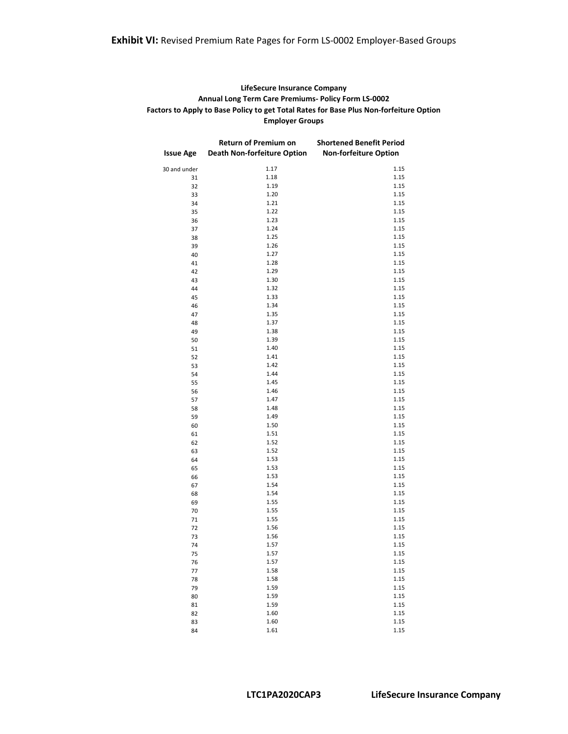**Exhibit VI:** Revised Premium Rate Pages for Form LS-0002 Employer-Based Groups

**LifeSecure Insurance Company**
**Annual Long Term Care Premiums- Policy Form LS-0002**
**Factors to Apply to Base Policy to get Total Rates for Base Plus Non-forfeiture Option**
**Employer Groups**

| Issue Age | Return of Premium on Death Non-forfeiture Option | Shortened Benefit Period Non-forfeiture Option |
|---|---|---|
| 30 and under | 1.17 | 1.15 |
| 31 | 1.18 | 1.15 |
| 32 | 1.19 | 1.15 |
| 33 | 1.20 | 1.15 |
| 34 | 1.21 | 1.15 |
| 35 | 1.22 | 1.15 |
| 36 | 1.23 | 1.15 |
| 37 | 1.24 | 1.15 |
| 38 | 1.25 | 1.15 |
| 39 | 1.26 | 1.15 |
| 40 | 1.27 | 1.15 |
| 41 | 1.28 | 1.15 |
| 42 | 1.29 | 1.15 |
| 43 | 1.30 | 1.15 |
| 44 | 1.32 | 1.15 |
| 45 | 1.33 | 1.15 |
| 46 | 1.34 | 1.15 |
| 47 | 1.35 | 1.15 |
| 48 | 1.37 | 1.15 |
| 49 | 1.38 | 1.15 |
| 50 | 1.39 | 1.15 |
| 51 | 1.40 | 1.15 |
| 52 | 1.41 | 1.15 |
| 53 | 1.42 | 1.15 |
| 54 | 1.44 | 1.15 |
| 55 | 1.45 | 1.15 |
| 56 | 1.46 | 1.15 |
| 57 | 1.47 | 1.15 |
| 58 | 1.48 | 1.15 |
| 59 | 1.49 | 1.15 |
| 60 | 1.50 | 1.15 |
| 61 | 1.51 | 1.15 |
| 62 | 1.52 | 1.15 |
| 63 | 1.52 | 1.15 |
| 64 | 1.53 | 1.15 |
| 65 | 1.53 | 1.15 |
| 66 | 1.53 | 1.15 |
| 67 | 1.54 | 1.15 |
| 68 | 1.54 | 1.15 |
| 69 | 1.55 | 1.15 |
| 70 | 1.55 | 1.15 |
| 71 | 1.55 | 1.15 |
| 72 | 1.56 | 1.15 |
| 73 | 1.56 | 1.15 |
| 74 | 1.57 | 1.15 |
| 75 | 1.57 | 1.15 |
| 76 | 1.57 | 1.15 |
| 77 | 1.58 | 1.15 |
| 78 | 1.58 | 1.15 |
| 79 | 1.59 | 1.15 |
| 80 | 1.59 | 1.15 |
| 81 | 1.59 | 1.15 |
| 82 | 1.60 | 1.15 |
| 83 | 1.60 | 1.15 |
| 84 | 1.61 | 1.15 |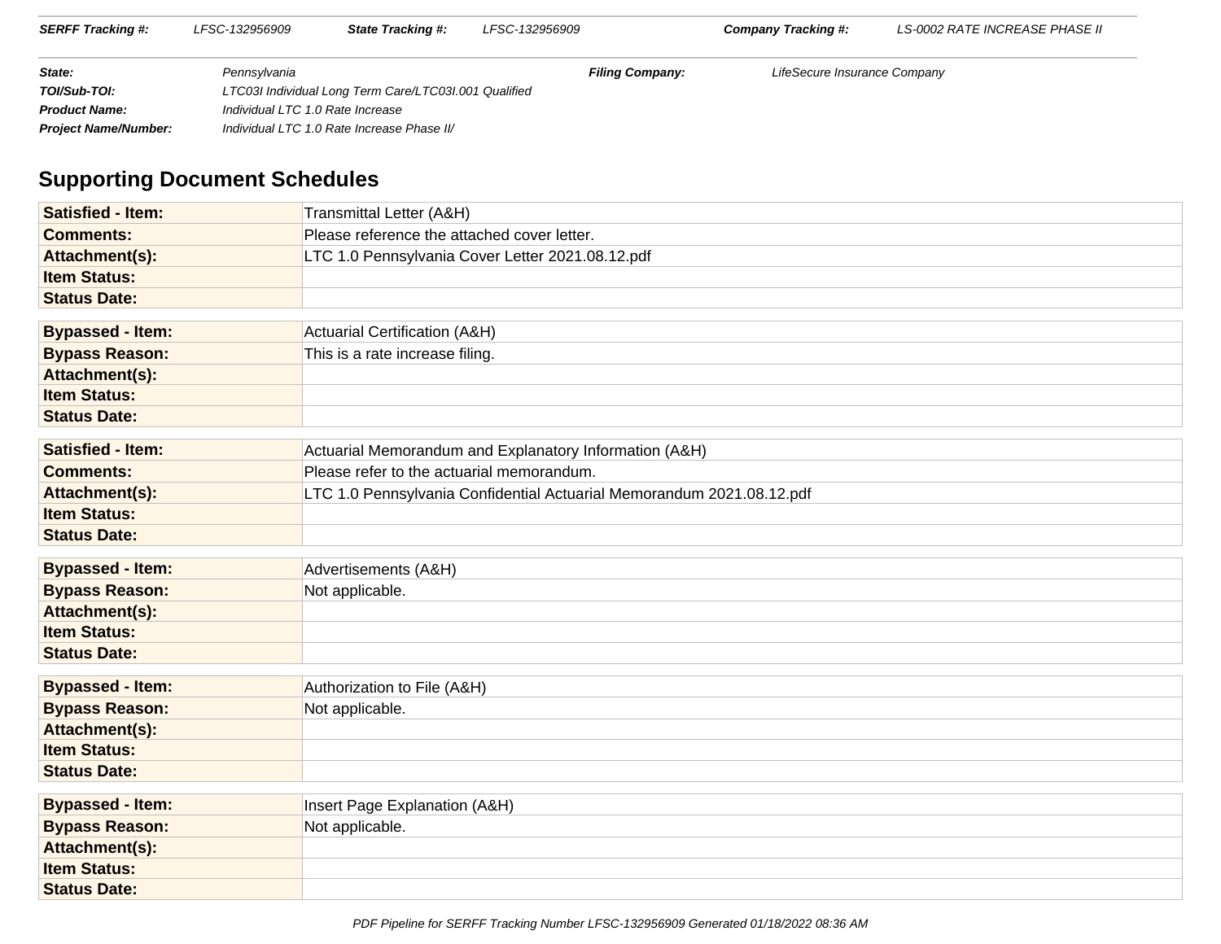| **SERFF Tracking #:** | LFSC-132956909 | **State Tracking #:** | LFSC-132956909 | **Company Tracking #:** | LS-0002 RATE INCREASE PHASE II |
|---|---|---|---|---|---|

| | | | |
|---|---|---|---|
| **State:** | Pennsylvania | **Filing Company:** | LifeSecure Insurance Company |
| **TOI/Sub-TOI:** | LTC03I Individual Long Term Care/LTC03I.001 Qualified | | |
| **Product Name:** | Individual LTC 1.0 Rate Increase | | |
| **Project Name/Number:** | Individual LTC 1.0 Rate Increase Phase II/ | | |

## Supporting Document Schedules

| | |
|---|---|
| **Satisfied - Item:** | Transmittal Letter (A&H) |
| **Comments:** | Please reference the attached cover letter. |
| **Attachment(s):** | LTC 1.0 Pennsylvania Cover Letter 2021.08.12.pdf |
| **Item Status:** | |
| **Status Date:** | |

| | |
|---|---|
| **Bypassed - Item:** | Actuarial Certification (A&H) |
| **Bypass Reason:** | This is a rate increase filing. |
| **Attachment(s):** | |
| **Item Status:** | |
| **Status Date:** | |

| | |
|---|---|
| **Satisfied - Item:** | Actuarial Memorandum and Explanatory Information (A&H) |
| **Comments:** | Please refer to the actuarial memorandum. |
| **Attachment(s):** | LTC 1.0 Pennsylvania Confidential Actuarial Memorandum 2021.08.12.pdf |
| **Item Status:** | |
| **Status Date:** | |

| | |
|---|---|
| **Bypassed - Item:** | Advertisements (A&H) |
| **Bypass Reason:** | Not applicable. |
| **Attachment(s):** | |
| **Item Status:** | |
| **Status Date:** | |

| | |
|---|---|
| **Bypassed - Item:** | Authorization to File (A&H) |
| **Bypass Reason:** | Not applicable. |
| **Attachment(s):** | |
| **Item Status:** | |
| **Status Date:** | |

| | |
|---|---|
| **Bypassed - Item:** | Insert Page Explanation (A&H) |
| **Bypass Reason:** | Not applicable. |
| **Attachment(s):** | |
| **Item Status:** | |
| **Status Date:** | |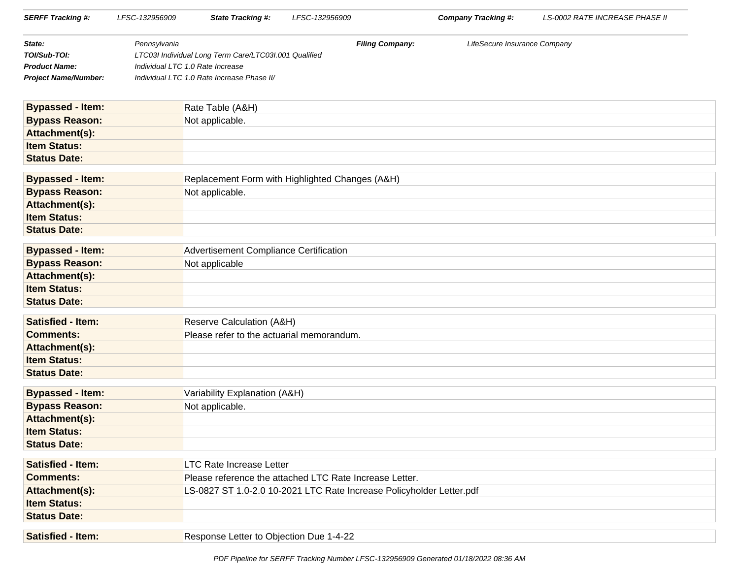| | | | |
|---|---|---|---|
| **State:** | Pennsylvania | **Filing Company:** | LifeSecure Insurance Company |
| **TOI/Sub-TOI:** | LTC03I Individual Long Term Care/LTC03I.001 Qualified | | |
| **Product Name:** | Individual LTC 1.0 Rate Increase | | |
| **Project Name/Number:** | Individual LTC 1.0 Rate Increase Phase II/ | | |

| | |
|---|---|
| **Bypassed - Item:** | Rate Table (A&H) |
| **Bypass Reason:** | Not applicable. |
| **Attachment(s):** | |
| **Item Status:** | |
| **Status Date:** | |

| | |
|---|---|
| **Bypassed - Item:** | Replacement Form with Highlighted Changes (A&H) |
| **Bypass Reason:** | Not applicable. |
| **Attachment(s):** | |
| **Item Status:** | |
| **Status Date:** | |

| | |
|---|---|
| **Bypassed - Item:** | Advertisement Compliance Certification |
| **Bypass Reason:** | Not applicable |
| **Attachment(s):** | |
| **Item Status:** | |
| **Status Date:** | |

| | |
|---|---|
| **Satisfied - Item:** | Reserve Calculation (A&H) |
| **Comments:** | Please refer to the actuarial memorandum. |
| **Attachment(s):** | |
| **Item Status:** | |
| **Status Date:** | |

| | |
|---|---|
| **Bypassed - Item:** | Variability Explanation (A&H) |
| **Bypass Reason:** | Not applicable. |
| **Attachment(s):** | |
| **Item Status:** | |
| **Status Date:** | |

| | |
|---|---|
| **Satisfied - Item:** | LTC Rate Increase Letter |
| **Comments:** | Please reference the attached LTC Rate Increase Letter. |
| **Attachment(s):** | LS-0827 ST 1.0-2.0 10-2021 LTC Rate Increase Policyholder Letter.pdf |
| **Item Status:** | |
| **Status Date:** | |

| | |
|---|---|
| **Satisfied - Item:** | Response Letter to Objection Due 1-4-22 |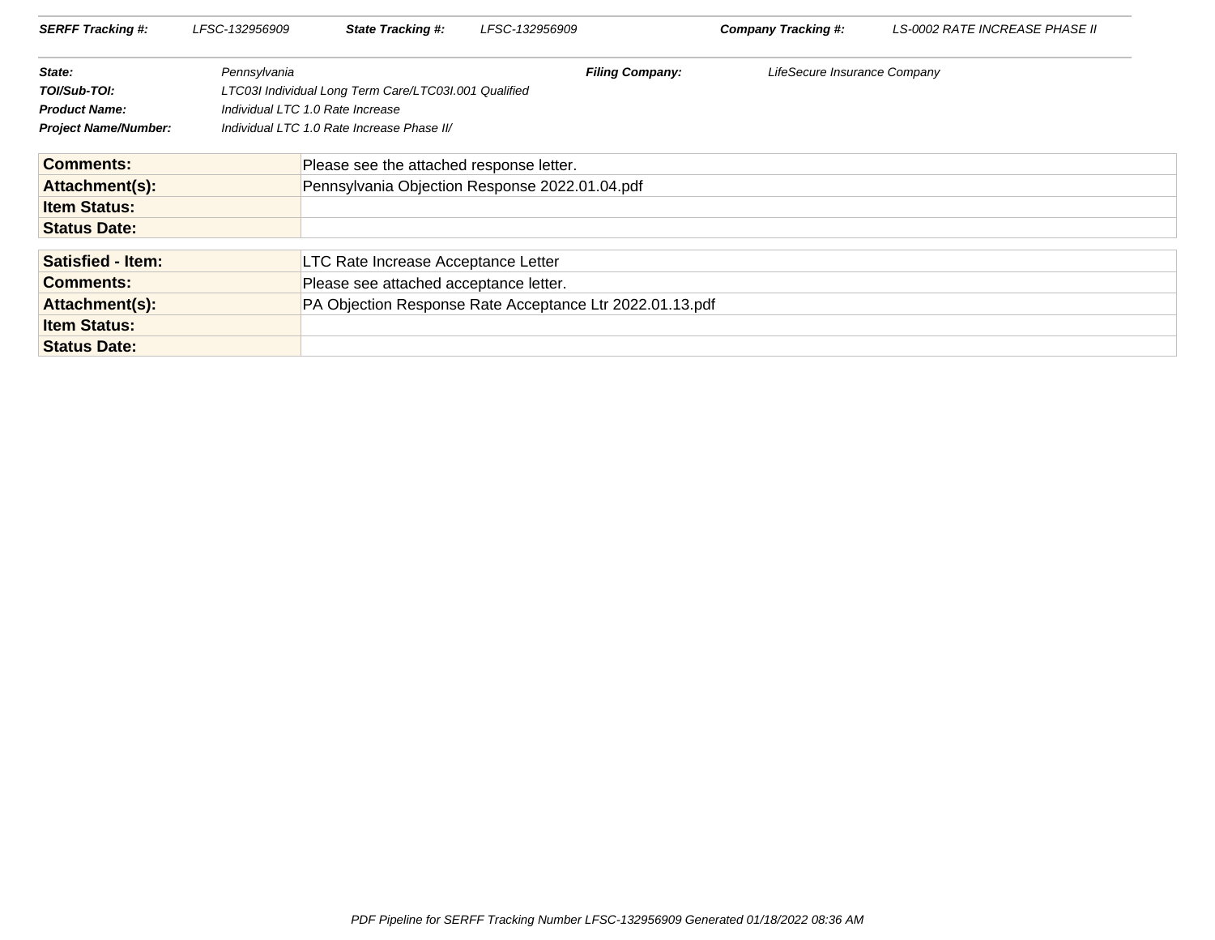| SERFF Tracking #: | LFSC-132956909 | State Tracking #: | LFSC-132956909 | Company Tracking #: | LS-0002 RATE INCREASE PHASE II |
|---|---|---|---|---|---|

| State: | Pennsylvania | Filing Company: | LifeSecure Insurance Company |
|---|---|---|---|
| TOI/Sub-TOI: | LTC03I Individual Long Term Care/LTC03I.001 Qualified | | |
| Product Name: | Individual LTC 1.0 Rate Increase | | |
| Project Name/Number: | Individual LTC 1.0 Rate Increase Phase II/ | | |

| | |
|---|---|
| **Comments:** | Please see the attached response letter. |
| **Attachment(s):** | Pennsylvania Objection Response 2022.01.04.pdf |
| **Item Status:** | |
| **Status Date:** | |

| | |
|---|---|
| **Satisfied - Item:** | LTC Rate Increase Acceptance Letter |
| **Comments:** | Please see attached acceptance letter. |
| **Attachment(s):** | PA Objection Response Rate Acceptance Ltr 2022.01.13.pdf |
| **Item Status:** | |
| **Status Date:** | |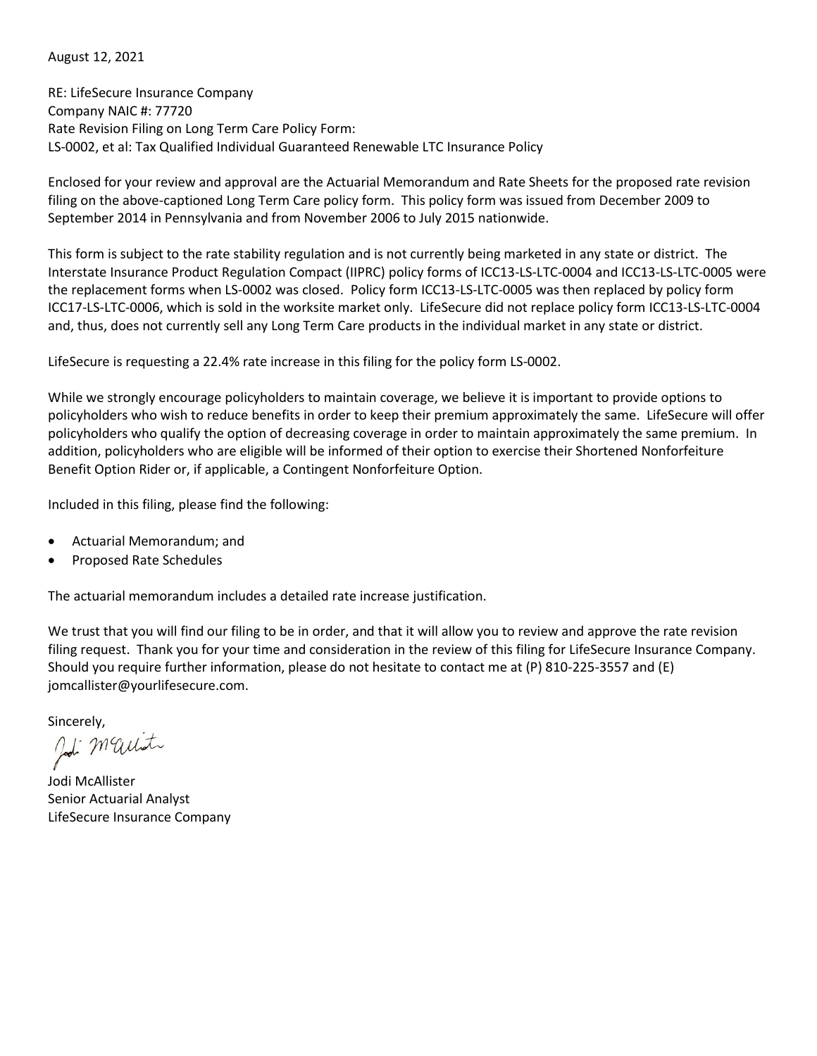August 12, 2021

RE: LifeSecure Insurance Company
Company NAIC #: 77720
Rate Revision Filing on Long Term Care Policy Form:
LS-0002, et al: Tax Qualified Individual Guaranteed Renewable LTC Insurance Policy

Enclosed for your review and approval are the Actuarial Memorandum and Rate Sheets for the proposed rate revision filing on the above-captioned Long Term Care policy form. This policy form was issued from December 2009 to September 2014 in Pennsylvania and from November 2006 to July 2015 nationwide.

This form is subject to the rate stability regulation and is not currently being marketed in any state or district. The Interstate Insurance Product Regulation Compact (IIPRC) policy forms of ICC13-LS-LTC-0004 and ICC13-LS-LTC-0005 were the replacement forms when LS-0002 was closed. Policy form ICC13-LS-LTC-0005 was then replaced by policy form ICC17-LS-LTC-0006, which is sold in the worksite market only. LifeSecure did not replace policy form ICC13-LS-LTC-0004 and, thus, does not currently sell any Long Term Care products in the individual market in any state or district.

LifeSecure is requesting a 22.4% rate increase in this filing for the policy form LS-0002.

While we strongly encourage policyholders to maintain coverage, we believe it is important to provide options to policyholders who wish to reduce benefits in order to keep their premium approximately the same. LifeSecure will offer policyholders who qualify the option of decreasing coverage in order to maintain approximately the same premium. In addition, policyholders who are eligible will be informed of their option to exercise their Shortened Nonforfeiture Benefit Option Rider or, if applicable, a Contingent Nonforfeiture Option.

Included in this filing, please find the following:

- Actuarial Memorandum; and
- Proposed Rate Schedules

The actuarial memorandum includes a detailed rate increase justification.

We trust that you will find our filing to be in order, and that it will allow you to review and approve the rate revision filing request. Thank you for your time and consideration in the review of this filing for LifeSecure Insurance Company. Should you require further information, please do not hesitate to contact me at (P) 810-225-3557 and (E) jomcallister@yourlifesecure.com.

Sincerely,

Jodi McAllister
Senior Actuarial Analyst
LifeSecure Insurance Company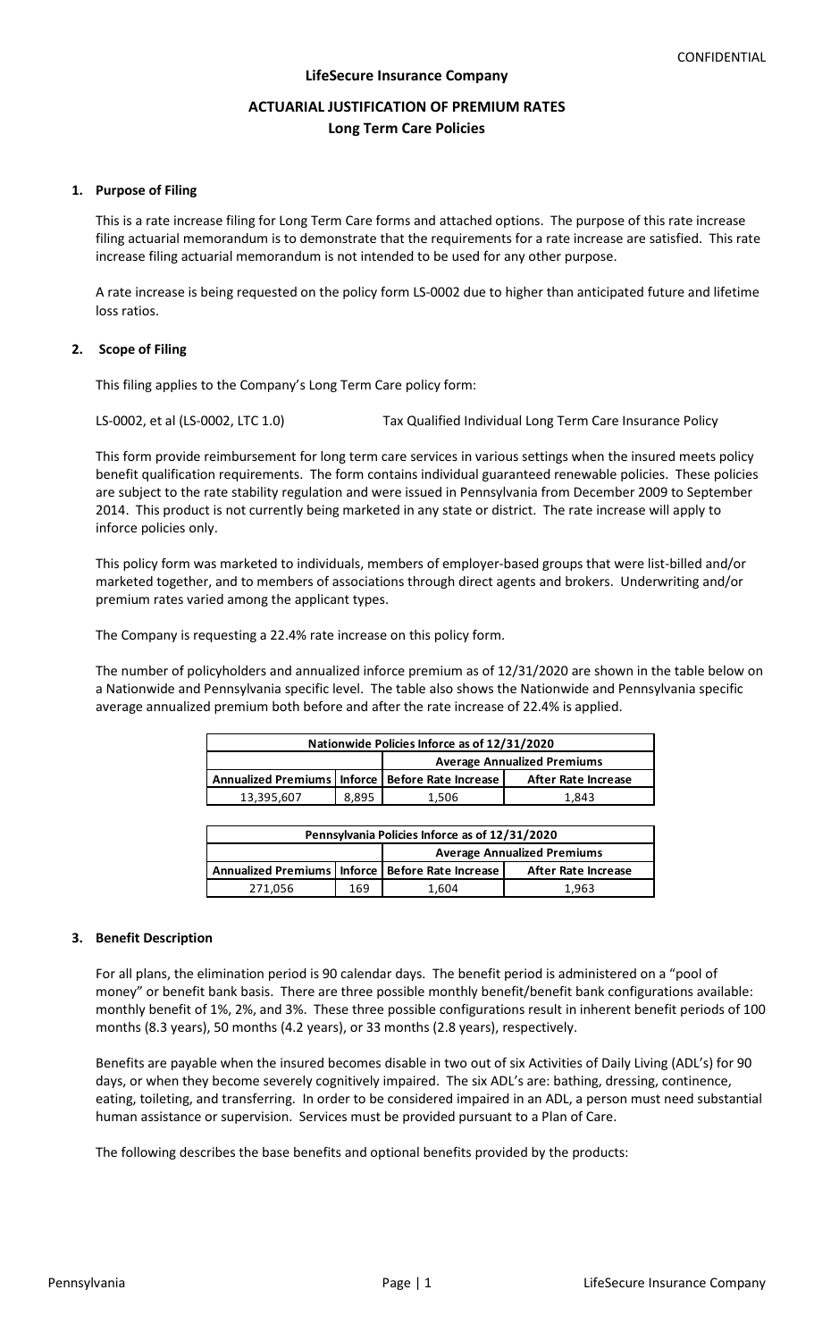CONFIDENTIAL

**LifeSecure Insurance Company**

# ACTUARIAL JUSTIFICATION OF PREMIUM RATES
## Long Term Care Policies

### 1. Purpose of Filing

This is a rate increase filing for Long Term Care forms and attached options. The purpose of this rate increase filing actuarial memorandum is to demonstrate that the requirements for a rate increase are satisfied. This rate increase filing actuarial memorandum is not intended to be used for any other purpose.

A rate increase is being requested on the policy form LS-0002 due to higher than anticipated future and lifetime loss ratios.

### 2. Scope of Filing

This filing applies to the Company's Long Term Care policy form:

LS-0002, et al (LS-0002, LTC 1.0) Tax Qualified Individual Long Term Care Insurance Policy

This form provide reimbursement for long term care services in various settings when the insured meets policy benefit qualification requirements. The form contains individual guaranteed renewable policies. These policies are subject to the rate stability regulation and were issued in Pennsylvania from December 2009 to September 2014. This product is not currently being marketed in any state or district. The rate increase will apply to inforce policies only.

This policy form was marketed to individuals, members of employer-based groups that were list-billed and/or marketed together, and to members of associations through direct agents and brokers. Underwriting and/or premium rates varied among the applicant types.

The Company is requesting a 22.4% rate increase on this policy form.

The number of policyholders and annualized inforce premium as of 12/31/2020 are shown in the table below on a Nationwide and Pennsylvania specific level. The table also shows the Nationwide and Pennsylvania specific average annualized premium both before and after the rate increase of 22.4% is applied.

| Nationwide Policies Inforce as of 12/31/2020 | | | |
|---|---|---|---|
| | | Average Annualized Premiums | |
| Annualized Premiums | Inforce | Before Rate Increase | After Rate Increase |
| 13,395,607 | 8,895 | 1,506 | 1,843 |

| Pennsylvania Policies Inforce as of 12/31/2020 | | | |
|---|---|---|---|
| | | Average Annualized Premiums | |
| Annualized Premiums | Inforce | Before Rate Increase | After Rate Increase |
| 271,056 | 169 | 1,604 | 1,963 |

### 3. Benefit Description

For all plans, the elimination period is 90 calendar days. The benefit period is administered on a "pool of money" or benefit bank basis. There are three possible monthly benefit/benefit bank configurations available: monthly benefit of 1%, 2%, and 3%. These three possible configurations result in inherent benefit periods of 100 months (8.3 years), 50 months (4.2 years), or 33 months (2.8 years), respectively.

Benefits are payable when the insured becomes disable in two out of six Activities of Daily Living (ADL's) for 90 days, or when they become severely cognitively impaired. The six ADL's are: bathing, dressing, continence, eating, toileting, and transferring. In order to be considered impaired in an ADL, a person must need substantial human assistance or supervision. Services must be provided pursuant to a Plan of Care.

The following describes the base benefits and optional benefits provided by the products: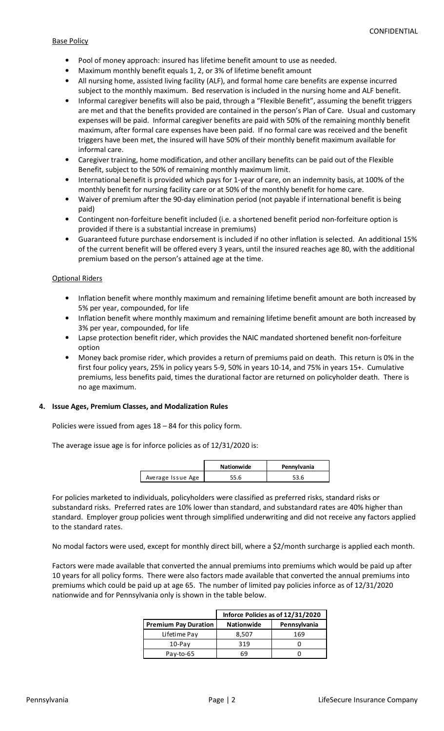Base Policy

- Pool of money approach: insured has lifetime benefit amount to use as needed.
- Maximum monthly benefit equals 1, 2, or 3% of lifetime benefit amount
- All nursing home, assisted living facility (ALF), and formal home care benefits are expense incurred subject to the monthly maximum. Bed reservation is included in the nursing home and ALF benefit.
- Informal caregiver benefits will also be paid, through a "Flexible Benefit", assuming the benefit triggers are met and that the benefits provided are contained in the person's Plan of Care. Usual and customary expenses will be paid. Informal caregiver benefits are paid with 50% of the remaining monthly benefit maximum, after formal care expenses have been paid. If no formal care was received and the benefit triggers have been met, the insured will have 50% of their monthly benefit maximum available for informal care.
- Caregiver training, home modification, and other ancillary benefits can be paid out of the Flexible Benefit, subject to the 50% of remaining monthly maximum limit.
- International benefit is provided which pays for 1-year of care, on an indemnity basis, at 100% of the monthly benefit for nursing facility care or at 50% of the monthly benefit for home care.
- Waiver of premium after the 90-day elimination period (not payable if international benefit is being paid)
- Contingent non-forfeiture benefit included (i.e. a shortened benefit period non-forfeiture option is provided if there is a substantial increase in premiums)
- Guaranteed future purchase endorsement is included if no other inflation is selected. An additional 15% of the current benefit will be offered every 3 years, until the insured reaches age 80, with the additional premium based on the person's attained age at the time.

Optional Riders

- Inflation benefit where monthly maximum and remaining lifetime benefit amount are both increased by 5% per year, compounded, for life
- Inflation benefit where monthly maximum and remaining lifetime benefit amount are both increased by 3% per year, compounded, for life
- Lapse protection benefit rider, which provides the NAIC mandated shortened benefit non-forfeiture option
- Money back promise rider, which provides a return of premiums paid on death. This return is 0% in the first four policy years, 25% in policy years 5-9, 50% in years 10-14, and 75% in years 15+. Cumulative premiums, less benefits paid, times the durational factor are returned on policyholder death. There is no age maximum.

## 4. Issue Ages, Premium Classes, and Modalization Rules

Policies were issued from ages 18 – 84 for this policy form.

The average issue age is for inforce policies as of 12/31/2020 is:

| | Nationwide | Pennsylvania |
|---|---|---|
| Average Issue Age | 55.6 | 53.6 |

For policies marketed to individuals, policyholders were classified as preferred risks, standard risks or substandard risks. Preferred rates are 10% lower than standard, and substandard rates are 40% higher than standard. Employer group policies went through simplified underwriting and did not receive any factors applied to the standard rates.

No modal factors were used, except for monthly direct bill, where a $2/month surcharge is applied each month.

Factors were made available that converted the annual premiums into premiums which would be paid up after 10 years for all policy forms. There were also factors made available that converted the annual premiums into premiums which could be paid up at age 65. The number of limited pay policies inforce as of 12/31/2020 nationwide and for Pennsylvania only is shown in the table below.

| | Inforce Policies as of 12/31/2020 | |
|---|---|---|
| Premium Pay Duration | Nationwide | Pennsylvania |
| Lifetime Pay | 8,507 | 169 |
| 10-Pay | 319 | 0 |
| Pay-to-65 | 69 | 0 |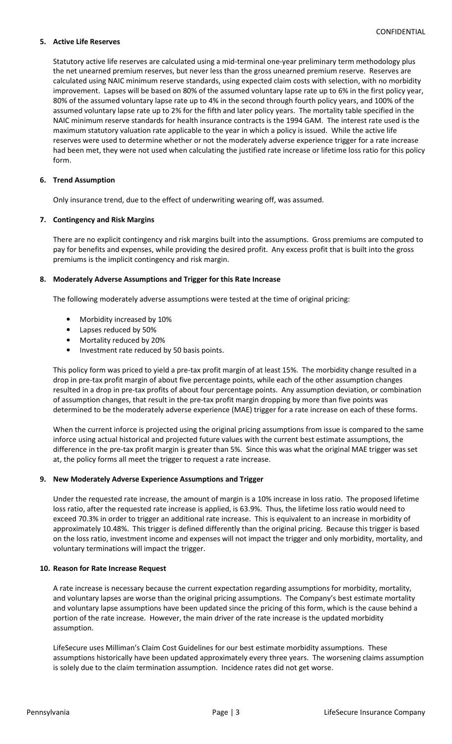### 5. Active Life Reserves

Statutory active life reserves are calculated using a mid-terminal one-year preliminary term methodology plus the net unearned premium reserves, but never less than the gross unearned premium reserve. Reserves are calculated using NAIC minimum reserve standards, using expected claim costs with selection, with no morbidity improvement. Lapses will be based on 80% of the assumed voluntary lapse rate up to 6% in the first policy year, 80% of the assumed voluntary lapse rate up to 4% in the second through fourth policy years, and 100% of the assumed voluntary lapse rate up to 2% for the fifth and later policy years. The mortality table specified in the NAIC minimum reserve standards for health insurance contracts is the 1994 GAM. The interest rate used is the maximum statutory valuation rate applicable to the year in which a policy is issued. While the active life reserves were used to determine whether or not the moderately adverse experience trigger for a rate increase had been met, they were not used when calculating the justified rate increase or lifetime loss ratio for this policy form.

### 6. Trend Assumption

Only insurance trend, due to the effect of underwriting wearing off, was assumed.

### 7. Contingency and Risk Margins

There are no explicit contingency and risk margins built into the assumptions. Gross premiums are computed to pay for benefits and expenses, while providing the desired profit. Any excess profit that is built into the gross premiums is the implicit contingency and risk margin.

### 8. Moderately Adverse Assumptions and Trigger for this Rate Increase

The following moderately adverse assumptions were tested at the time of original pricing:

- Morbidity increased by 10%
- Lapses reduced by 50%
- Mortality reduced by 20%
- Investment rate reduced by 50 basis points.

This policy form was priced to yield a pre-tax profit margin of at least 15%. The morbidity change resulted in a drop in pre-tax profit margin of about five percentage points, while each of the other assumption changes resulted in a drop in pre-tax profits of about four percentage points. Any assumption deviation, or combination of assumption changes, that result in the pre-tax profit margin dropping by more than five points was determined to be the moderately adverse experience (MAE) trigger for a rate increase on each of these forms.

When the current inforce is projected using the original pricing assumptions from issue is compared to the same inforce using actual historical and projected future values with the current best estimate assumptions, the difference in the pre-tax profit margin is greater than 5%. Since this was what the original MAE trigger was set at, the policy forms all meet the trigger to request a rate increase.

### 9. New Moderately Adverse Experience Assumptions and Trigger

Under the requested rate increase, the amount of margin is a 10% increase in loss ratio. The proposed lifetime loss ratio, after the requested rate increase is applied, is 63.9%. Thus, the lifetime loss ratio would need to exceed 70.3% in order to trigger an additional rate increase. This is equivalent to an increase in morbidity of approximately 10.48%. This trigger is defined differently than the original pricing. Because this trigger is based on the loss ratio, investment income and expenses will not impact the trigger and only morbidity, mortality, and voluntary terminations will impact the trigger.

### 10. Reason for Rate Increase Request

A rate increase is necessary because the current expectation regarding assumptions for morbidity, mortality, and voluntary lapses are worse than the original pricing assumptions. The Company's best estimate mortality and voluntary lapse assumptions have been updated since the pricing of this form, which is the cause behind a portion of the rate increase. However, the main driver of the rate increase is the updated morbidity assumption.

LifeSecure uses Milliman's Claim Cost Guidelines for our best estimate morbidity assumptions. These assumptions historically have been updated approximately every three years. The worsening claims assumption is solely due to the claim termination assumption. Incidence rates did not get worse.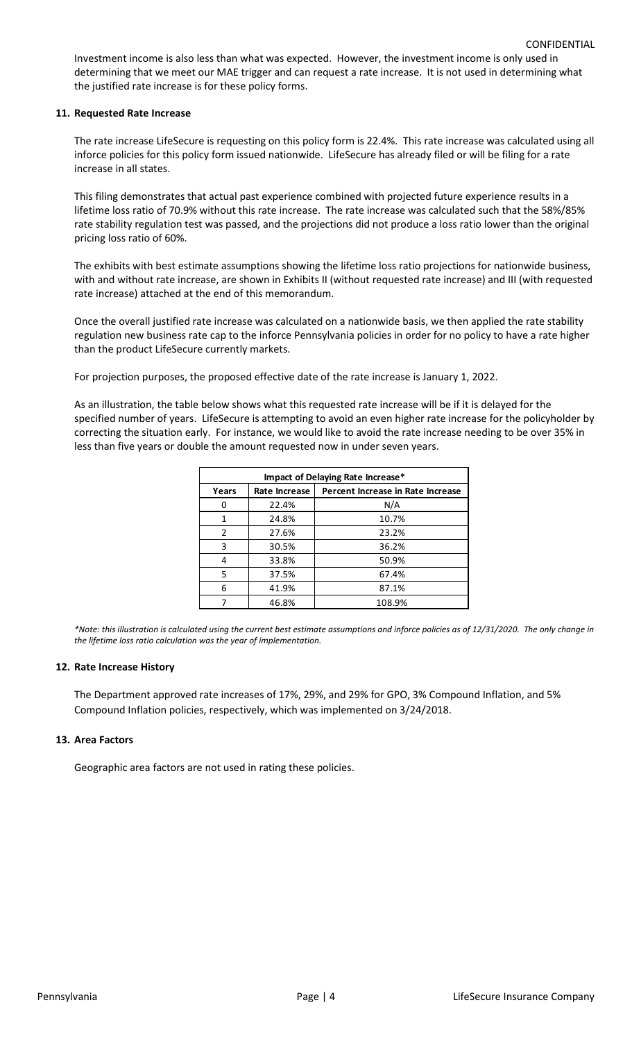Investment income is also less than what was expected. However, the investment income is only used in determining that we meet our MAE trigger and can request a rate increase. It is not used in determining what the justified rate increase is for these policy forms.

## 11. Requested Rate Increase

The rate increase LifeSecure is requesting on this policy form is 22.4%. This rate increase was calculated using all inforce policies for this policy form issued nationwide. LifeSecure has already filed or will be filing for a rate increase in all states.

This filing demonstrates that actual past experience combined with projected future experience results in a lifetime loss ratio of 70.9% without this rate increase. The rate increase was calculated such that the 58%/85% rate stability regulation test was passed, and the projections did not produce a loss ratio lower than the original pricing loss ratio of 60%.

The exhibits with best estimate assumptions showing the lifetime loss ratio projections for nationwide business, with and without rate increase, are shown in Exhibits II (without requested rate increase) and III (with requested rate increase) attached at the end of this memorandum.

Once the overall justified rate increase was calculated on a nationwide basis, we then applied the rate stability regulation new business rate cap to the inforce Pennsylvania policies in order for no policy to have a rate higher than the product LifeSecure currently markets.

For projection purposes, the proposed effective date of the rate increase is January 1, 2022.

As an illustration, the table below shows what this requested rate increase will be if it is delayed for the specified number of years. LifeSecure is attempting to avoid an even higher rate increase for the policyholder by correcting the situation early. For instance, we would like to avoid the rate increase needing to be over 35% in less than five years or double the amount requested now in under seven years.

| Impact of Delaying Rate Increase* | | |
|---|---|---|
| **Years** | **Rate Increase** | **Percent Increase in Rate Increase** |
| 0 | 22.4% | N/A |
| 1 | 24.8% | 10.7% |
| 2 | 27.6% | 23.2% |
| 3 | 30.5% | 36.2% |
| 4 | 33.8% | 50.9% |
| 5 | 37.5% | 67.4% |
| 6 | 41.9% | 87.1% |
| 7 | 46.8% | 108.9% |

*\*Note: this illustration is calculated using the current best estimate assumptions and inforce policies as of 12/31/2020. The only change in the lifetime loss ratio calculation was the year of implementation.*

## 12. Rate Increase History

The Department approved rate increases of 17%, 29%, and 29% for GPO, 3% Compound Inflation, and 5% Compound Inflation policies, respectively, which was implemented on 3/24/2018.

## 13. Area Factors

Geographic area factors are not used in rating these policies.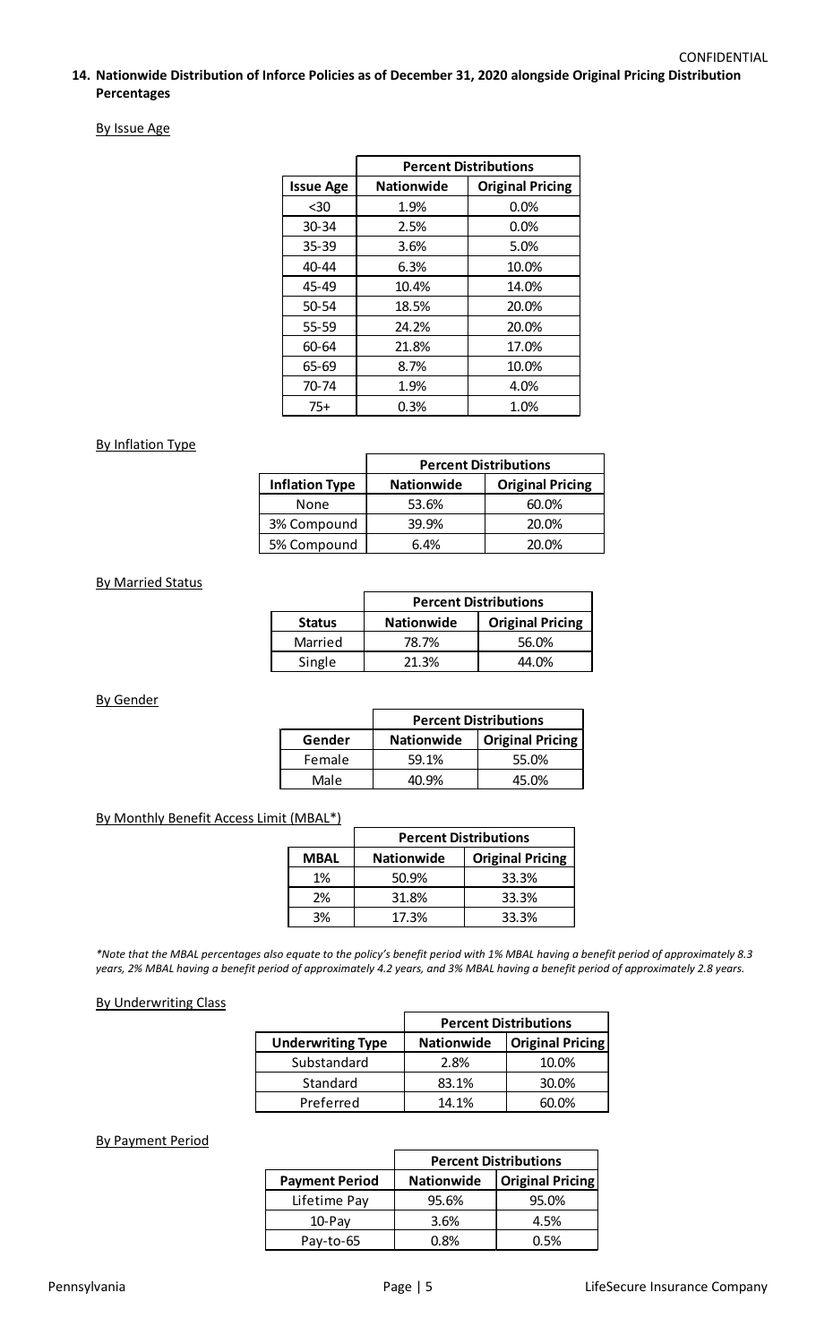**14. Nationwide Distribution of Inforce Policies as of December 31, 2020 alongside Original Pricing Distribution Percentages**

By Issue Age

| | Percent Distributions | |
|---|---|---|
| Issue Age | Nationwide | Original Pricing |
| <30 | 1.9% | 0.0% |
| 30-34 | 2.5% | 0.0% |
| 35-39 | 3.6% | 5.0% |
| 40-44 | 6.3% | 10.0% |
| 45-49 | 10.4% | 14.0% |
| 50-54 | 18.5% | 20.0% |
| 55-59 | 24.2% | 20.0% |
| 60-64 | 21.8% | 17.0% |
| 65-69 | 8.7% | 10.0% |
| 70-74 | 1.9% | 4.0% |
| 75+ | 0.3% | 1.0% |

By Inflation Type

| | Percent Distributions | |
|---|---|---|
| Inflation Type | Nationwide | Original Pricing |
| None | 53.6% | 60.0% |
| 3% Compound | 39.9% | 20.0% |
| 5% Compound | 6.4% | 20.0% |

By Married Status

| | Percent Distributions | |
|---|---|---|
| Status | Nationwide | Original Pricing |
| Married | 78.7% | 56.0% |
| Single | 21.3% | 44.0% |

By Gender

| | Percent Distributions | |
|---|---|---|
| Gender | Nationwide | Original Pricing |
| Female | 59.1% | 55.0% |
| Male | 40.9% | 45.0% |

By Monthly Benefit Access Limit (MBAL*)

| | Percent Distributions | |
|---|---|---|
| MBAL | Nationwide | Original Pricing |
| 1% | 50.9% | 33.3% |
| 2% | 31.8% | 33.3% |
| 3% | 17.3% | 33.3% |

*\*Note that the MBAL percentages also equate to the policy's benefit period with 1% MBAL having a benefit period of approximately 8.3 years, 2% MBAL having a benefit period of approximately 4.2 years, and 3% MBAL having a benefit period of approximately 2.8 years.*

By Underwriting Class

| | Percent Distributions | |
|---|---|---|
| Underwriting Type | Nationwide | Original Pricing |
| Substandard | 2.8% | 10.0% |
| Standard | 83.1% | 30.0% |
| Preferred | 14.1% | 60.0% |

By Payment Period

| | Percent Distributions | |
|---|---|---|
| Payment Period | Nationwide | Original Pricing |
| Lifetime Pay | 95.6% | 95.0% |
| 10-Pay | 3.6% | 4.5% |
| Pay-to-65 | 0.8% | 0.5% |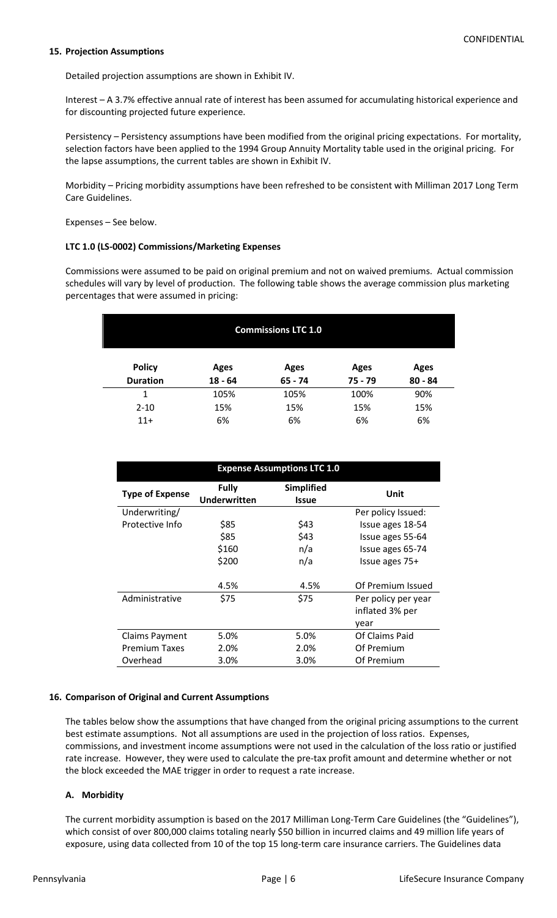**15. Projection Assumptions**

Detailed projection assumptions are shown in Exhibit IV.

Interest – A 3.7% effective annual rate of interest has been assumed for accumulating historical experience and for discounting projected future experience.

Persistency – Persistency assumptions have been modified from the original pricing expectations. For mortality, selection factors have been applied to the 1994 Group Annuity Mortality table used in the original pricing. For the lapse assumptions, the current tables are shown in Exhibit IV.

Morbidity – Pricing morbidity assumptions have been refreshed to be consistent with Milliman 2017 Long Term Care Guidelines.

Expenses – See below.

**LTC 1.0 (LS-0002) Commissions/Marketing Expenses**

Commissions were assumed to be paid on original premium and not on waived premiums. Actual commission schedules will vary by level of production. The following table shows the average commission plus marketing percentages that were assumed in pricing:

**Commissions LTC 1.0**

| Policy Duration | Ages 18 - 64 | Ages 65 - 74 | Ages 75 - 79 | Ages 80 - 84 |
|---|---|---|---|---|
| 1 | 105% | 105% | 100% | 90% |
| 2-10 | 15% | 15% | 15% | 15% |
| 11+ | 6% | 6% | 6% | 6% |

**Expense Assumptions LTC 1.0**

| Type of Expense | Fully Underwritten | Simplified Issue | Unit |
|---|---|---|---|
| Underwriting/ Protective Info | | | Per policy Issued: |
| | \$85 | \$43 | Issue ages 18-54 |
| | \$85 | \$43 | Issue ages 55-64 |
| | \$160 | n/a | Issue ages 65-74 |
| | \$200 | n/a | Issue ages 75+ |
| | 4.5% | 4.5% | Of Premium Issued |
| Administrative | \$75 | \$75 | Per policy per year inflated 3% per year |
| Claims Payment | 5.0% | 5.0% | Of Claims Paid |
| Premium Taxes | 2.0% | 2.0% | Of Premium |
| Overhead | 3.0% | 3.0% | Of Premium |

**16. Comparison of Original and Current Assumptions**

The tables below show the assumptions that have changed from the original pricing assumptions to the current best estimate assumptions. Not all assumptions are used in the projection of loss ratios. Expenses, commissions, and investment income assumptions were not used in the calculation of the loss ratio or justified rate increase. However, they were used to calculate the pre-tax profit amount and determine whether or not the block exceeded the MAE trigger in order to request a rate increase.

**A. Morbidity**

The current morbidity assumption is based on the 2017 Milliman Long-Term Care Guidelines (the "Guidelines"), which consist of over 800,000 claims totaling nearly \$50 billion in incurred claims and 49 million life years of exposure, using data collected from 10 of the top 15 long-term care insurance carriers. The Guidelines data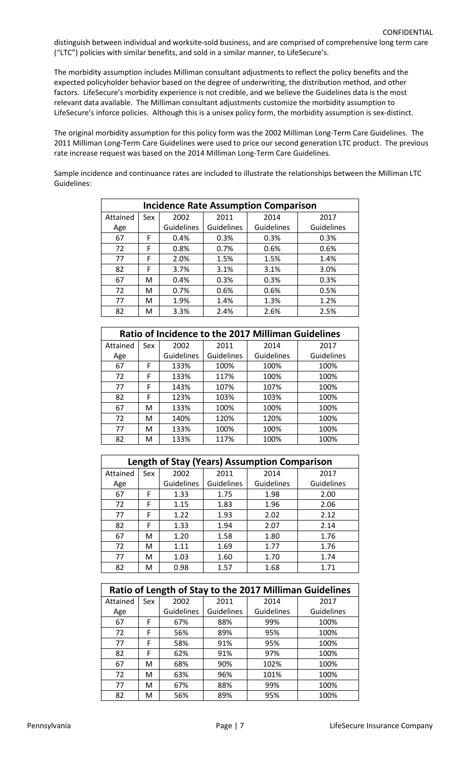distinguish between individual and worksite-sold business, and are comprised of comprehensive long term care ("LTC") policies with similar benefits, and sold in a similar manner, to LifeSecure's.

The morbidity assumption includes Milliman consultant adjustments to reflect the policy benefits and the expected policyholder behavior based on the degree of underwriting, the distribution method, and other factors. LifeSecure's morbidity experience is not credible, and we believe the Guidelines data is the most relevant data available. The Milliman consultant adjustments customize the morbidity assumption to LifeSecure's inforce policies. Although this is a unisex policy form, the morbidity assumption is sex-distinct.

The original morbidity assumption for this policy form was the 2002 Milliman Long-Term Care Guidelines. The 2011 Milliman Long-Term Care Guidelines were used to price our second generation LTC product. The previous rate increase request was based on the 2014 Milliman Long-Term Care Guidelines.

Sample incidence and continuance rates are included to illustrate the relationships between the Milliman LTC Guidelines:

**Incidence Rate Assumption Comparison**

| Attained Age | Sex | 2002 Guidelines | 2011 Guidelines | 2014 Guidelines | 2017 Guidelines |
|---|---|---|---|---|---|
| 67 | F | 0.4% | 0.3% | 0.3% | 0.3% |
| 72 | F | 0.8% | 0.7% | 0.6% | 0.6% |
| 77 | F | 2.0% | 1.5% | 1.5% | 1.4% |
| 82 | F | 3.7% | 3.1% | 3.1% | 3.0% |
| 67 | M | 0.4% | 0.3% | 0.3% | 0.3% |
| 72 | M | 0.7% | 0.6% | 0.6% | 0.5% |
| 77 | M | 1.9% | 1.4% | 1.3% | 1.2% |
| 82 | M | 3.3% | 2.4% | 2.6% | 2.5% |

**Ratio of Incidence to the 2017 Milliman Guidelines**

| Attained Age | Sex | 2002 Guidelines | 2011 Guidelines | 2014 Guidelines | 2017 Guidelines |
|---|---|---|---|---|---|
| 67 | F | 133% | 100% | 100% | 100% |
| 72 | F | 133% | 117% | 100% | 100% |
| 77 | F | 143% | 107% | 107% | 100% |
| 82 | F | 123% | 103% | 103% | 100% |
| 67 | M | 133% | 100% | 100% | 100% |
| 72 | M | 140% | 120% | 120% | 100% |
| 77 | M | 133% | 100% | 100% | 100% |
| 82 | M | 133% | 117% | 100% | 100% |

**Length of Stay (Years) Assumption Comparison**

| Attained Age | Sex | 2002 Guidelines | 2011 Guidelines | 2014 Guidelines | 2017 Guidelines |
|---|---|---|---|---|---|
| 67 | F | 1.33 | 1.75 | 1.98 | 2.00 |
| 72 | F | 1.15 | 1.83 | 1.96 | 2.06 |
| 77 | F | 1.22 | 1.93 | 2.02 | 2.12 |
| 82 | F | 1.33 | 1.94 | 2.07 | 2.14 |
| 67 | M | 1.20 | 1.58 | 1.80 | 1.76 |
| 72 | M | 1.11 | 1.69 | 1.77 | 1.76 |
| 77 | M | 1.03 | 1.60 | 1.70 | 1.74 |
| 82 | M | 0.98 | 1.57 | 1.68 | 1.71 |

**Ratio of Length of Stay to the 2017 Milliman Guidelines**

| Attained Age | Sex | 2002 Guidelines | 2011 Guidelines | 2014 Guidelines | 2017 Guidelines |
|---|---|---|---|---|---|
| 67 | F | 67% | 88% | 99% | 100% |
| 72 | F | 56% | 89% | 95% | 100% |
| 77 | F | 58% | 91% | 95% | 100% |
| 82 | F | 62% | 91% | 97% | 100% |
| 67 | M | 68% | 90% | 102% | 100% |
| 72 | M | 63% | 96% | 101% | 100% |
| 77 | M | 67% | 88% | 99% | 100% |
| 82 | M | 56% | 89% | 95% | 100% |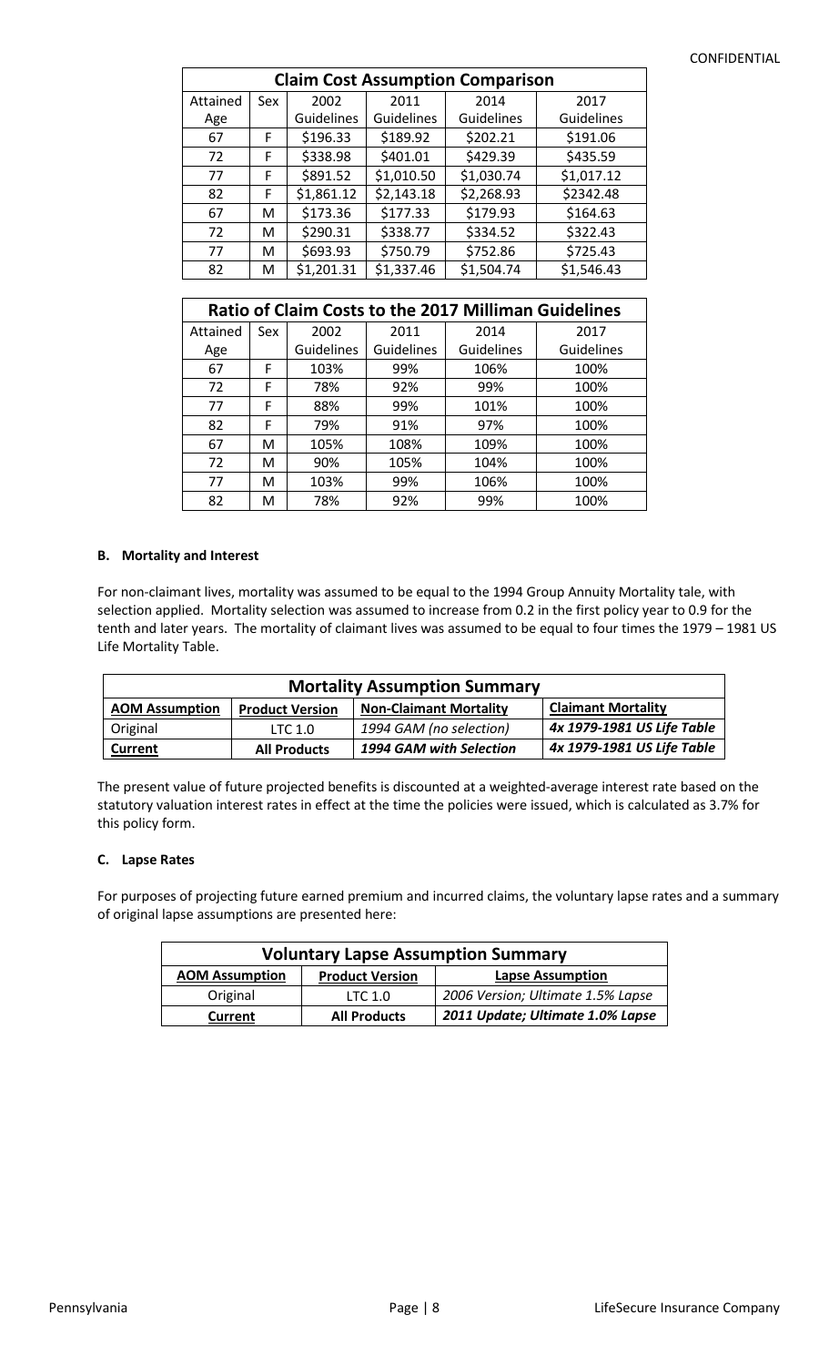CONFIDENTIAL

| Claim Cost Assumption Comparison | | | | | |
|---|---|---|---|---|---|
| Attained Age | Sex | 2002 Guidelines | 2011 Guidelines | 2014 Guidelines | 2017 Guidelines |
| 67 | F | $196.33 | $189.92 | $202.21 | $191.06 |
| 72 | F | $338.98 | $401.01 | $429.39 | $435.59 |
| 77 | F | $891.52 | $1,010.50 | $1,030.74 | $1,017.12 |
| 82 | F | $1,861.12 | $2,143.18 | $2,268.93 | $2342.48 |
| 67 | M | $173.36 | $177.33 | $179.93 | $164.63 |
| 72 | M | $290.31 | $338.77 | $334.52 | $322.43 |
| 77 | M | $693.93 | $750.79 | $752.86 | $725.43 |
| 82 | M | $1,201.31 | $1,337.46 | $1,504.74 | $1,546.43 |

| Ratio of Claim Costs to the 2017 Milliman Guidelines | | | | | |
|---|---|---|---|---|---|
| Attained Age | Sex | 2002 Guidelines | 2011 Guidelines | 2014 Guidelines | 2017 Guidelines |
| 67 | F | 103% | 99% | 106% | 100% |
| 72 | F | 78% | 92% | 99% | 100% |
| 77 | F | 88% | 99% | 101% | 100% |
| 82 | F | 79% | 91% | 97% | 100% |
| 67 | M | 105% | 108% | 109% | 100% |
| 72 | M | 90% | 105% | 104% | 100% |
| 77 | M | 103% | 99% | 106% | 100% |
| 82 | M | 78% | 92% | 99% | 100% |

### B. Mortality and Interest

For non-claimant lives, mortality was assumed to be equal to the 1994 Group Annuity Mortality tale, with selection applied. Mortality selection was assumed to increase from 0.2 in the first policy year to 0.9 for the tenth and later years. The mortality of claimant lives was assumed to be equal to four times the 1979 – 1981 US Life Mortality Table.

| Mortality Assumption Summary | | | |
|---|---|---|---|
| **AOM Assumption** | **Product Version** | **Non-Claimant Mortality** | **Claimant Mortality** |
| Original | LTC 1.0 | *1994 GAM (no selection)* | ***4x 1979-1981 US Life Table*** |
| **Current** | **All Products** | ***1994 GAM with Selection*** | ***4x 1979-1981 US Life Table*** |

The present value of future projected benefits is discounted at a weighted-average interest rate based on the statutory valuation interest rates in effect at the time the policies were issued, which is calculated as 3.7% for this policy form.

### C. Lapse Rates

For purposes of projecting future earned premium and incurred claims, the voluntary lapse rates and a summary of original lapse assumptions are presented here:

| Voluntary Lapse Assumption Summary | | |
|---|---|---|
| **AOM Assumption** | **Product Version** | **Lapse Assumption** |
| Original | LTC 1.0 | *2006 Version; Ultimate 1.5% Lapse* |
| **Current** | **All Products** | ***2011 Update; Ultimate 1.0% Lapse*** |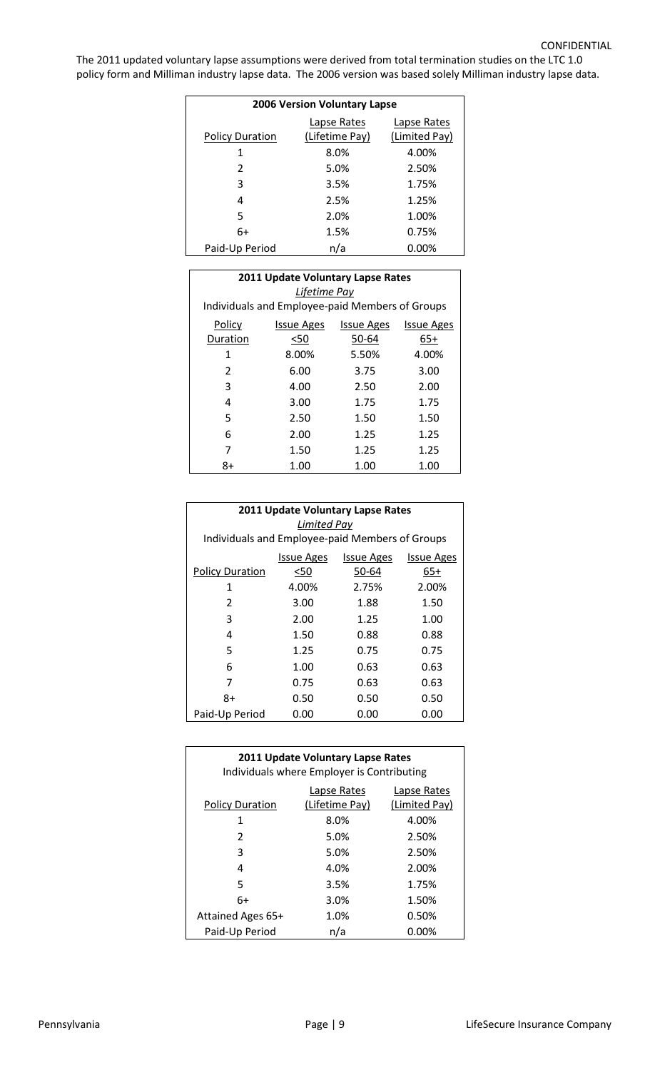The 2011 updated voluntary lapse assumptions were derived from total termination studies on the LTC 1.0 policy form and Milliman industry lapse data. The 2006 version was based solely Milliman industry lapse data.

| 2006 Version Voluntary Lapse | | |
|---|---|---|
| Policy Duration | Lapse Rates (Lifetime Pay) | Lapse Rates (Limited Pay) |
| 1 | 8.0% | 4.00% |
| 2 | 5.0% | 2.50% |
| 3 | 3.5% | 1.75% |
| 4 | 2.5% | 1.25% |
| 5 | 2.0% | 1.00% |
| 6+ | 1.5% | 0.75% |
| Paid-Up Period | n/a | 0.00% |

| 2011 Update Voluntary Lapse Rates *Lifetime Pay* Individuals and Employee-paid Members of Groups | | | |
|---|---|---|---|
| Policy Duration | Issue Ages <50 | Issue Ages 50-64 | Issue Ages 65+ |
| 1 | 8.00% | 5.50% | 4.00% |
| 2 | 6.00 | 3.75 | 3.00 |
| 3 | 4.00 | 2.50 | 2.00 |
| 4 | 3.00 | 1.75 | 1.75 |
| 5 | 2.50 | 1.50 | 1.50 |
| 6 | 2.00 | 1.25 | 1.25 |
| 7 | 1.50 | 1.25 | 1.25 |
| 8+ | 1.00 | 1.00 | 1.00 |

| 2011 Update Voluntary Lapse Rates *Limited Pay* Individuals and Employee-paid Members of Groups | | | |
|---|---|---|---|
| Policy Duration | Issue Ages <50 | Issue Ages 50-64 | Issue Ages 65+ |
| 1 | 4.00% | 2.75% | 2.00% |
| 2 | 3.00 | 1.88 | 1.50 |
| 3 | 2.00 | 1.25 | 1.00 |
| 4 | 1.50 | 0.88 | 0.88 |
| 5 | 1.25 | 0.75 | 0.75 |
| 6 | 1.00 | 0.63 | 0.63 |
| 7 | 0.75 | 0.63 | 0.63 |
| 8+ | 0.50 | 0.50 | 0.50 |
| Paid-Up Period | 0.00 | 0.00 | 0.00 |

| 2011 Update Voluntary Lapse Rates Individuals where Employer is Contributing | | |
|---|---|---|
| Policy Duration | Lapse Rates (Lifetime Pay) | Lapse Rates (Limited Pay) |
| 1 | 8.0% | 4.00% |
| 2 | 5.0% | 2.50% |
| 3 | 5.0% | 2.50% |
| 4 | 4.0% | 2.00% |
| 5 | 3.5% | 1.75% |
| 6+ | 3.0% | 1.50% |
| Attained Ages 65+ | 1.0% | 0.50% |
| Paid-Up Period | n/a | 0.00% |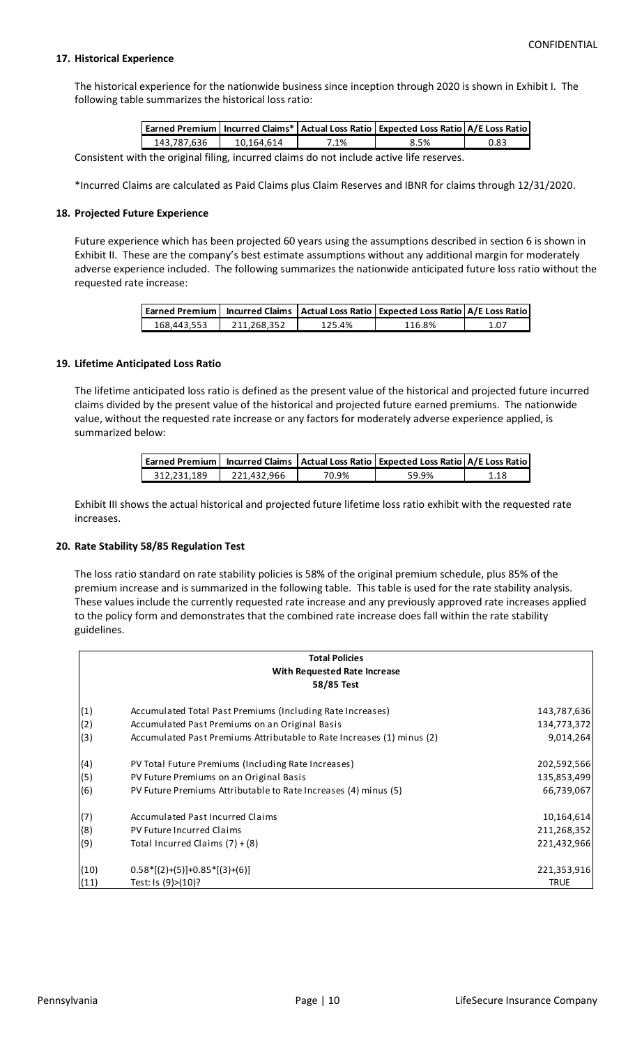CONFIDENTIAL

**17. Historical Experience**

The historical experience for the nationwide business since inception through 2020 is shown in Exhibit I. The following table summarizes the historical loss ratio:

| Earned Premium | Incurred Claims* | Actual Loss Ratio | Expected Loss Ratio | A/E Loss Ratio |
|---|---|---|---|---|
| 143,787,636 | 10,164,614 | 7.1% | 8.5% | 0.83 |

Consistent with the original filing, incurred claims do not include active life reserves.

*Incurred Claims are calculated as Paid Claims plus Claim Reserves and IBNR for claims through 12/31/2020.

**18. Projected Future Experience**

Future experience which has been projected 60 years using the assumptions described in section 6 is shown in Exhibit II. These are the company's best estimate assumptions without any additional margin for moderately adverse experience included. The following summarizes the nationwide anticipated future loss ratio without the requested rate increase:

| Earned Premium | Incurred Claims | Actual Loss Ratio | Expected Loss Ratio | A/E Loss Ratio |
|---|---|---|---|---|
| 168,443,553 | 211,268,352 | 125.4% | 116.8% | 1.07 |

**19. Lifetime Anticipated Loss Ratio**

The lifetime anticipated loss ratio is defined as the present value of the historical and projected future incurred claims divided by the present value of the historical and projected future earned premiums. The nationwide value, without the requested rate increase or any factors for moderately adverse experience applied, is summarized below:

| Earned Premium | Incurred Claims | Actual Loss Ratio | Expected Loss Ratio | A/E Loss Ratio |
|---|---|---|---|---|
| 312,231,189 | 221,432,966 | 70.9% | 59.9% | 1.18 |

Exhibit III shows the actual historical and projected future lifetime loss ratio exhibit with the requested rate increases.

**20. Rate Stability 58/85 Regulation Test**

The loss ratio standard on rate stability policies is 58% of the original premium schedule, plus 85% of the premium increase and is summarized in the following table. This table is used for the rate stability analysis. These values include the currently requested rate increase and any previously approved rate increases applied to the policy form and demonstrates that the combined rate increase does fall within the rate stability guidelines.

| | **Total Policies**<br>**With Requested Rate Increase**<br>**58/85 Test** | |
|---|---|---|
| (1) | Accumulated Total Past Premiums (Including Rate Increases) | 143,787,636 |
| (2) | Accumulated Past Premiums on an Original Basis | 134,773,372 |
| (3) | Accumulated Past Premiums Attributable to Rate Increases (1) minus (2) | 9,014,264 |
| (4) | PV Total Future Premiums (Including Rate Increases) | 202,592,566 |
| (5) | PV Future Premiums on an Original Basis | 135,853,499 |
| (6) | PV Future Premiums Attributable to Rate Increases (4) minus (5) | 66,739,067 |
| (7) | Accumulated Past Incurred Claims | 10,164,614 |
| (8) | PV Future Incurred Claims | 211,268,352 |
| (9) | Total Incurred Claims (7) + (8) | 221,432,966 |
| (10) | 0.58*[(2)+(5)]+0.85*[(3)+(6)] | 221,353,916 |
| (11) | Test: Is (9)>(10)? | TRUE |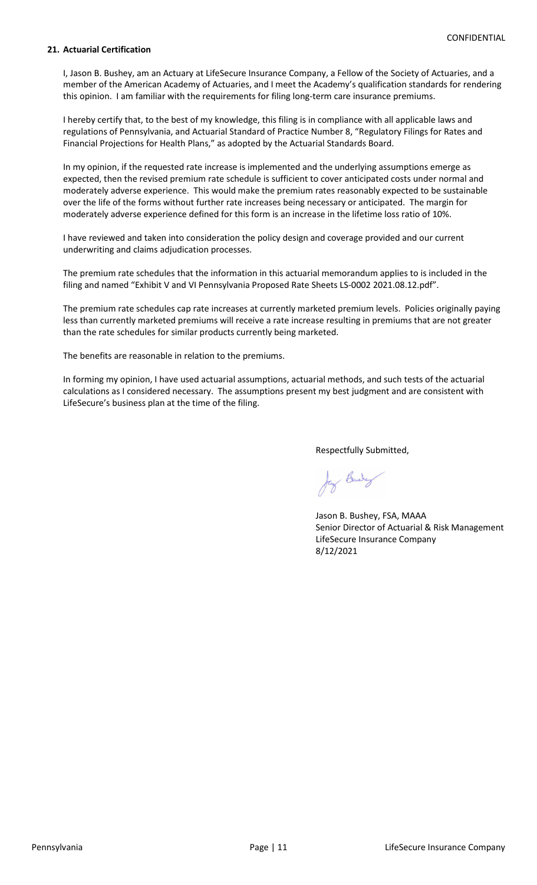CONFIDENTIAL

**21. Actuarial Certification**

I, Jason B. Bushey, am an Actuary at LifeSecure Insurance Company, a Fellow of the Society of Actuaries, and a member of the American Academy of Actuaries, and I meet the Academy's qualification standards for rendering this opinion. I am familiar with the requirements for filing long-term care insurance premiums.

I hereby certify that, to the best of my knowledge, this filing is in compliance with all applicable laws and regulations of Pennsylvania, and Actuarial Standard of Practice Number 8, "Regulatory Filings for Rates and Financial Projections for Health Plans," as adopted by the Actuarial Standards Board.

In my opinion, if the requested rate increase is implemented and the underlying assumptions emerge as expected, then the revised premium rate schedule is sufficient to cover anticipated costs under normal and moderately adverse experience. This would make the premium rates reasonably expected to be sustainable over the life of the forms without further rate increases being necessary or anticipated. The margin for moderately adverse experience defined for this form is an increase in the lifetime loss ratio of 10%.

I have reviewed and taken into consideration the policy design and coverage provided and our current underwriting and claims adjudication processes.

The premium rate schedules that the information in this actuarial memorandum applies to is included in the filing and named "Exhibit V and VI Pennsylvania Proposed Rate Sheets LS-0002 2021.08.12.pdf".

The premium rate schedules cap rate increases at currently marketed premium levels. Policies originally paying less than currently marketed premiums will receive a rate increase resulting in premiums that are not greater than the rate schedules for similar products currently being marketed.

The benefits are reasonable in relation to the premiums.

In forming my opinion, I have used actuarial assumptions, actuarial methods, and such tests of the actuarial calculations as I considered necessary. The assumptions present my best judgment and are consistent with LifeSecure's business plan at the time of the filing.

Respectfully Submitted,

Jason B. Bushey, FSA, MAAA
Senior Director of Actuarial & Risk Management
LifeSecure Insurance Company
8/12/2021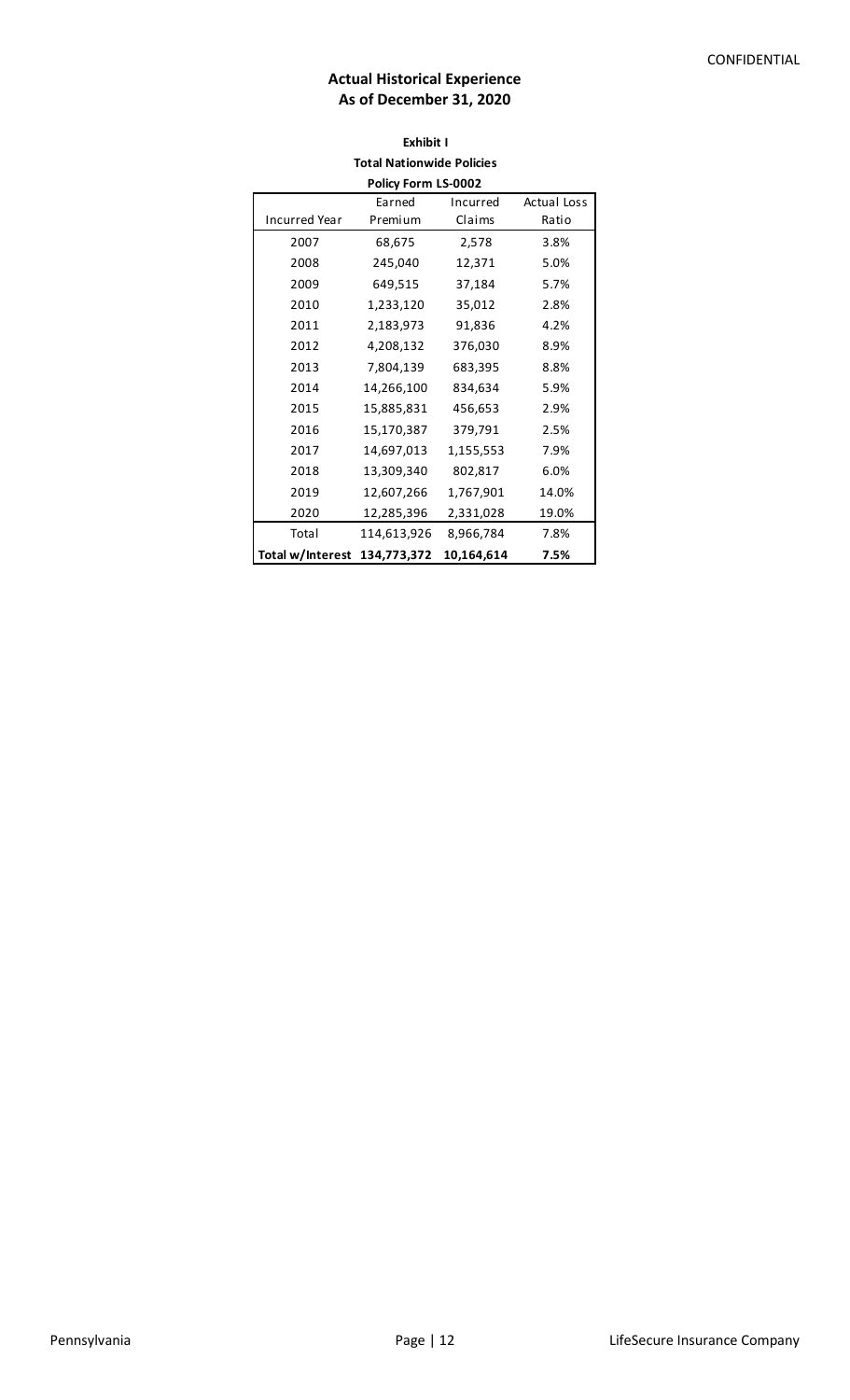CONFIDENTIAL

**Actual Historical Experience**
**As of December 31, 2020**

**Exhibit I**
**Total Nationwide Policies**
**Policy Form LS-0002**

| Incurred Year | Earned Premium | Incurred Claims | Actual Loss Ratio |
|---|---|---|---|
| 2007 | 68,675 | 2,578 | 3.8% |
| 2008 | 245,040 | 12,371 | 5.0% |
| 2009 | 649,515 | 37,184 | 5.7% |
| 2010 | 1,233,120 | 35,012 | 2.8% |
| 2011 | 2,183,973 | 91,836 | 4.2% |
| 2012 | 4,208,132 | 376,030 | 8.9% |
| 2013 | 7,804,139 | 683,395 | 8.8% |
| 2014 | 14,266,100 | 834,634 | 5.9% |
| 2015 | 15,885,831 | 456,653 | 2.9% |
| 2016 | 15,170,387 | 379,791 | 2.5% |
| 2017 | 14,697,013 | 1,155,553 | 7.9% |
| 2018 | 13,309,340 | 802,817 | 6.0% |
| 2019 | 12,607,266 | 1,767,901 | 14.0% |
| 2020 | 12,285,396 | 2,331,028 | 19.0% |
| Total | 114,613,926 | 8,966,784 | 7.8% |
| **Total w/Interest** | **134,773,372** | **10,164,614** | **7.5%** |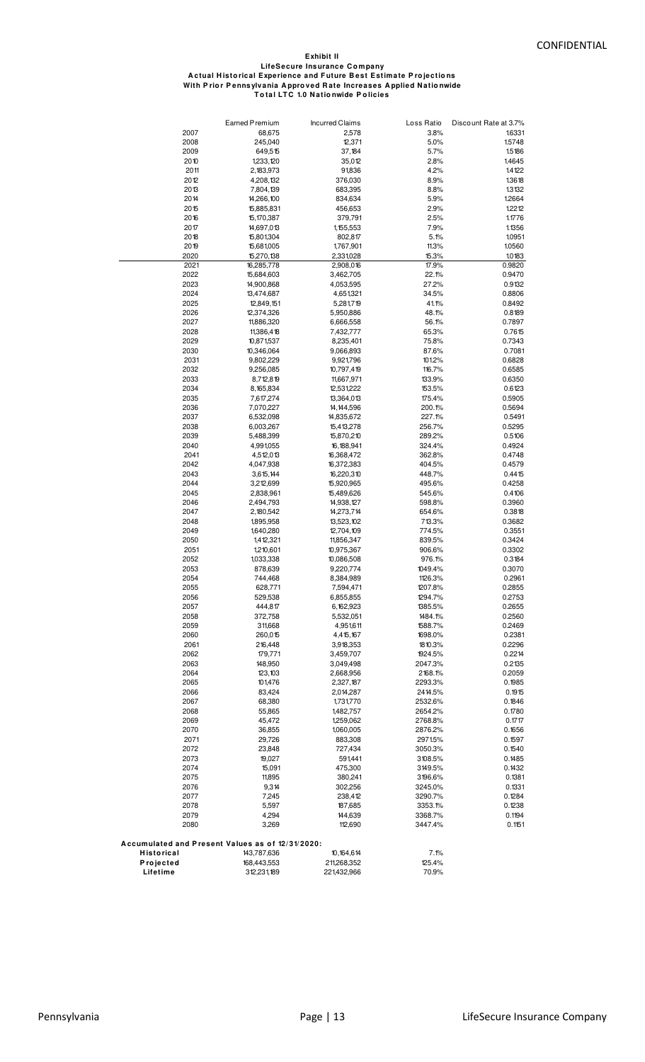CONFIDENTIAL

**Exhibit II**
**LifeSecure Insurance Company**
**Actual Historical Experience and Future Best Estimate Projections**
**With Prior Pennsylvania Approved Rate Increases Applied Nationwide**
**Total LTC 1.0 Nationwide Policies**

| | Earned Premium | Incurred Claims | Loss Ratio | Discount Rate at 3.7% |
|---|---|---|---|---|
| 2007 | 68,675 | 2,578 | 3.8% | 1.6331 |
| 2008 | 245,040 | 12,371 | 5.0% | 1.5748 |
| 2009 | 649,515 | 37,184 | 5.7% | 1.5186 |
| 2010 | 1,233,120 | 35,012 | 2.8% | 1.4645 |
| 2011 | 2,183,973 | 91,836 | 4.2% | 1.4122 |
| 2012 | 4,208,132 | 376,030 | 8.9% | 1.3618 |
| 2013 | 7,804,139 | 683,395 | 8.8% | 1.3132 |
| 2014 | 14,266,100 | 834,634 | 5.9% | 1.2664 |
| 2015 | 15,885,831 | 456,653 | 2.9% | 1.2212 |
| 2016 | 15,170,387 | 379,791 | 2.5% | 1.1776 |
| 2017 | 14,697,013 | 1,155,553 | 7.9% | 1.1356 |
| 2018 | 15,801,304 | 802,817 | 5.1% | 1.0951 |
| 2019 | 15,681,005 | 1,767,901 | 11.3% | 1.0560 |
| 2020 | 15,270,138 | 2,331,028 | 15.3% | 1.0183 |
| 2021 | 16,285,778 | 2,908,016 | 17.9% | 0.9820 |
| 2022 | 15,684,603 | 3,462,705 | 22.1% | 0.9470 |
| 2023 | 14,900,868 | 4,053,595 | 27.2% | 0.9132 |
| 2024 | 13,474,687 | 4,651,321 | 34.5% | 0.8806 |
| 2025 | 12,849,151 | 5,281,719 | 41.1% | 0.8492 |
| 2026 | 12,374,326 | 5,950,886 | 48.1% | 0.8189 |
| 2027 | 11,886,320 | 6,666,558 | 56.1% | 0.7897 |
| 2028 | 11,386,418 | 7,432,777 | 65.3% | 0.7615 |
| 2029 | 10,871,537 | 8,235,401 | 75.8% | 0.7343 |
| 2030 | 10,346,064 | 9,066,893 | 87.6% | 0.7081 |
| 2031 | 9,802,229 | 9,921,796 | 101.2% | 0.6828 |
| 2032 | 9,256,085 | 10,797,419 | 116.7% | 0.6585 |
| 2033 | 8,712,819 | 11,667,971 | 133.9% | 0.6350 |
| 2034 | 8,165,834 | 12,531,222 | 153.5% | 0.6123 |
| 2035 | 7,617,274 | 13,364,013 | 175.4% | 0.5905 |
| 2036 | 7,070,227 | 14,144,596 | 200.1% | 0.5694 |
| 2037 | 6,532,098 | 14,835,672 | 227.1% | 0.5491 |
| 2038 | 6,003,267 | 15,413,278 | 256.7% | 0.5295 |
| 2039 | 5,488,399 | 15,870,210 | 289.2% | 0.5106 |
| 2040 | 4,991,055 | 16,188,941 | 324.4% | 0.4924 |
| 2041 | 4,512,013 | 16,368,472 | 362.8% | 0.4748 |
| 2042 | 4,047,938 | 16,372,383 | 404.5% | 0.4579 |
| 2043 | 3,615,144 | 16,220,310 | 448.7% | 0.4415 |
| 2044 | 3,212,699 | 15,920,965 | 495.6% | 0.4258 |
| 2045 | 2,838,961 | 15,489,626 | 545.6% | 0.4106 |
| 2046 | 2,494,793 | 14,938,127 | 598.8% | 0.3960 |
| 2047 | 2,180,542 | 14,273,714 | 654.6% | 0.3818 |
| 2048 | 1,895,958 | 13,523,102 | 713.3% | 0.3682 |
| 2049 | 1,640,280 | 12,704,109 | 774.5% | 0.3551 |
| 2050 | 1,412,321 | 11,856,347 | 839.5% | 0.3424 |
| 2051 | 1,210,601 | 10,975,367 | 906.6% | 0.3302 |
| 2052 | 1,033,338 | 10,086,508 | 976.1% | 0.3184 |
| 2053 | 878,639 | 9,220,774 | 1049.4% | 0.3070 |
| 2054 | 744,468 | 8,384,989 | 1126.3% | 0.2961 |
| 2055 | 628,771 | 7,594,471 | 1207.8% | 0.2855 |
| 2056 | 529,538 | 6,855,855 | 1294.7% | 0.2753 |
| 2057 | 444,817 | 6,162,923 | 1385.5% | 0.2655 |
| 2058 | 372,758 | 5,532,051 | 1484.1% | 0.2560 |
| 2059 | 311,668 | 4,951,611 | 1588.7% | 0.2469 |
| 2060 | 260,015 | 4,415,167 | 1698.0% | 0.2381 |
| 2061 | 216,448 | 3,918,353 | 1810.3% | 0.2296 |
| 2062 | 179,771 | 3,459,707 | 1924.5% | 0.2214 |
| 2063 | 148,950 | 3,049,498 | 2047.3% | 0.2135 |
| 2064 | 123,103 | 2,668,956 | 2168.1% | 0.2059 |
| 2065 | 101,476 | 2,327,187 | 2293.3% | 0.1985 |
| 2066 | 83,424 | 2,014,287 | 2414.5% | 0.1915 |
| 2067 | 68,380 | 1,731,770 | 2532.6% | 0.1846 |
| 2068 | 55,865 | 1,482,757 | 2654.2% | 0.1780 |
| 2069 | 45,472 | 1,259,062 | 2768.8% | 0.1717 |
| 2070 | 36,855 | 1,060,005 | 2876.2% | 0.1656 |
| 2071 | 29,726 | 883,308 | 2971.5% | 0.1597 |
| 2072 | 23,848 | 727,434 | 3050.3% | 0.1540 |
| 2073 | 19,027 | 591,441 | 3108.5% | 0.1485 |
| 2074 | 15,091 | 475,300 | 3149.5% | 0.1432 |
| 2075 | 11,895 | 380,241 | 3196.6% | 0.1381 |
| 2076 | 9,314 | 302,256 | 3245.0% | 0.1331 |
| 2077 | 7,245 | 238,412 | 3290.7% | 0.1284 |
| 2078 | 5,597 | 187,685 | 3353.1% | 0.1238 |
| 2079 | 4,294 | 144,639 | 3368.7% | 0.1194 |
| 2080 | 3,269 | 112,690 | 3447.4% | 0.1151 |

**Accumulated and Present Values as of 12/31/2020:**

| | Earned Premium | Incurred Claims | Loss Ratio |
|---|---|---|---|
| **Historical** | 143,787,636 | 10,164,614 | 7.1% |
| **Projected** | 168,443,553 | 211,268,352 | 125.4% |
| **Lifetime** | 312,231,189 | 221,432,966 | 70.9% |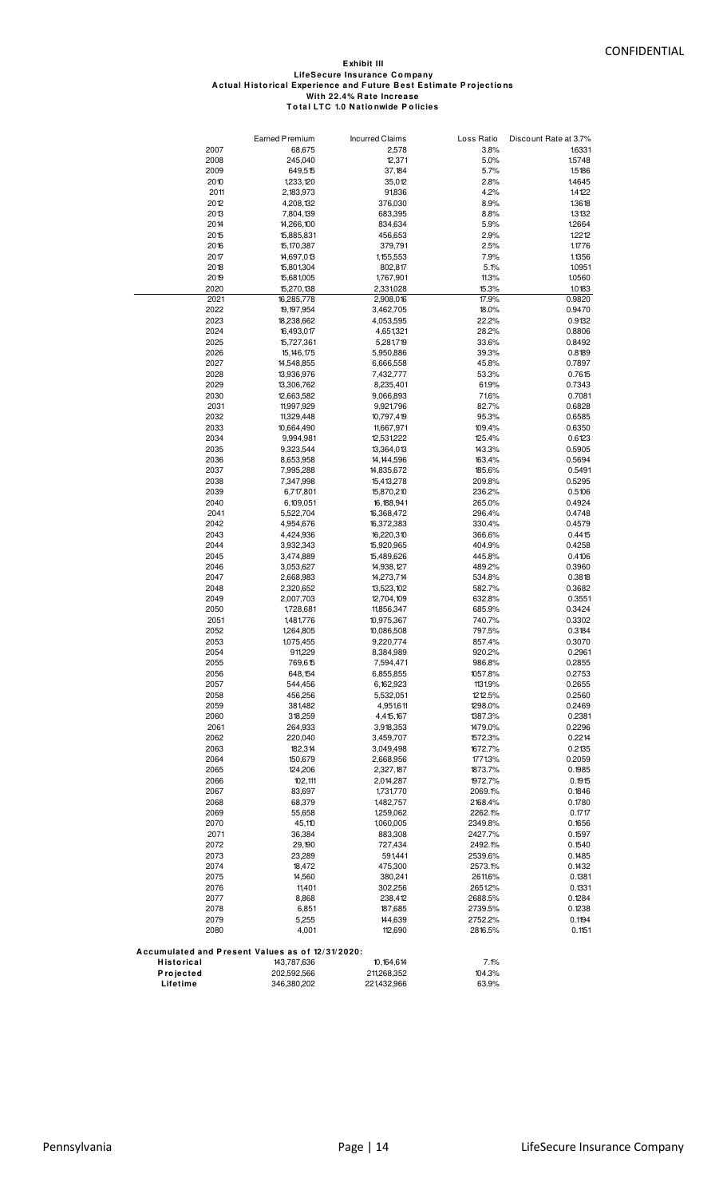CONFIDENTIAL

**Exhibit III**
**LifeSecure Insurance Company**
**Actual Historical Experience and Future Best Estimate Projections**
**With 22.4% Rate Increase**
**Total LTC 1.0 Nationwide Policies**

| | Earned Premium | Incurred Claims | Loss Ratio | Discount Rate at 3.7% |
|---|---|---|---|---|
| 2007 | 68,675 | 2,578 | 3.8% | 1.6331 |
| 2008 | 245,040 | 12,371 | 5.0% | 1.5748 |
| 2009 | 649,515 | 37,184 | 5.7% | 1.5186 |
| 2010 | 1,233,120 | 35,012 | 2.8% | 1.4645 |
| 2011 | 2,183,973 | 91,836 | 4.2% | 1.4122 |
| 2012 | 4,208,132 | 376,030 | 8.9% | 1.3618 |
| 2013 | 7,804,139 | 683,395 | 8.8% | 1.3132 |
| 2014 | 14,266,100 | 834,634 | 5.9% | 1.2664 |
| 2015 | 15,885,831 | 456,653 | 2.9% | 1.2212 |
| 2016 | 15,170,387 | 379,791 | 2.5% | 1.1776 |
| 2017 | 14,697,013 | 1,155,553 | 7.9% | 1.1356 |
| 2018 | 15,801,304 | 802,817 | 5.1% | 1.0951 |
| 2019 | 15,681,005 | 1,767,901 | 11.3% | 1.0560 |
| 2020 | 15,270,138 | 2,331,028 | 15.3% | 1.0183 |
| 2021 | 16,285,778 | 2,908,016 | 17.9% | 0.9820 |
| 2022 | 19,197,954 | 3,462,705 | 18.0% | 0.9470 |
| 2023 | 18,238,662 | 4,053,595 | 22.2% | 0.9132 |
| 2024 | 16,493,017 | 4,651,321 | 28.2% | 0.8806 |
| 2025 | 15,727,361 | 5,281,719 | 33.6% | 0.8492 |
| 2026 | 15,146,175 | 5,950,886 | 39.3% | 0.8189 |
| 2027 | 14,548,855 | 6,666,558 | 45.8% | 0.7897 |
| 2028 | 13,936,976 | 7,432,777 | 53.3% | 0.7615 |
| 2029 | 13,306,762 | 8,235,401 | 61.9% | 0.7343 |
| 2030 | 12,663,582 | 9,066,893 | 71.6% | 0.7081 |
| 2031 | 11,997,929 | 9,921,796 | 82.7% | 0.6828 |
| 2032 | 11,329,448 | 10,797,419 | 95.3% | 0.6585 |
| 2033 | 10,664,490 | 11,667,971 | 109.4% | 0.6350 |
| 2034 | 9,994,981 | 12,531,222 | 125.4% | 0.6123 |
| 2035 | 9,323,544 | 13,364,013 | 143.3% | 0.5905 |
| 2036 | 8,653,958 | 14,144,596 | 163.4% | 0.5694 |
| 2037 | 7,995,288 | 14,835,672 | 185.6% | 0.5491 |
| 2038 | 7,347,998 | 15,413,278 | 209.8% | 0.5295 |
| 2039 | 6,717,801 | 15,870,210 | 236.2% | 0.5106 |
| 2040 | 6,109,051 | 16,188,941 | 265.0% | 0.4924 |
| 2041 | 5,522,704 | 16,368,472 | 296.4% | 0.4748 |
| 2042 | 4,954,676 | 16,372,383 | 330.4% | 0.4579 |
| 2043 | 4,424,936 | 16,220,310 | 366.6% | 0.4415 |
| 2044 | 3,932,343 | 15,920,965 | 404.9% | 0.4258 |
| 2045 | 3,474,889 | 15,489,626 | 445.8% | 0.4106 |
| 2046 | 3,053,627 | 14,938,127 | 489.2% | 0.3960 |
| 2047 | 2,668,983 | 14,273,714 | 534.8% | 0.3818 |
| 2048 | 2,320,652 | 13,523,102 | 582.7% | 0.3682 |
| 2049 | 2,007,703 | 12,704,109 | 632.8% | 0.3551 |
| 2050 | 1,728,681 | 11,856,347 | 685.9% | 0.3424 |
| 2051 | 1,481,776 | 10,975,367 | 740.7% | 0.3302 |
| 2052 | 1,264,805 | 10,086,508 | 797.5% | 0.3184 |
| 2053 | 1,075,455 | 9,220,774 | 857.4% | 0.3070 |
| 2054 | 911,229 | 8,384,989 | 920.2% | 0.2961 |
| 2055 | 769,615 | 7,594,471 | 986.8% | 0.2855 |
| 2056 | 648,154 | 6,855,855 | 1057.8% | 0.2753 |
| 2057 | 544,456 | 6,162,923 | 1131.9% | 0.2655 |
| 2058 | 456,256 | 5,532,051 | 1212.5% | 0.2560 |
| 2059 | 381,482 | 4,951,611 | 1298.0% | 0.2469 |
| 2060 | 318,259 | 4,415,167 | 1387.3% | 0.2381 |
| 2061 | 264,933 | 3,918,353 | 1479.0% | 0.2296 |
| 2062 | 220,040 | 3,459,707 | 1572.3% | 0.2214 |
| 2063 | 182,314 | 3,049,498 | 1672.7% | 0.2135 |
| 2064 | 150,679 | 2,668,956 | 1771.3% | 0.2059 |
| 2065 | 124,206 | 2,327,187 | 1873.7% | 0.1985 |
| 2066 | 102,111 | 2,014,287 | 1972.7% | 0.1915 |
| 2067 | 83,697 | 1,731,770 | 2069.1% | 0.1846 |
| 2068 | 68,379 | 1,482,757 | 2168.4% | 0.1780 |
| 2069 | 55,658 | 1,259,062 | 2262.1% | 0.1717 |
| 2070 | 45,110 | 1,060,005 | 2349.8% | 0.1656 |
| 2071 | 36,384 | 883,308 | 2427.7% | 0.1597 |
| 2072 | 29,190 | 727,434 | 2492.1% | 0.1540 |
| 2073 | 23,289 | 591,441 | 2539.6% | 0.1485 |
| 2074 | 18,472 | 475,300 | 2573.1% | 0.1432 |
| 2075 | 14,560 | 380,241 | 2611.6% | 0.1381 |
| 2076 | 11,401 | 302,256 | 2651.2% | 0.1331 |
| 2077 | 8,868 | 238,412 | 2688.5% | 0.1284 |
| 2078 | 6,851 | 187,685 | 2739.5% | 0.1238 |
| 2079 | 5,255 | 144,639 | 2752.2% | 0.1194 |
| 2080 | 4,001 | 112,690 | 2816.5% | 0.1151 |

**Accumulated and Present Values as of 12/31/2020:**

| | Earned Premium | Incurred Claims | Loss Ratio |
|---|---|---|---|
| **Historical** | 143,787,636 | 10,164,614 | 7.1% |
| **Projected** | 202,592,566 | 211,268,352 | 104.3% |
| **Lifetime** | 346,380,202 | 221,432,966 | 63.9% |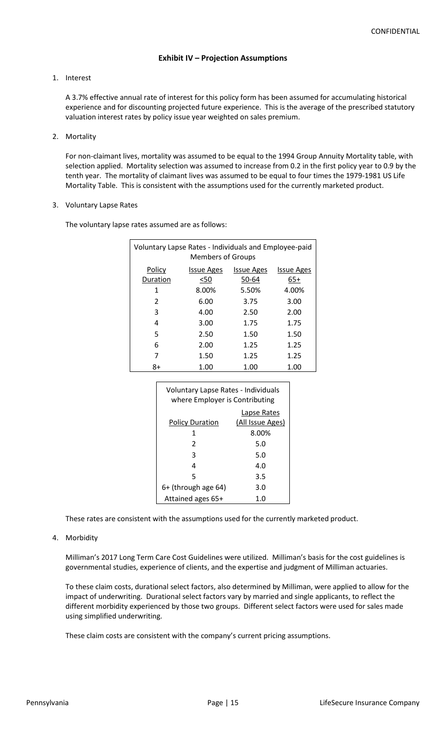CONFIDENTIAL

### Exhibit IV – Projection Assumptions

1. Interest

   A 3.7% effective annual rate of interest for this policy form has been assumed for accumulating historical experience and for discounting projected future experience. This is the average of the prescribed statutory valuation interest rates by policy issue year weighted on sales premium.

2. Mortality

   For non-claimant lives, mortality was assumed to be equal to the 1994 Group Annuity Mortality table, with selection applied. Mortality selection was assumed to increase from 0.2 in the first policy year to 0.9 by the tenth year. The mortality of claimant lives was assumed to be equal to four times the 1979-1981 US Life Mortality Table. This is consistent with the assumptions used for the currently marketed product.

3. Voluntary Lapse Rates

   The voluntary lapse rates assumed are as follows:

| Voluntary Lapse Rates - Individuals and Employee-paid Members of Groups | | | |
|---|---|---|---|
| Policy Duration | Issue Ages <50 | Issue Ages 50-64 | Issue Ages 65+ |
| 1 | 8.00% | 5.50% | 4.00% |
| 2 | 6.00 | 3.75 | 3.00 |
| 3 | 4.00 | 2.50 | 2.00 |
| 4 | 3.00 | 1.75 | 1.75 |
| 5 | 2.50 | 1.50 | 1.50 |
| 6 | 2.00 | 1.25 | 1.25 |
| 7 | 1.50 | 1.25 | 1.25 |
| 8+ | 1.00 | 1.00 | 1.00 |

| Voluntary Lapse Rates - Individuals where Employer is Contributing | |
|---|---|
| Policy Duration | Lapse Rates (All Issue Ages) |
| 1 | 8.00% |
| 2 | 5.0 |
| 3 | 5.0 |
| 4 | 4.0 |
| 5 | 3.5 |
| 6+ (through age 64) | 3.0 |
| Attained ages 65+ | 1.0 |

   These rates are consistent with the assumptions used for the currently marketed product.

4. Morbidity

   Milliman's 2017 Long Term Care Cost Guidelines were utilized. Milliman's basis for the cost guidelines is governmental studies, experience of clients, and the expertise and judgment of Milliman actuaries.

   To these claim costs, durational select factors, also determined by Milliman, were applied to allow for the impact of underwriting. Durational select factors vary by married and single applicants, to reflect the different morbidity experienced by those two groups. Different select factors were used for sales made using simplified underwriting.

   These claim costs are consistent with the company's current pricing assumptions.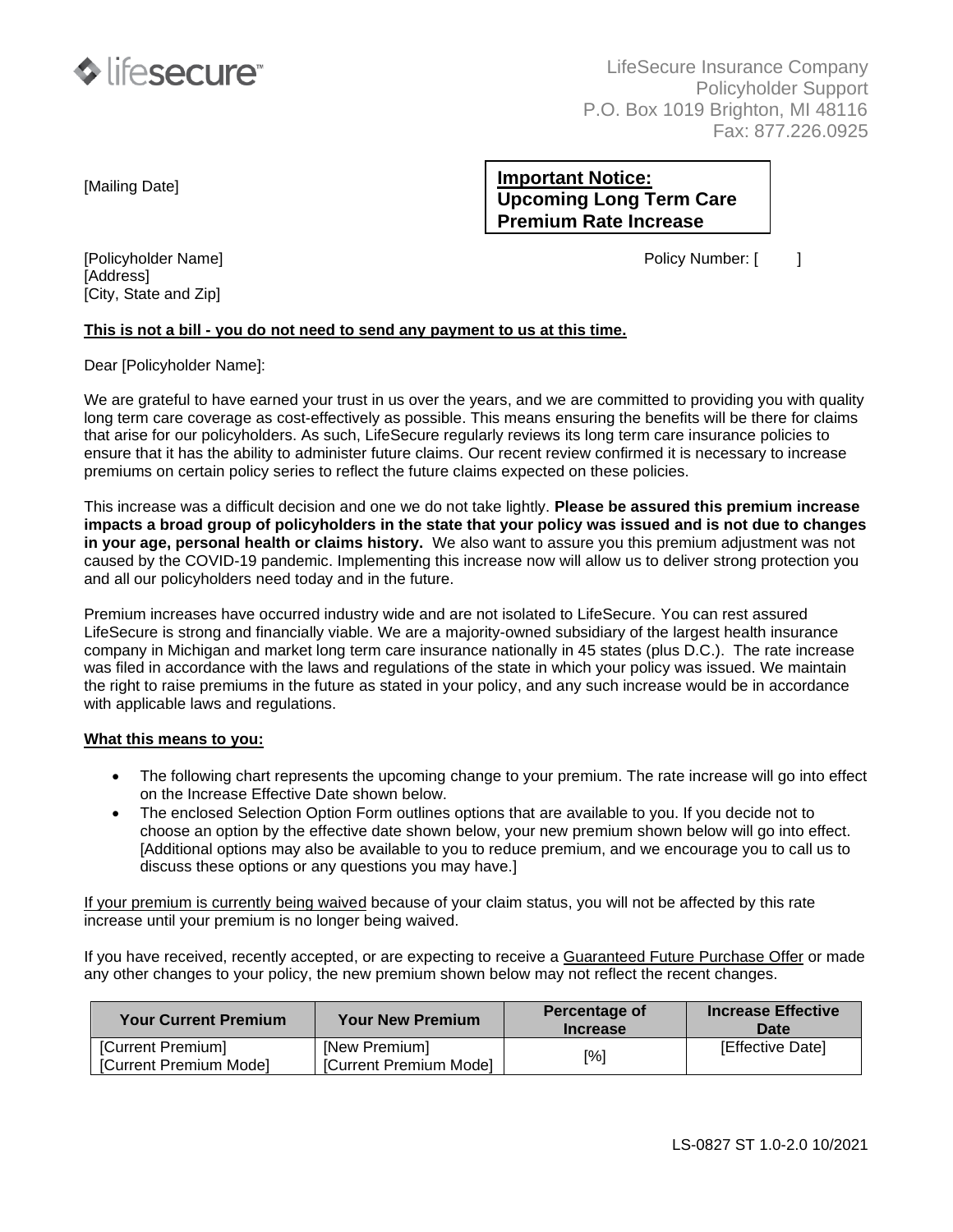lifesecure™

LifeSecure Insurance Company
Policyholder Support
P.O. Box 1019 Brighton, MI 48116
Fax: 877.226.0925

[Mailing Date]

**Important Notice:**
**Upcoming Long Term Care Premium Rate Increase**

[Policyholder Name]
[Address]
[City, State and Zip]

Policy Number: [ ]

**This is not a bill - you do not need to send any payment to us at this time.**

Dear [Policyholder Name]:

We are grateful to have earned your trust in us over the years, and we are committed to providing you with quality long term care coverage as cost-effectively as possible. This means ensuring the benefits will be there for claims that arise for our policyholders. As such, LifeSecure regularly reviews its long term care insurance policies to ensure that it has the ability to administer future claims. Our recent review confirmed it is necessary to increase premiums on certain policy series to reflect the future claims expected on these policies.

This increase was a difficult decision and one we do not take lightly. **Please be assured this premium increase impacts a broad group of policyholders in the state that your policy was issued and is not due to changes in your age, personal health or claims history.** We also want to assure you this premium adjustment was not caused by the COVID-19 pandemic. Implementing this increase now will allow us to deliver strong protection you and all our policyholders need today and in the future.

Premium increases have occurred industry wide and are not isolated to LifeSecure. You can rest assured LifeSecure is strong and financially viable. We are a majority-owned subsidiary of the largest health insurance company in Michigan and market long term care insurance nationally in 45 states (plus D.C.). The rate increase was filed in accordance with the laws and regulations of the state in which your policy was issued. We maintain the right to raise premiums in the future as stated in your policy, and any such increase would be in accordance with applicable laws and regulations.

**What this means to you:**

- The following chart represents the upcoming change to your premium. The rate increase will go into effect on the Increase Effective Date shown below.
- The enclosed Selection Option Form outlines options that are available to you. If you decide not to choose an option by the effective date shown below, your new premium shown below will go into effect. [Additional options may also be available to you to reduce premium, and we encourage you to call us to discuss these options or any questions you may have.]

If your premium is currently being waived because of your claim status, you will not be affected by this rate increase until your premium is no longer being waived.

If you have received, recently accepted, or are expecting to receive a Guaranteed Future Purchase Offer or made any other changes to your policy, the new premium shown below may not reflect the recent changes.

| Your Current Premium | Your New Premium | Percentage of Increase | Increase Effective Date |
|---|---|---|---|
| [Current Premium] [Current Premium Mode] | [New Premium] [Current Premium Mode] | [%] | [Effective Date] |

LS-0827 ST 1.0-2.0 10/2021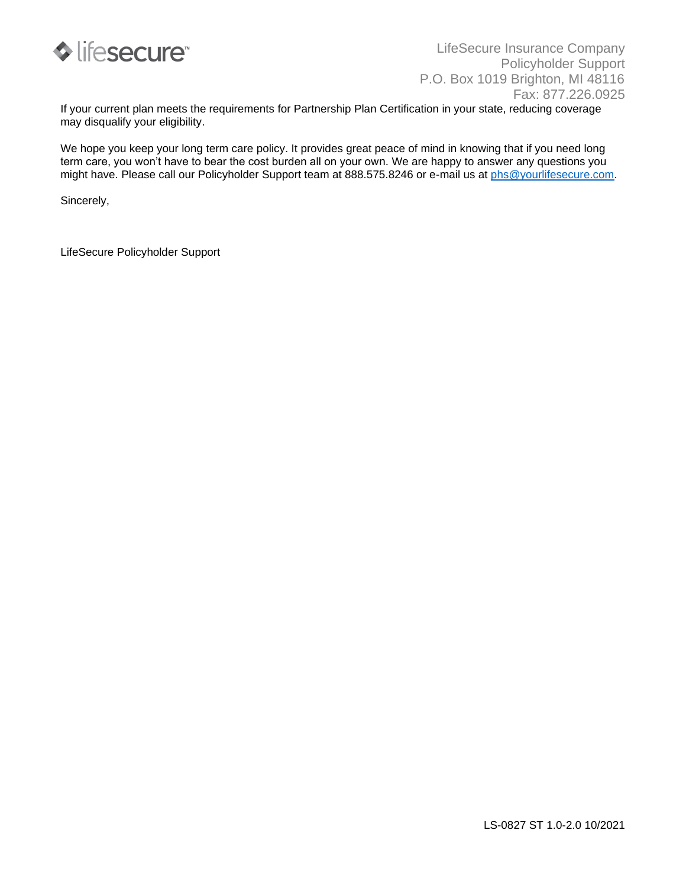LifeSecure Insurance Company
Policyholder Support
P.O. Box 1019 Brighton, MI 48116
Fax: 877.226.0925

If your current plan meets the requirements for Partnership Plan Certification in your state, reducing coverage may disqualify your eligibility.

We hope you keep your long term care policy. It provides great peace of mind in knowing that if you need long term care, you won't have to bear the cost burden all on your own. We are happy to answer any questions you might have. Please call our Policyholder Support team at 888.575.8246 or e-mail us at phs@yourlifesecure.com.

Sincerely,

LifeSecure Policyholder Support

LS-0827 ST 1.0-2.0 10/2021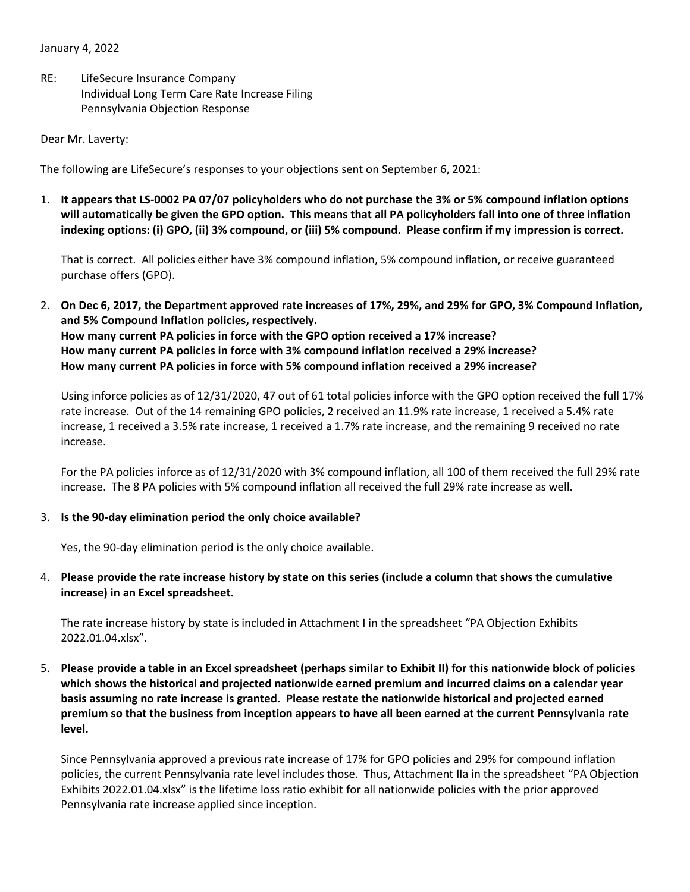January 4, 2022

RE: LifeSecure Insurance Company
Individual Long Term Care Rate Increase Filing
Pennsylvania Objection Response

Dear Mr. Laverty:

The following are LifeSecure's responses to your objections sent on September 6, 2021:

1. **It appears that LS-0002 PA 07/07 policyholders who do not purchase the 3% or 5% compound inflation options will automatically be given the GPO option. This means that all PA policyholders fall into one of three inflation indexing options: (i) GPO, (ii) 3% compound, or (iii) 5% compound. Please confirm if my impression is correct.**

   That is correct. All policies either have 3% compound inflation, 5% compound inflation, or receive guaranteed purchase offers (GPO).

2. **On Dec 6, 2017, the Department approved rate increases of 17%, 29%, and 29% for GPO, 3% Compound Inflation, and 5% Compound Inflation policies, respectively.**
   **How many current PA policies in force with the GPO option received a 17% increase?**
   **How many current PA policies in force with 3% compound inflation received a 29% increase?**
   **How many current PA policies in force with 5% compound inflation received a 29% increase?**

   Using inforce policies as of 12/31/2020, 47 out of 61 total policies inforce with the GPO option received the full 17% rate increase. Out of the 14 remaining GPO policies, 2 received an 11.9% rate increase, 1 received a 5.4% rate increase, 1 received a 3.5% rate increase, 1 received a 1.7% rate increase, and the remaining 9 received no rate increase.

   For the PA policies inforce as of 12/31/2020 with 3% compound inflation, all 100 of them received the full 29% rate increase. The 8 PA policies with 5% compound inflation all received the full 29% rate increase as well.

3. **Is the 90-day elimination period the only choice available?**

   Yes, the 90-day elimination period is the only choice available.

4. **Please provide the rate increase history by state on this series (include a column that shows the cumulative increase) in an Excel spreadsheet.**

   The rate increase history by state is included in Attachment I in the spreadsheet "PA Objection Exhibits 2022.01.04.xlsx".

5. **Please provide a table in an Excel spreadsheet (perhaps similar to Exhibit II) for this nationwide block of policies which shows the historical and projected nationwide earned premium and incurred claims on a calendar year basis assuming no rate increase is granted. Please restate the nationwide historical and projected earned premium so that the business from inception appears to have all been earned at the current Pennsylvania rate level.**

   Since Pennsylvania approved a previous rate increase of 17% for GPO policies and 29% for compound inflation policies, the current Pennsylvania rate level includes those. Thus, Attachment IIa in the spreadsheet "PA Objection Exhibits 2022.01.04.xlsx" is the lifetime loss ratio exhibit for all nationwide policies with the prior approved Pennsylvania rate increase applied since inception.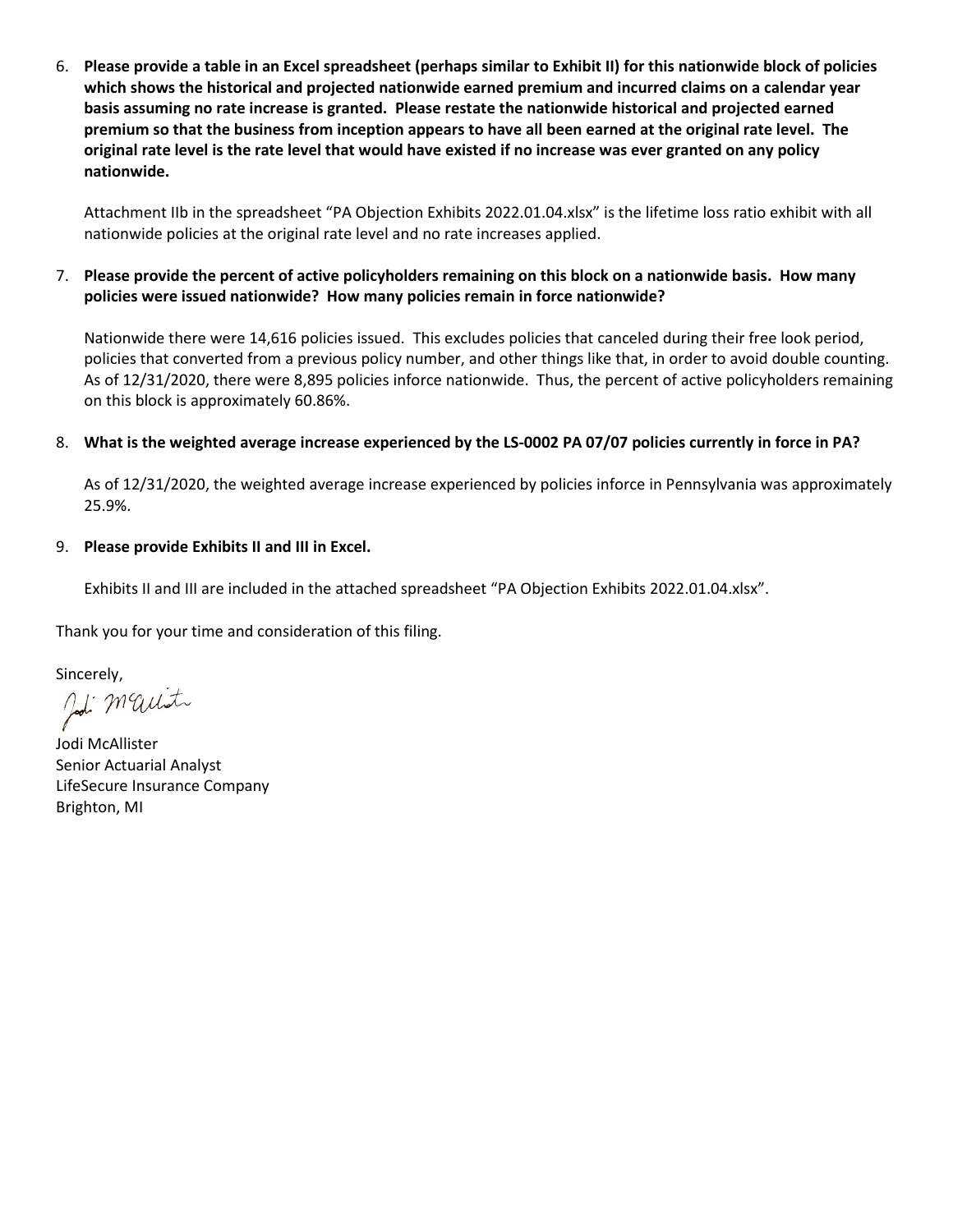6. **Please provide a table in an Excel spreadsheet (perhaps similar to Exhibit II) for this nationwide block of policies which shows the historical and projected nationwide earned premium and incurred claims on a calendar year basis assuming no rate increase is granted. Please restate the nationwide historical and projected earned premium so that the business from inception appears to have all been earned at the original rate level. The original rate level is the rate level that would have existed if no increase was ever granted on any policy nationwide.**

   Attachment IIb in the spreadsheet "PA Objection Exhibits 2022.01.04.xlsx" is the lifetime loss ratio exhibit with all nationwide policies at the original rate level and no rate increases applied.

7. **Please provide the percent of active policyholders remaining on this block on a nationwide basis. How many policies were issued nationwide? How many policies remain in force nationwide?**

   Nationwide there were 14,616 policies issued. This excludes policies that canceled during their free look period, policies that converted from a previous policy number, and other things like that, in order to avoid double counting. As of 12/31/2020, there were 8,895 policies inforce nationwide. Thus, the percent of active policyholders remaining on this block is approximately 60.86%.

8. **What is the weighted average increase experienced by the LS-0002 PA 07/07 policies currently in force in PA?**

   As of 12/31/2020, the weighted average increase experienced by policies inforce in Pennsylvania was approximately 25.9%.

9. **Please provide Exhibits II and III in Excel.**

   Exhibits II and III are included in the attached spreadsheet "PA Objection Exhibits 2022.01.04.xlsx".

Thank you for your time and consideration of this filing.

Sincerely,

Jodi McAllister

Jodi McAllister
Senior Actuarial Analyst
LifeSecure Insurance Company
Brighton, MI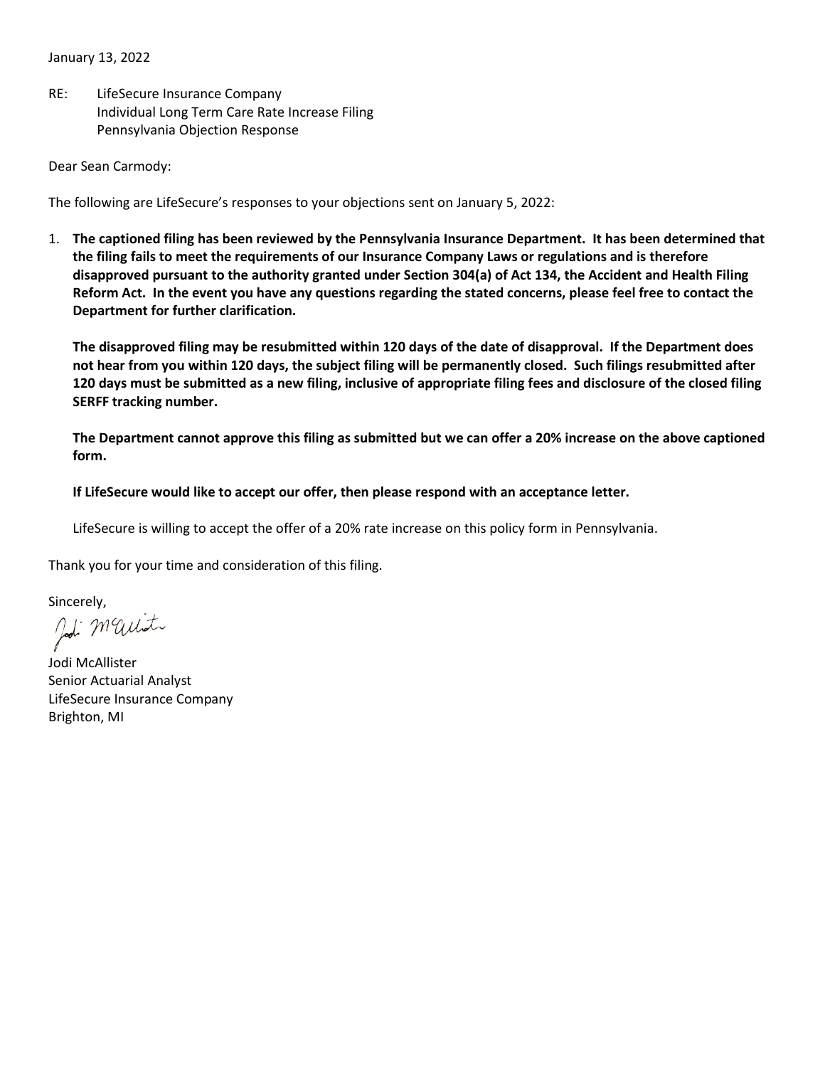January 13, 2022

RE: LifeSecure Insurance Company
Individual Long Term Care Rate Increase Filing
Pennsylvania Objection Response

Dear Sean Carmody:

The following are LifeSecure's responses to your objections sent on January 5, 2022:

1. **The captioned filing has been reviewed by the Pennsylvania Insurance Department. It has been determined that the filing fails to meet the requirements of our Insurance Company Laws or regulations and is therefore disapproved pursuant to the authority granted under Section 304(a) of Act 134, the Accident and Health Filing Reform Act. In the event you have any questions regarding the stated concerns, please feel free to contact the Department for further clarification.**

   **The disapproved filing may be resubmitted within 120 days of the date of disapproval. If the Department does not hear from you within 120 days, the subject filing will be permanently closed. Such filings resubmitted after 120 days must be submitted as a new filing, inclusive of appropriate filing fees and disclosure of the closed filing SERFF tracking number.**

   **The Department cannot approve this filing as submitted but we can offer a 20% increase on the above captioned form.**

   **If LifeSecure would like to accept our offer, then please respond with an acceptance letter.**

   LifeSecure is willing to accept the offer of a 20% rate increase on this policy form in Pennsylvania.

Thank you for your time and consideration of this filing.

Sincerely,

Jodi McAllister

Jodi McAllister
Senior Actuarial Analyst
LifeSecure Insurance Company
Brighton, MI